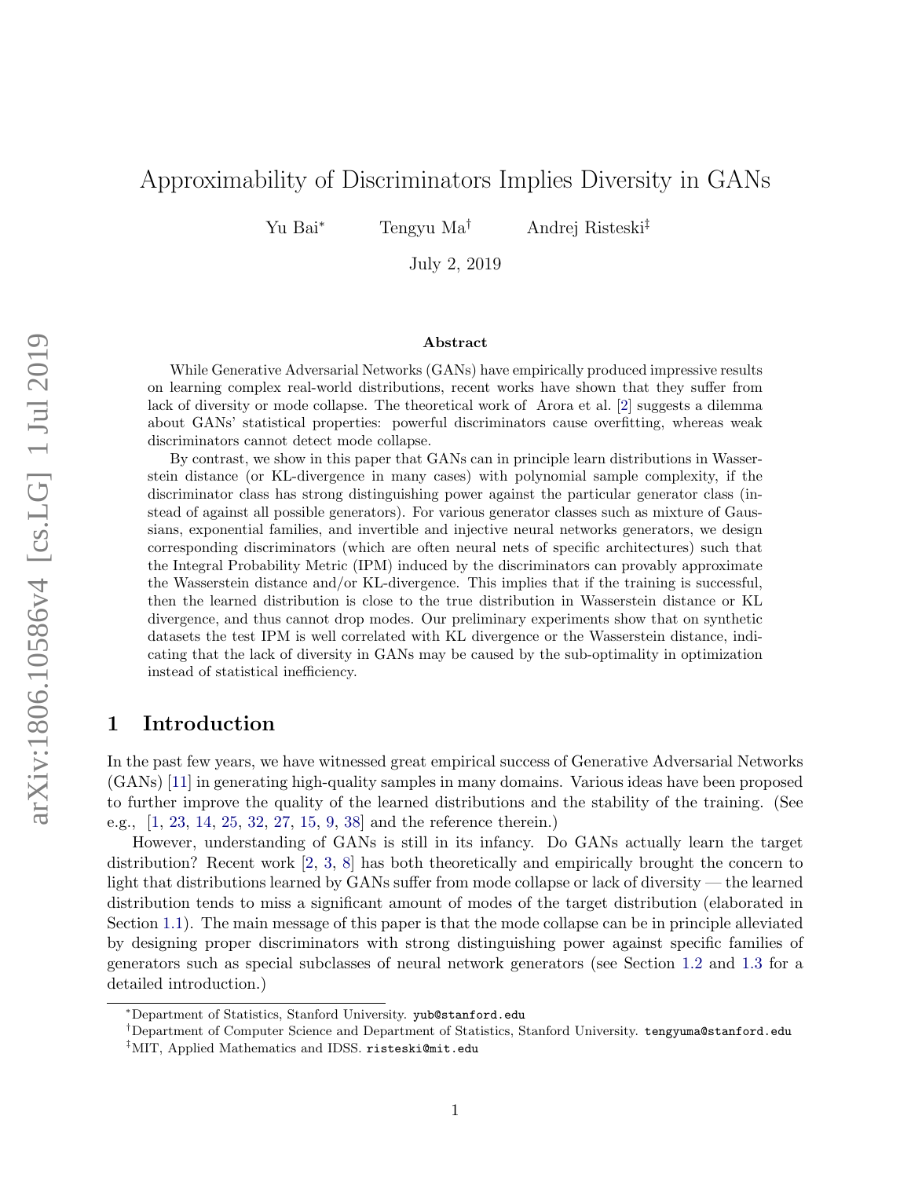# Approximability of Discriminators Implies Diversity in GANs

Yu Bai[*] Tengyu Ma[†] Andrej Risteski[‡]

July 2, 2019

## Abstract

While Generative Adversarial Networks (GANs) have empirically produced impressive results on learning complex real-world distributions, recent works have shown that they suffer from lack of diversity or mode collapse. The theoretical work of Arora et al. [2] suggests a dilemma about GANs' statistical properties: powerful discriminators cause overfitting, whereas weak discriminators cannot detect mode collapse.

By contrast, we show in this paper that GANs can in principle learn distributions in Wasserstein distance (or KL-divergence in many cases) with polynomial sample complexity, if the discriminator class has strong distinguishing power against the particular generator class (instead of against all possible generators). For various generator classes such as mixture of Gaussians, exponential families, and invertible and injective neural networks generators, we design corresponding discriminators (which are often neural nets of specific architectures) such that the Integral Probability Metric (IPM) induced by the discriminators can provably approximate the Wasserstein distance and/or KL-divergence. This implies that if the training is successful, then the learned distribution is close to the true distribution in Wasserstein distance or KL divergence, and thus cannot drop modes. Our preliminary experiments show that on synthetic datasets the test IPM is well correlated with KL divergence or the Wasserstein distance, indicating that the lack of diversity in GANs may be caused by the sub-optimality in optimization instead of statistical inefficiency.

## 1 Introduction

In the past few years, we have witnessed great empirical success of Generative Adversarial Networks (GANs) [11] in generating high-quality samples in many domains. Various ideas have been proposed to further improve the quality of the learned distributions and the stability of the training. (See e.g., [1, 23, 14, 25, 32, 27, 15, 9, 38] and the reference therein.)

However, understanding of GANs is still in its infancy. Do GANs actually learn the target distribution? Recent work [2, 3, 8] has both theoretically and empirically brought the concern to light that distributions learned by GANs suffer from mode collapse or lack of diversity — the learned distribution tends to miss a significant amount of modes of the target distribution (elaborated in Section 1.1). The main message of this paper is that the mode collapse can be in principle alleviated by designing proper discriminators with strong distinguishing power against specific families of generators such as special subclasses of neural network generators (see Section 1.2 and 1.3 for a detailed introduction.)

---

[*] Department of Statistics, Stanford University. yub@stanford.edu

[†] Department of Computer Science and Department of Statistics, Stanford University. tengyuma@stanford.edu

[‡] MIT, Applied Mathematics and IDSS. risteski@mit.edu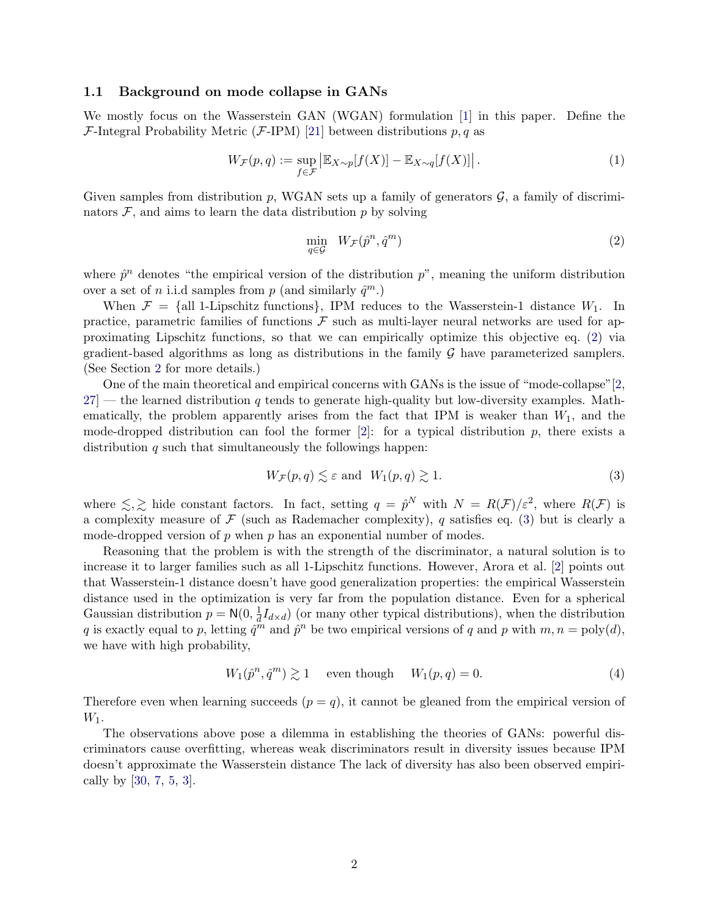### 1.1 Background on mode collapse in GANs

We mostly focus on the Wasserstein GAN (WGAN) formulation [1] in this paper. Define the $\mathcal{F}$-Integral Probability Metric ($\mathcal{F}$-IPM) [21] between distributions $p, q$ as

$$W_{\mathcal{F}}(p, q) := \sup_{f \in \mathcal{F}} \left| \mathbb{E}_{X \sim p}[f(X)] - \mathbb{E}_{X \sim q}[f(X)] \right|. \tag{1}$$

Given samples from distribution $p$, WGAN sets up a family of generators $\mathcal{G}$, a family of discriminators $\mathcal{F}$, and aims to learn the data distribution $p$ by solving

$$\min_{q \in \mathcal{G}} \ W_{\mathcal{F}}(\hat{p}^n, \hat{q}^m) \tag{2}$$

where $\hat{p}^n$ denotes "the empirical version of the distribution $p$", meaning the uniform distribution over a set of $n$ i.i.d samples from $p$ (and similarly $\hat{q}^m$.)

When $\mathcal{F} = \{\text{all 1-Lipschitz functions}\}$, IPM reduces to the Wasserstein-1 distance $W_1$. In practice, parametric families of functions $\mathcal{F}$ such as multi-layer neural networks are used for approximating Lipschitz functions, so that we can empirically optimize this objective eq. (2) via gradient-based algorithms as long as distributions in the family $\mathcal{G}$ have parameterized samplers. (See Section 2 for more details.)

One of the main theoretical and empirical concerns with GANs is the issue of "mode-collapse"[2, 27] — the learned distribution $q$ tends to generate high-quality but low-diversity examples. Mathematically, the problem apparently arises from the fact that IPM is weaker than $W_1$, and the mode-dropped distribution can fool the former [2]: for a typical distribution $p$, there exists a distribution $q$ such that simultaneously the followings happen:

$$W_{\mathcal{F}}(p, q) \lesssim \varepsilon \text{ and } \ W_1(p, q) \gtrsim 1. \tag{3}$$

where $\lesssim, \gtrsim$ hide constant factors. In fact, setting $q = \hat{p}^N$ with $N = R(\mathcal{F})/\varepsilon^2$, where $R(\mathcal{F})$ is a complexity measure of $\mathcal{F}$ (such as Rademacher complexity), $q$ satisfies eq. (3) but is clearly a mode-dropped version of $p$ when $p$ has an exponential number of modes.

Reasoning that the problem is with the strength of the discriminator, a natural solution is to increase it to larger families such as all 1-Lipschitz functions. However, Arora et al. [2] points out that Wasserstein-1 distance doesn't have good generalization properties: the empirical Wasserstein distance used in the optimization is very far from the population distance. Even for a spherical Gaussian distribution $p = \mathsf{N}(0, \frac{1}{d} I_{d \times d})$ (or many other typical distributions), when the distribution $q$ is exactly equal to $p$, letting $\hat{q}^m$ and $\hat{p}^n$ be two empirical versions of $q$ and $p$ with $m, n = \text{poly}(d)$, we have with high probability,

$$W_1(\hat{p}^n, \hat{q}^m) \gtrsim 1 \quad \text{even though} \quad W_1(p, q) = 0. \tag{4}$$

Therefore even when learning succeeds ($p = q$), it cannot be gleaned from the empirical version of $W_1$.

The observations above pose a dilemma in establishing the theories of GANs: powerful discriminators cause overfitting, whereas weak discriminators result in diversity issues because IPM doesn't approximate the Wasserstein distance The lack of diversity has also been observed empirically by [30, 7, 5, 3].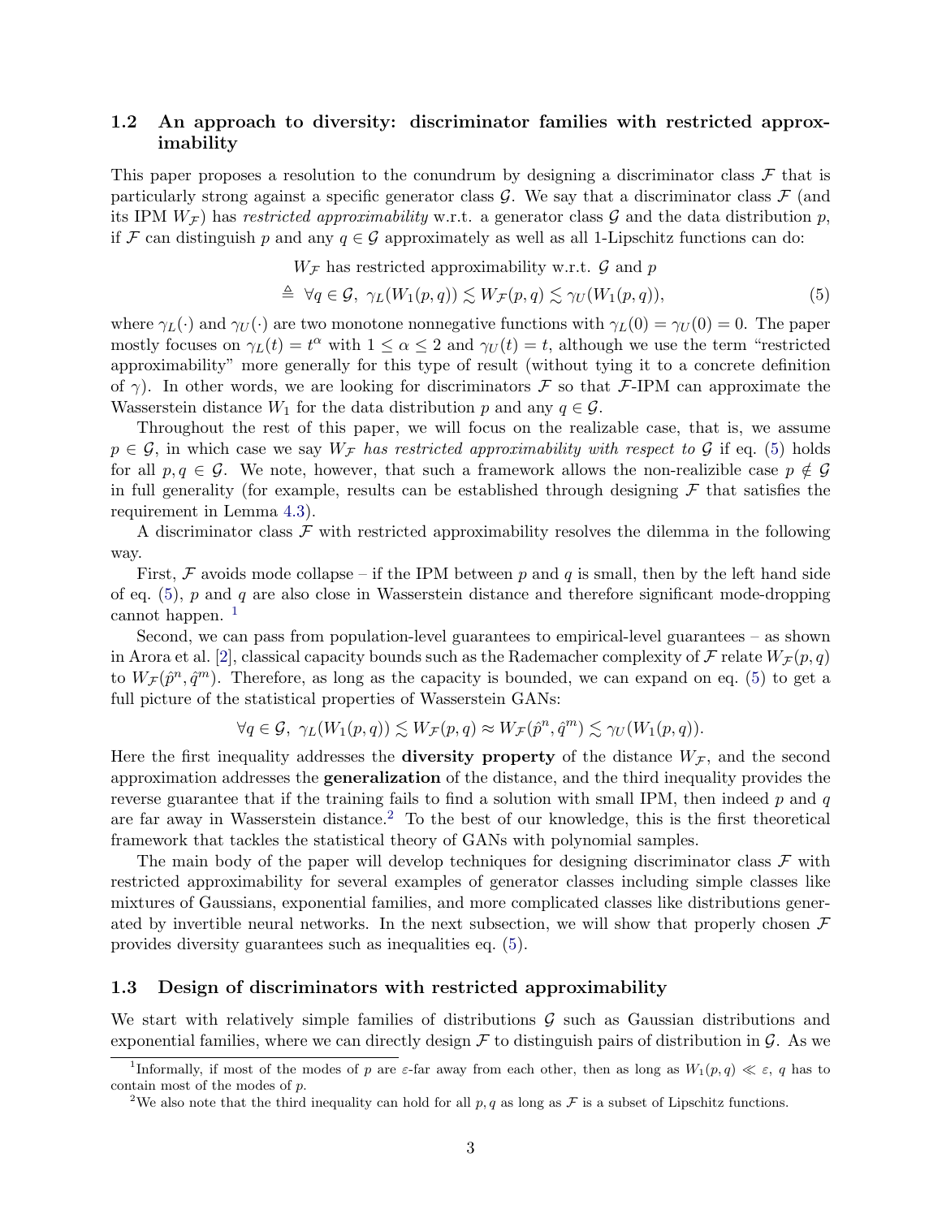### 1.2 An approach to diversity: discriminator families with restricted approximability

This paper proposes a resolution to the conundrum by designing a discriminator class $\mathcal{F}$ that is particularly strong against a specific generator class $\mathcal{G}$. We say that a discriminator class $\mathcal{F}$ (and its IPM $W_{\mathcal{F}}$) has *restricted approximability* w.r.t. a generator class $\mathcal{G}$ and the data distribution $p$, if $\mathcal{F}$ can distinguish $p$ and any $q \in \mathcal{G}$ approximately as well as all 1-Lipschitz functions can do:

$$
\begin{aligned}
& W_{\mathcal{F}} \text{ has restricted approximability w.r.t. } \mathcal{G} \text{ and } p \\
\triangleq\ & \forall q \in \mathcal{G},\ \gamma_L(W_1(p,q)) \lesssim W_{\mathcal{F}}(p,q) \lesssim \gamma_U(W_1(p,q)),
\end{aligned} \tag{5}
$$

where $\gamma_L(\cdot)$ and $\gamma_U(\cdot)$ are two monotone nonnegative functions with $\gamma_L(0) = \gamma_U(0) = 0$. The paper mostly focuses on $\gamma_L(t) = t^\alpha$ with $1 \le \alpha \le 2$ and $\gamma_U(t) = t$, although we use the term "restricted approximability" more generally for this type of result (without tying it to a concrete definition of $\gamma$). In other words, we are looking for discriminators $\mathcal{F}$ so that $\mathcal{F}$-IPM can approximate the Wasserstein distance $W_1$ for the data distribution $p$ and any $q \in \mathcal{G}$.

Throughout the rest of this paper, we will focus on the realizable case, that is, we assume $p \in \mathcal{G}$, in which case we say $W_{\mathcal{F}}$ *has restricted approximability with respect to* $\mathcal{G}$ if eq. (5) holds for all $p, q \in \mathcal{G}$. We note, however, that such a framework allows the non-realizible case $p \notin \mathcal{G}$ in full generality (for example, results can be established through designing $\mathcal{F}$ that satisfies the requirement in Lemma 4.3).

A discriminator class $\mathcal{F}$ with restricted approximability resolves the dilemma in the following way.

First, $\mathcal{F}$ avoids mode collapse – if the IPM between $p$ and $q$ is small, then by the left hand side of eq. (5), $p$ and $q$ are also close in Wasserstein distance and therefore significant mode-dropping cannot happen. [1]

Second, we can pass from population-level guarantees to empirical-level guarantees – as shown in Arora et al. [2], classical capacity bounds such as the Rademacher complexity of $\mathcal{F}$ relate $W_{\mathcal{F}}(p,q)$ to $W_{\mathcal{F}}(\hat{p}^n, \hat{q}^m)$. Therefore, as long as the capacity is bounded, we can expand on eq. (5) to get a full picture of the statistical properties of Wasserstein GANs:

$$
\forall q \in \mathcal{G},\ \gamma_L(W_1(p,q)) \lesssim W_{\mathcal{F}}(p,q) \approx W_{\mathcal{F}}(\hat{p}^n, \hat{q}^m) \lesssim \gamma_U(W_1(p,q)).
$$

Here the first inequality addresses the **diversity property** of the distance $W_{\mathcal{F}}$, and the second approximation addresses the **generalization** of the distance, and the third inequality provides the reverse guarantee that if the training fails to find a solution with small IPM, then indeed $p$ and $q$ are far away in Wasserstein distance.[2] To the best of our knowledge, this is the first theoretical framework that tackles the statistical theory of GANs with polynomial samples.

The main body of the paper will develop techniques for designing discriminator class $\mathcal{F}$ with restricted approximability for several examples of generator classes including simple classes like mixtures of Gaussians, exponential families, and more complicated classes like distributions generated by invertible neural networks. In the next subsection, we will show that properly chosen $\mathcal{F}$ provides diversity guarantees such as inequalities eq. (5).

### 1.3 Design of discriminators with restricted approximability

We start with relatively simple families of distributions $\mathcal{G}$ such as Gaussian distributions and exponential families, where we can directly design $\mathcal{F}$ to distinguish pairs of distribution in $\mathcal{G}$. As we

[1] Informally, if most of the modes of $p$ are $\varepsilon$-far away from each other, then as long as $W_1(p,q) \ll \varepsilon$, $q$ has to contain most of the modes of $p$.

[2] We also note that the third inequality can hold for all $p, q$ as long as $\mathcal{F}$ is a subset of Lipschitz functions.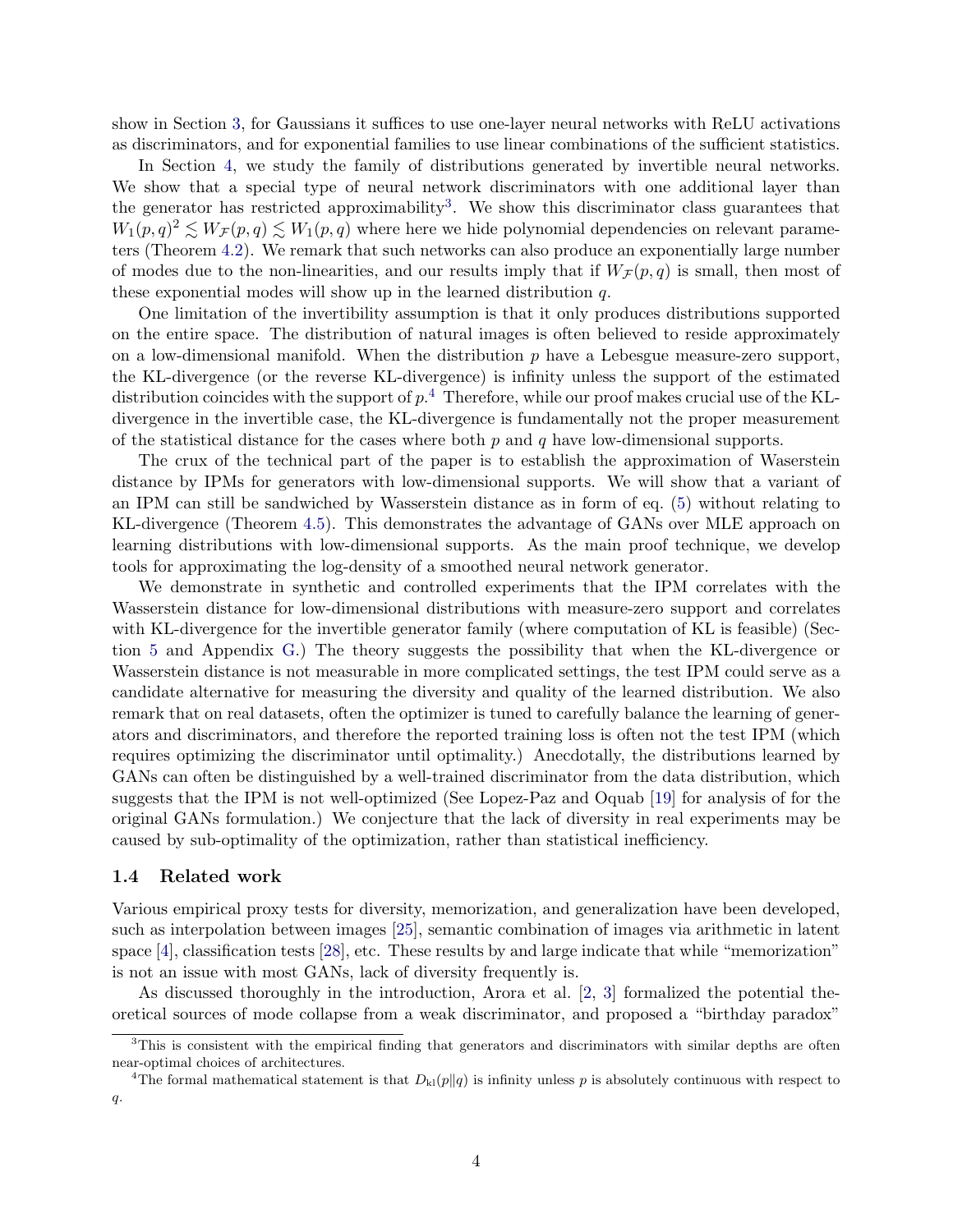show in Section 3, for Gaussians it suffices to use one-layer neural networks with ReLU activations as discriminators, and for exponential families to use linear combinations of the sufficient statistics.

In Section 4, we study the family of distributions generated by invertible neural networks. We show that a special type of neural network discriminators with one additional layer than the generator has restricted approximability[3]. We show this discriminator class guarantees that $W_1(p,q)^2 \lesssim W_{\mathcal{F}}(p,q) \lesssim W_1(p,q)$ where here we hide polynomial dependencies on relevant parameters (Theorem 4.2). We remark that such networks can also produce an exponentially large number of modes due to the non-linearities, and our results imply that if $W_{\mathcal{F}}(p,q)$ is small, then most of these exponential modes will show up in the learned distribution $q$.

One limitation of the invertibility assumption is that it only produces distributions supported on the entire space. The distribution of natural images is often believed to reside approximately on a low-dimensional manifold. When the distribution $p$ have a Lebesgue measure-zero support, the KL-divergence (or the reverse KL-divergence) is infinity unless the support of the estimated distribution coincides with the support of $p$.[4] Therefore, while our proof makes crucial use of the KL-divergence in the invertible case, the KL-divergence is fundamentally not the proper measurement of the statistical distance for the cases where both $p$ and $q$ have low-dimensional supports.

The crux of the technical part of the paper is to establish the approximation of Waserstein distance by IPMs for generators with low-dimensional supports. We will show that a variant of an IPM can still be sandwiched by Wasserstein distance as in form of eq. (5) without relating to KL-divergence (Theorem 4.5). This demonstrates the advantage of GANs over MLE approach on learning distributions with low-dimensional supports. As the main proof technique, we develop tools for approximating the log-density of a smoothed neural network generator.

We demonstrate in synthetic and controlled experiments that the IPM correlates with the Wasserstein distance for low-dimensional distributions with measure-zero support and correlates with KL-divergence for the invertible generator family (where computation of KL is feasible) (Section 5 and Appendix G.) The theory suggests the possibility that when the KL-divergence or Wasserstein distance is not measurable in more complicated settings, the test IPM could serve as a candidate alternative for measuring the diversity and quality of the learned distribution. We also remark that on real datasets, often the optimizer is tuned to carefully balance the learning of generators and discriminators, and therefore the reported training loss is often not the test IPM (which requires optimizing the discriminator until optimality.) Anecdotally, the distributions learned by GANs can often be distinguished by a well-trained discriminator from the data distribution, which suggests that the IPM is not well-optimized (See Lopez-Paz and Oquab [19] for analysis of for the original GANs formulation.) We conjecture that the lack of diversity in real experiments may be caused by sub-optimality of the optimization, rather than statistical inefficiency.

### 1.4 Related work

Various empirical proxy tests for diversity, memorization, and generalization have been developed, such as interpolation between images [25], semantic combination of images via arithmetic in latent space [4], classification tests [28], etc. These results by and large indicate that while "memorization" is not an issue with most GANs, lack of diversity frequently is.

As discussed thoroughly in the introduction, Arora et al. [2, 3] formalized the potential theoretical sources of mode collapse from a weak discriminator, and proposed a "birthday paradox"

---

[3] This is consistent with the empirical finding that generators and discriminators with similar depths are often near-optimal choices of architectures.

[4] The formal mathematical statement is that $D_{\mathrm{kl}}(p\|q)$ is infinity unless $p$ is absolutely continuous with respect to $q$.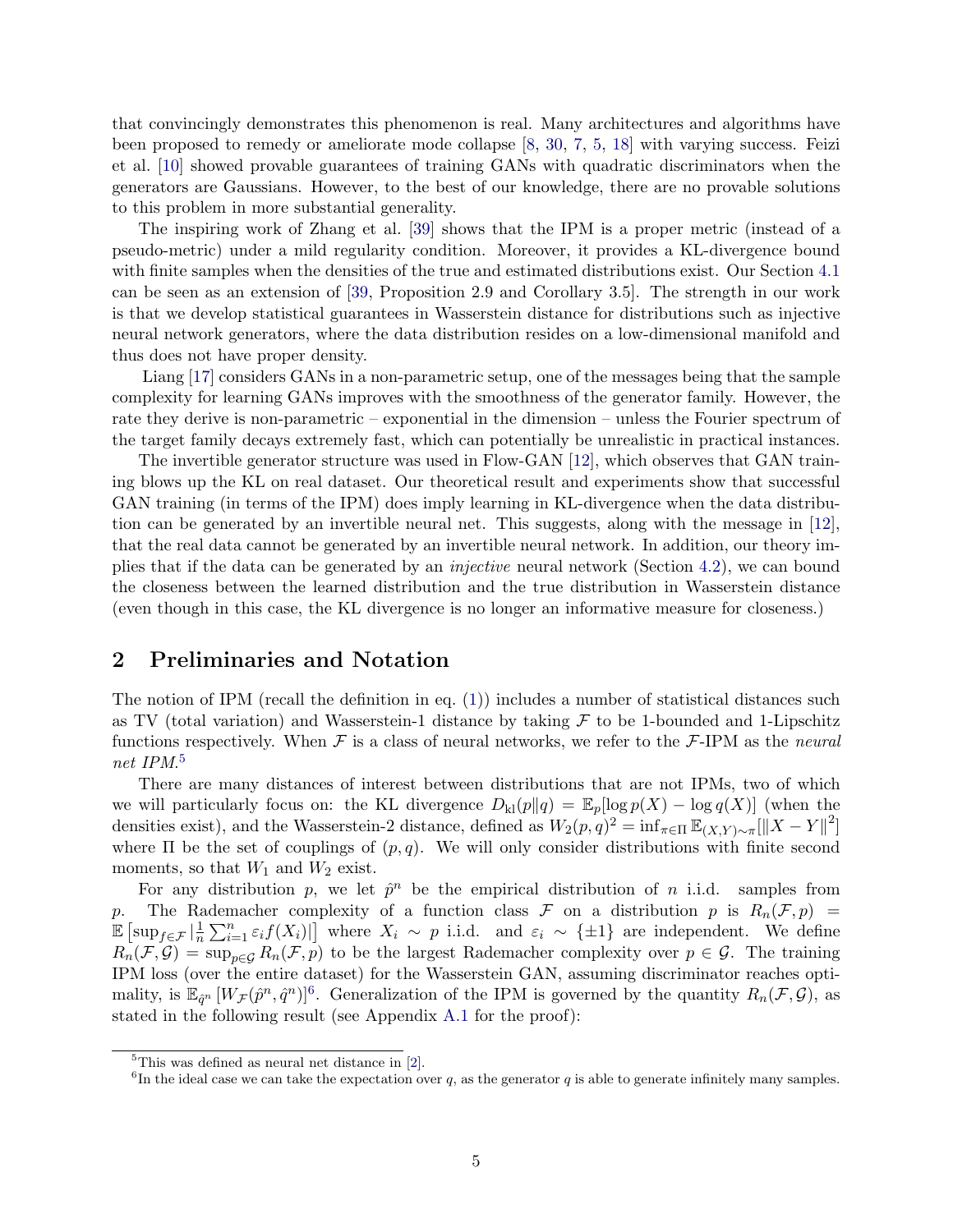that convincingly demonstrates this phenomenon is real. Many architectures and algorithms have been proposed to remedy or ameliorate mode collapse [8, 30, 7, 5, 18] with varying success. Feizi et al. [10] showed provable guarantees of training GANs with quadratic discriminators when the generators are Gaussians. However, to the best of our knowledge, there are no provable solutions to this problem in more substantial generality.

The inspiring work of Zhang et al. [39] shows that the IPM is a proper metric (instead of a pseudo-metric) under a mild regularity condition. Moreover, it provides a KL-divergence bound with finite samples when the densities of the true and estimated distributions exist. Our Section 4.1 can be seen as an extension of [39, Proposition 2.9 and Corollary 3.5]. The strength in our work is that we develop statistical guarantees in Wasserstein distance for distributions such as injective neural network generators, where the data distribution resides on a low-dimensional manifold and thus does not have proper density.

Liang [17] considers GANs in a non-parametric setup, one of the messages being that the sample complexity for learning GANs improves with the smoothness of the generator family. However, the rate they derive is non-parametric – exponential in the dimension – unless the Fourier spectrum of the target family decays extremely fast, which can potentially be unrealistic in practical instances.

The invertible generator structure was used in Flow-GAN [12], which observes that GAN training blows up the KL on real dataset. Our theoretical result and experiments show that successful GAN training (in terms of the IPM) does imply learning in KL-divergence when the data distribution can be generated by an invertible neural net. This suggests, along with the message in [12], that the real data cannot be generated by an invertible neural network. In addition, our theory implies that if the data can be generated by an *injective* neural network (Section 4.2), we can bound the closeness between the learned distribution and the true distribution in Wasserstein distance (even though in this case, the KL divergence is no longer an informative measure for closeness.)

## 2 Preliminaries and Notation

The notion of IPM (recall the definition in eq. (1)) includes a number of statistical distances such as TV (total variation) and Wasserstein-1 distance by taking $\mathcal{F}$ to be 1-bounded and 1-Lipschitz functions respectively. When $\mathcal{F}$ is a class of neural networks, we refer to the $\mathcal{F}$-IPM as the *neural net IPM*.[5]

There are many distances of interest between distributions that are not IPMs, two of which we will particularly focus on: the KL divergence $D_{\rm kl}(p\|q) = \mathbb{E}_p[\log p(X) - \log q(X)]$ (when the densities exist), and the Wasserstein-2 distance, defined as $W_2(p,q)^2 = \inf_{\pi\in\Pi}\mathbb{E}_{(X,Y)\sim\pi}[\|X-Y\|^2]$ where $\Pi$ be the set of couplings of $(p,q)$. We will only consider distributions with finite second moments, so that $W_1$ and $W_2$ exist.

For any distribution $p$, we let $\hat{p}^n$ be the empirical distribution of $n$ i.i.d. samples from $p$. The Rademacher complexity of a function class $\mathcal{F}$ on a distribution $p$ is $R_n(\mathcal{F},p) = \mathbb{E}\left[\sup_{f\in\mathcal{F}}\left|\frac{1}{n}\sum_{i=1}^n \varepsilon_i f(X_i)\right|\right]$ where $X_i \sim p$ i.i.d. and $\varepsilon_i \sim \{\pm 1\}$ are independent. We define $R_n(\mathcal{F},\mathcal{G}) = \sup_{p\in\mathcal{G}} R_n(\mathcal{F},p)$ to be the largest Rademacher complexity over $p\in\mathcal{G}$. The training IPM loss (over the entire dataset) for the Wasserstein GAN, assuming discriminator reaches optimality, is $\mathbb{E}_{\hat{q}^n}\left[W_{\mathcal{F}}(\hat{p}^n,\hat{q}^n)\right]$[6]. Generalization of the IPM is governed by the quantity $R_n(\mathcal{F},\mathcal{G})$, as stated in the following result (see Appendix A.1 for the proof):

[5] This was defined as neural net distance in [2].

[6] In the ideal case we can take the expectation over $q$, as the generator $q$ is able to generate infinitely many samples.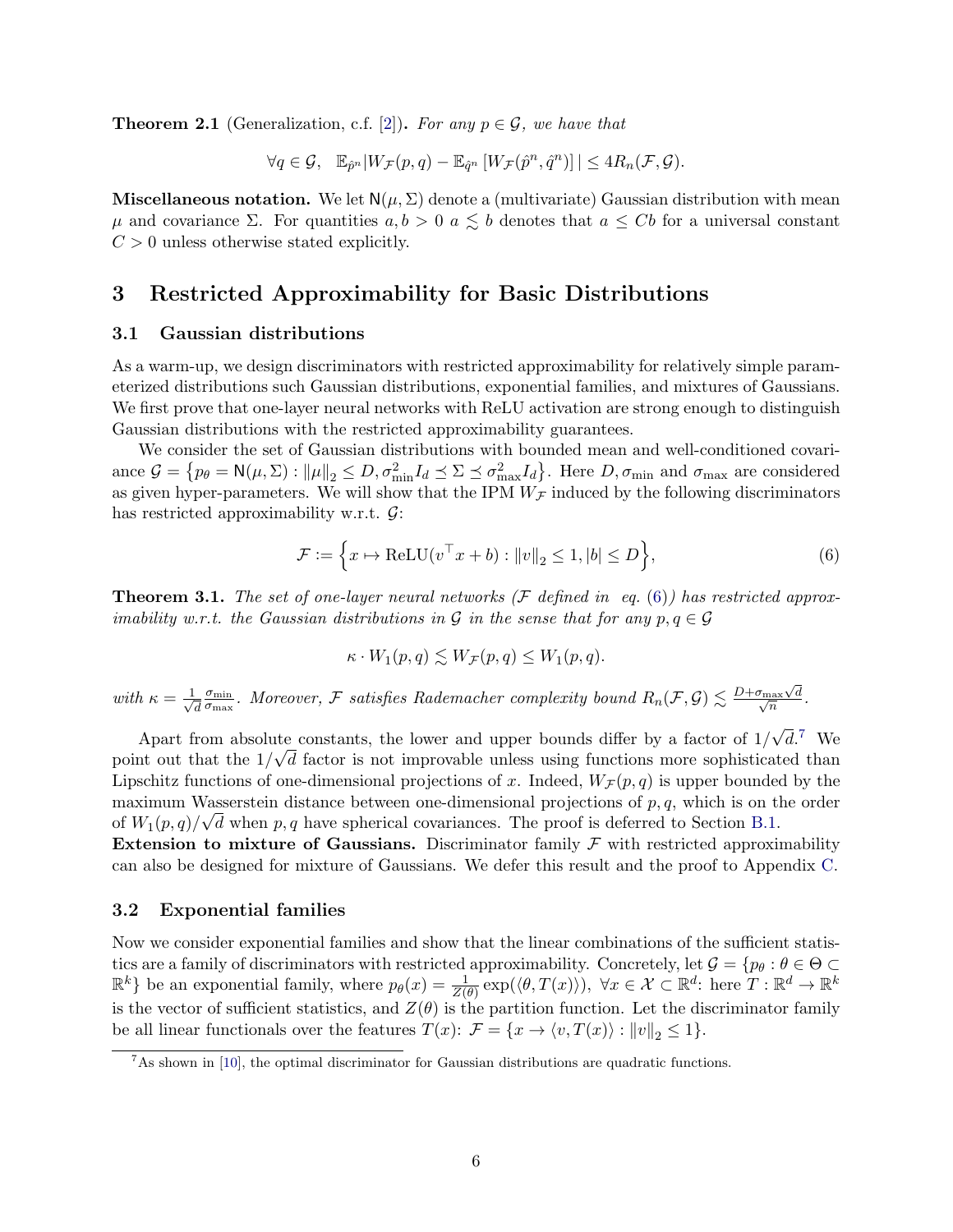**Theorem 2.1** (Generalization, c.f. [2])**.** *For any $p \in \mathcal{G}$, we have that*

$$\forall q \in \mathcal{G}, \quad \mathbb{E}_{\hat{p}^n} |W_{\mathcal{F}}(p,q) - \mathbb{E}_{\hat{q}^n} \left[ W_{\mathcal{F}}(\hat{p}^n, \hat{q}^n) \right] | \leq 4 R_n(\mathcal{F}, \mathcal{G}).$$

**Miscellaneous notation.** We let $\mathsf{N}(\mu, \Sigma)$ denote a (multivariate) Gaussian distribution with mean $\mu$ and covariance $\Sigma$. For quantities $a, b > 0$ $a \lesssim b$ denotes that $a \leq Cb$ for a universal constant $C > 0$ unless otherwise stated explicitly.

# 3 Restricted Approximability for Basic Distributions

## 3.1 Gaussian distributions

As a warm-up, we design discriminators with restricted approximability for relatively simple parameterized distributions such Gaussian distributions, exponential families, and mixtures of Gaussians. We first prove that one-layer neural networks with ReLU activation are strong enough to distinguish Gaussian distributions with the restricted approximability guarantees.

We consider the set of Gaussian distributions with bounded mean and well-conditioned covariance $\mathcal{G} = \left\{ p_\theta = \mathsf{N}(\mu, \Sigma) : \|\mu\|_2 \leq D, \sigma_{\min}^2 I_d \preceq \Sigma \preceq \sigma_{\max}^2 I_d \right\}$. Here $D, \sigma_{\min}$ and $\sigma_{\max}$ are considered as given hyper-parameters. We will show that the IPM $W_{\mathcal{F}}$ induced by the following discriminators has restricted approximability w.r.t. $\mathcal{G}$:

$$\mathcal{F} := \left\{ x \mapsto \mathrm{ReLU}(v^\top x + b) : \|v\|_2 \leq 1, |b| \leq D \right\}, \tag{6}$$

**Theorem 3.1.** *The set of one-layer neural networks ($\mathcal{F}$ defined in eq. (6)) has restricted approximability w.r.t. the Gaussian distributions in $\mathcal{G}$ in the sense that for any $p, q \in \mathcal{G}$*

$$\kappa \cdot W_1(p,q) \lesssim W_{\mathcal{F}}(p,q) \leq W_1(p,q).$$

*with $\kappa = \frac{1}{\sqrt{d}} \frac{\sigma_{\min}}{\sigma_{\max}}$. Moreover, $\mathcal{F}$ satisfies Rademacher complexity bound $R_n(\mathcal{F}, \mathcal{G}) \lesssim \frac{D + \sigma_{\max}\sqrt{d}}{\sqrt{n}}$.*

Apart from absolute constants, the lower and upper bounds differ by a factor of $1/\sqrt{d}$.[7] We point out that the $1/\sqrt{d}$ factor is not improvable unless using functions more sophisticated than Lipschitz functions of one-dimensional projections of $x$. Indeed, $W_{\mathcal{F}}(p,q)$ is upper bounded by the maximum Wasserstein distance between one-dimensional projections of $p, q$, which is on the order of $W_1(p,q)/\sqrt{d}$ when $p, q$ have spherical covariances. The proof is deferred to Section B.1.

**Extension to mixture of Gaussians.** Discriminator family $\mathcal{F}$ with restricted approximability can also be designed for mixture of Gaussians. We defer this result and the proof to Appendix C.

## 3.2 Exponential families

Now we consider exponential families and show that the linear combinations of the sufficient statistics are a family of discriminators with restricted approximability. Concretely, let $\mathcal{G} = \{p_\theta : \theta \in \Theta \subset \mathbb{R}^k\}$ be an exponential family, where $p_\theta(x) = \frac{1}{Z(\theta)} \exp(\langle \theta, T(x) \rangle)$, $\forall x \in \mathcal{X} \subset \mathbb{R}^d$: here $T : \mathbb{R}^d \to \mathbb{R}^k$ is the vector of sufficient statistics, and $Z(\theta)$ is the partition function. Let the discriminator family be all linear functionals over the features $T(x)$: $\mathcal{F} = \{x \to \langle v, T(x) \rangle : \|v\|_2 \leq 1\}$.

[7] As shown in [10], the optimal discriminator for Gaussian distributions are quadratic functions.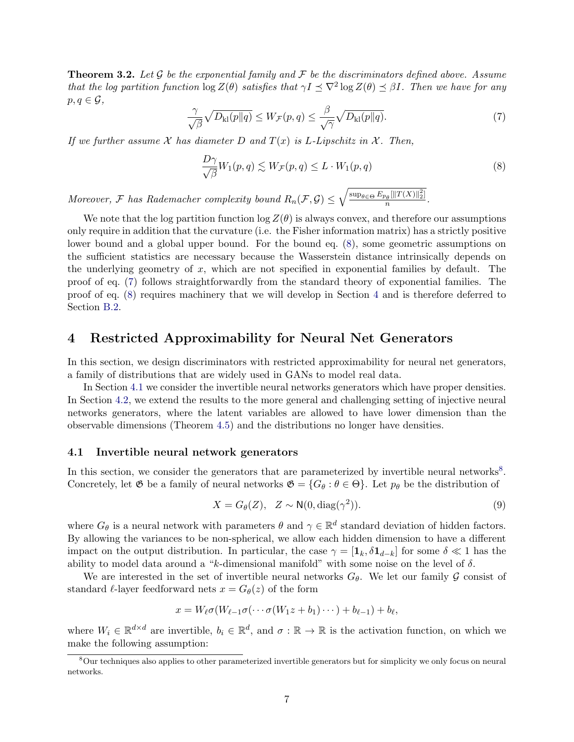**Theorem 3.2.** *Let $\mathcal{G}$ be the exponential family and $\mathcal{F}$ be the discriminators defined above. Assume that the log partition function $\log Z(\theta)$ satisfies that $\gamma I \preceq \nabla^2 \log Z(\theta) \preceq \beta I$. Then we have for any $p, q \in \mathcal{G}$,*

$$\frac{\gamma}{\sqrt{\beta}}\sqrt{D_{\mathrm{kl}}(p\|q)} \le W_{\mathcal{F}}(p,q) \le \frac{\beta}{\sqrt{\gamma}}\sqrt{D_{\mathrm{kl}}(p\|q)}. \tag{7}$$

*If we further assume $\mathcal{X}$ has diameter $D$ and $T(x)$ is $L$-Lipschitz in $\mathcal{X}$. Then,*

$$\frac{D\gamma}{\sqrt{\beta}} W_1(p,q) \lesssim W_{\mathcal{F}}(p,q) \le L \cdot W_1(p,q) \tag{8}$$

*Moreover, $\mathcal{F}$ has Rademacher complexity bound $R_n(\mathcal{F}, \mathcal{G}) \le \sqrt{\frac{\sup_{\theta\in\Theta} E_{p_\theta}[\|T(X)\|_2^2]}{n}}$.*

We note that the log partition function $\log Z(\theta)$ is always convex, and therefore our assumptions only require in addition that the curvature (i.e. the Fisher information matrix) has a strictly positive lower bound and a global upper bound. For the bound eq. (8), some geometric assumptions on the sufficient statistics are necessary because the Wasserstein distance intrinsically depends on the underlying geometry of $x$, which are not specified in exponential families by default. The proof of eq. (7) follows straightforwardly from the standard theory of exponential families. The proof of eq. (8) requires machinery that we will develop in Section 4 and is therefore deferred to Section B.2.

# 4 Restricted Approximability for Neural Net Generators

In this section, we design discriminators with restricted approximability for neural net generators, a family of distributions that are widely used in GANs to model real data.

In Section 4.1 we consider the invertible neural networks generators which have proper densities. In Section 4.2, we extend the results to the more general and challenging setting of injective neural networks generators, where the latent variables are allowed to have lower dimension than the observable dimensions (Theorem 4.5) and the distributions no longer have densities.

## 4.1 Invertible neural network generators

In this section, we consider the generators that are parameterized by invertible neural networks[8]. Concretely, let $\mathfrak{G}$ be a family of neural networks $\mathfrak{G} = \{G_\theta : \theta \in \Theta\}$. Let $p_\theta$ be the distribution of

$$X = G_\theta(Z), \quad Z \sim \mathsf{N}(0, \mathrm{diag}(\gamma^2)). \tag{9}$$

where $G_\theta$ is a neural network with parameters $\theta$ and $\gamma \in \mathbb{R}^d$ standard deviation of hidden factors. By allowing the variances to be non-spherical, we allow each hidden dimension to have a different impact on the output distribution. In particular, the case $\gamma = [\mathbf{1}_k, \delta\mathbf{1}_{d-k}]$ for some $\delta \ll 1$ has the ability to model data around a "$k$-dimensional manifold" with some noise on the level of $\delta$.

We are interested in the set of invertible neural networks $G_\theta$. We let our family $\mathcal{G}$ consist of standard $\ell$-layer feedforward nets $x = G_\theta(z)$ of the form

$$x = W_\ell \sigma(W_{\ell-1}\sigma(\cdots\sigma(W_1 z + b_1)\cdots) + b_{\ell-1}) + b_\ell,$$

where $W_i \in \mathbb{R}^{d\times d}$ are invertible, $b_i \in \mathbb{R}^d$, and $\sigma : \mathbb{R} \to \mathbb{R}$ is the activation function, on which we make the following assumption:

[8] Our techniques also applies to other parameterized invertible generators but for simplicity we only focus on neural networks.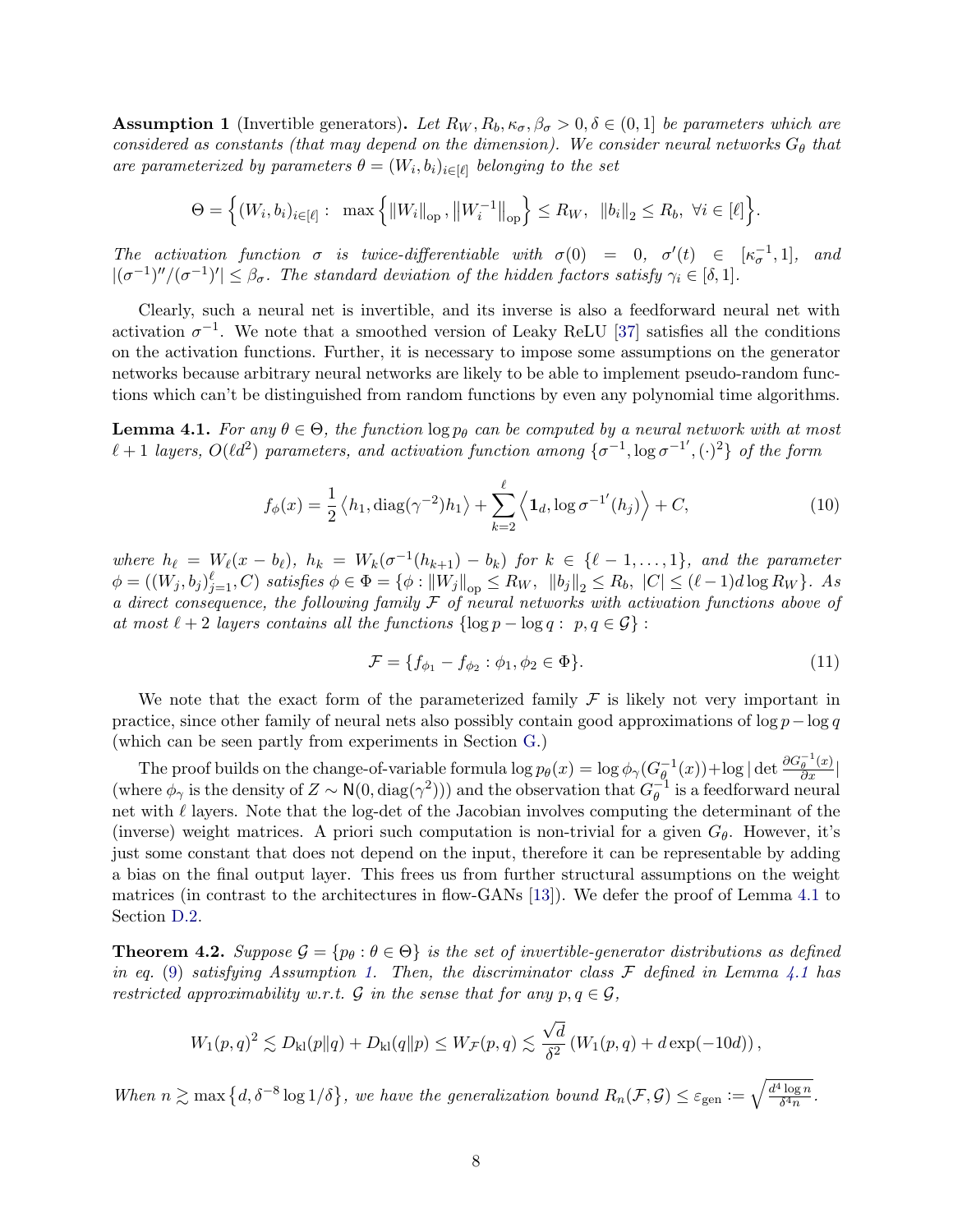**Assumption 1** (Invertible generators)**.** *Let $R_W, R_b, \kappa_\sigma, \beta_\sigma > 0, \delta \in (0,1]$ be parameters which are considered as constants (that may depend on the dimension). We consider neural networks $G_\theta$ that are parameterized by parameters $\theta = (W_i, b_i)_{i \in [\ell]}$ belonging to the set*

$$\Theta = \Big\{ (W_i, b_i)_{i \in [\ell]} : \ \max \Big\{ \left\| W_i \right\|_{\rm op}, \left\| W_i^{-1} \right\|_{\rm op} \Big\} \le R_W, \ \ \|b_i\|_2 \le R_b, \ \forall i \in [\ell] \Big\}.$$

*The activation function $\sigma$ is twice-differentiable with $\sigma(0) = 0$, $\sigma'(t) \in [\kappa_\sigma^{-1}, 1]$, and $|(\sigma^{-1})''/(\sigma^{-1})'| \le \beta_\sigma$. The standard deviation of the hidden factors satisfy $\gamma_i \in [\delta, 1]$.*

Clearly, such a neural net is invertible, and its inverse is also a feedforward neural net with activation $\sigma^{-1}$. We note that a smoothed version of Leaky ReLU [37] satisfies all the conditions on the activation functions. Further, it is necessary to impose some assumptions on the generator networks because arbitrary neural networks are likely to be able to implement pseudo-random functions which can't be distinguished from random functions by even any polynomial time algorithms.

**Lemma 4.1.** *For any $\theta \in \Theta$, the function $\log p_\theta$ can be computed by a neural network with at most $\ell + 1$ layers, $O(\ell d^2)$ parameters, and activation function among $\{\sigma^{-1}, \log \sigma^{-1'}, (\cdot)^2\}$ of the form*

$$f_\phi(x) = \frac{1}{2} \left\langle h_1, \mathrm{diag}(\gamma^{-2}) h_1 \right\rangle + \sum_{k=2}^{\ell} \left\langle \mathbf{1}_d, \log \sigma^{-1'}(h_j) \right\rangle + C, \tag{10}$$

*where $h_\ell = W_\ell(x - b_\ell)$, $h_k = W_k(\sigma^{-1}(h_{k+1}) - b_k)$ for $k \in \{\ell - 1, \dots, 1\}$, and the parameter $\phi = ((W_j, b_j)_{j=1}^\ell, C)$ satisfies $\phi \in \Phi = \{\phi : \|W_j\|_{\rm op} \le R_W, \ \|b_j\|_2 \le R_b, \ |C| \le (\ell-1) d \log R_W\}$. As a direct consequence, the following family $\mathcal{F}$ of neural networks with activation functions above of at most $\ell + 2$ layers contains all the functions $\{\log p - \log q : \ p, q \in \mathcal{G}\}$ :*

$$\mathcal{F} = \{f_{\phi_1} - f_{\phi_2} : \phi_1, \phi_2 \in \Phi\}. \tag{11}$$

We note that the exact form of the parameterized family $\mathcal{F}$ is likely not very important in practice, since other family of neural nets also possibly contain good approximations of $\log p - \log q$ (which can be seen partly from experiments in Section G.)

The proof builds on the change-of-variable formula $\log p_\theta(x) = \log \phi_\gamma(G_\theta^{-1}(x)) + \log |\det \frac{\partial G_\theta^{-1}(x)}{\partial x}|$ (where $\phi_\gamma$ is the density of $Z \sim \mathsf{N}(0, \mathrm{diag}(\gamma^2))$) and the observation that $G_\theta^{-1}$ is a feedforward neural net with $\ell$ layers. Note that the log-det of the Jacobian involves computing the determinant of the (inverse) weight matrices. A priori such computation is non-trivial for a given $G_\theta$. However, it's just some constant that does not depend on the input, therefore it can be representable by adding a bias on the final output layer. This frees us from further structural assumptions on the weight matrices (in contrast to the architectures in flow-GANs [13]). We defer the proof of Lemma 4.1 to Section D.2.

**Theorem 4.2.** *Suppose $\mathcal{G} = \{p_\theta : \theta \in \Theta\}$ is the set of invertible-generator distributions as defined in eq. (9) satisfying Assumption 1. Then, the discriminator class $\mathcal{F}$ defined in Lemma 4.1 has restricted approximability w.r.t. $\mathcal{G}$ in the sense that for any $p, q \in \mathcal{G}$,*

$$W_1(p,q)^2 \lesssim D_{\rm kl}(p\|q) + D_{\rm kl}(q\|p) \le W_{\mathcal{F}}(p,q) \lesssim \frac{\sqrt{d}}{\delta^2} \left( W_1(p,q) + d \exp(-10d) \right),$$

*When $n \gtrsim \max\left\{d, \delta^{-8} \log 1/\delta\right\}$, we have the generalization bound $R_n(\mathcal{F}, \mathcal{G}) \le \varepsilon_{\rm gen} := \sqrt{\frac{d^4 \log n}{\delta^4 n}}$.*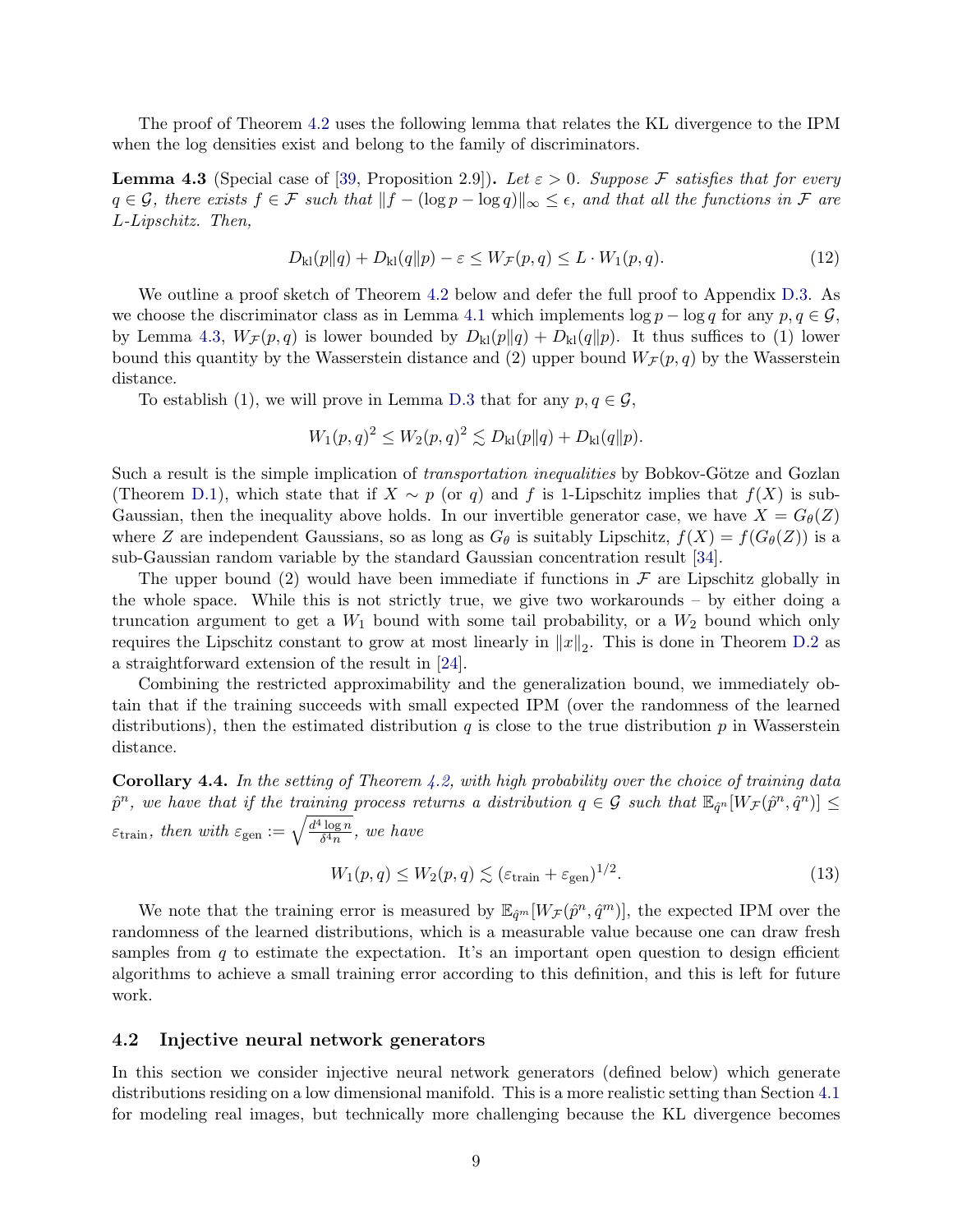The proof of Theorem 4.2 uses the following lemma that relates the KL divergence to the IPM when the log densities exist and belong to the family of discriminators.

**Lemma 4.3** (Special case of [39, Proposition 2.9]). *Let $\varepsilon > 0$. Suppose $\mathcal{F}$ satisfies that for every $q \in \mathcal{G}$, there exists $f \in \mathcal{F}$ such that $\|f - (\log p - \log q)\|_\infty \le \epsilon$, and that all the functions in $\mathcal{F}$ are $L$-Lipschitz. Then,*

$$D_{\mathrm{kl}}(p\|q) + D_{\mathrm{kl}}(q\|p) - \varepsilon \le W_{\mathcal{F}}(p, q) \le L \cdot W_1(p, q). \tag{12}$$

We outline a proof sketch of Theorem 4.2 below and defer the full proof to Appendix D.3. As we choose the discriminator class as in Lemma 4.1 which implements $\log p - \log q$ for any $p, q \in \mathcal{G}$, by Lemma 4.3, $W_{\mathcal{F}}(p, q)$ is lower bounded by $D_{\mathrm{kl}}(p\|q) + D_{\mathrm{kl}}(q\|p)$. It thus suffices to (1) lower bound this quantity by the Wasserstein distance and (2) upper bound $W_{\mathcal{F}}(p, q)$ by the Wasserstein distance.

To establish (1), we will prove in Lemma D.3 that for any $p, q \in \mathcal{G}$,

$$W_1(p, q)^2 \le W_2(p, q)^2 \lesssim D_{\mathrm{kl}}(p\|q) + D_{\mathrm{kl}}(q\|p).$$

Such a result is the simple implication of *transportation inequalities* by Bobkov-Götze and Gozlan (Theorem D.1), which state that if $X \sim p$ (or $q$) and $f$ is 1-Lipschitz implies that $f(X)$ is sub-Gaussian, then the inequality above holds. In our invertible generator case, we have $X = G_\theta(Z)$ where $Z$ are independent Gaussians, so as long as $G_\theta$ is suitably Lipschitz, $f(X) = f(G_\theta(Z))$ is a sub-Gaussian random variable by the standard Gaussian concentration result [34].

The upper bound (2) would have been immediate if functions in $\mathcal{F}$ are Lipschitz globally in the whole space. While this is not strictly true, we give two workarounds – by either doing a truncation argument to get a $W_1$ bound with some tail probability, or a $W_2$ bound which only requires the Lipschitz constant to grow at most linearly in $\|x\|_2$. This is done in Theorem D.2 as a straightforward extension of the result in [24].

Combining the restricted approximability and the generalization bound, we immediately obtain that if the training succeeds with small expected IPM (over the randomness of the learned distributions), then the estimated distribution $q$ is close to the true distribution $p$ in Wasserstein distance.

**Corollary 4.4.** *In the setting of Theorem 4.2, with high probability over the choice of training data $\hat{p}^n$, we have that if the training process returns a distribution $q \in \mathcal{G}$ such that $\mathbb{E}_{\hat{q}^n}[W_{\mathcal{F}}(\hat{p}^n, \hat{q}^n)] \le \varepsilon_{\mathrm{train}}$, then with $\varepsilon_{\mathrm{gen}} := \sqrt{\frac{d^4 \log n}{\delta^4 n}}$, we have*

$$W_1(p, q) \le W_2(p, q) \lesssim (\varepsilon_{\mathrm{train}} + \varepsilon_{\mathrm{gen}})^{1/2}. \tag{13}$$

We note that the training error is measured by $\mathbb{E}_{\hat{q}^m}[W_{\mathcal{F}}(\hat{p}^n, \hat{q}^m)]$, the expected IPM over the randomness of the learned distributions, which is a measurable value because one can draw fresh samples from $q$ to estimate the expectation. It's an important open question to design efficient algorithms to achieve a small training error according to this definition, and this is left for future work.

### 4.2 Injective neural network generators

In this section we consider injective neural network generators (defined below) which generate distributions residing on a low dimensional manifold. This is a more realistic setting than Section 4.1 for modeling real images, but technically more challenging because the KL divergence becomes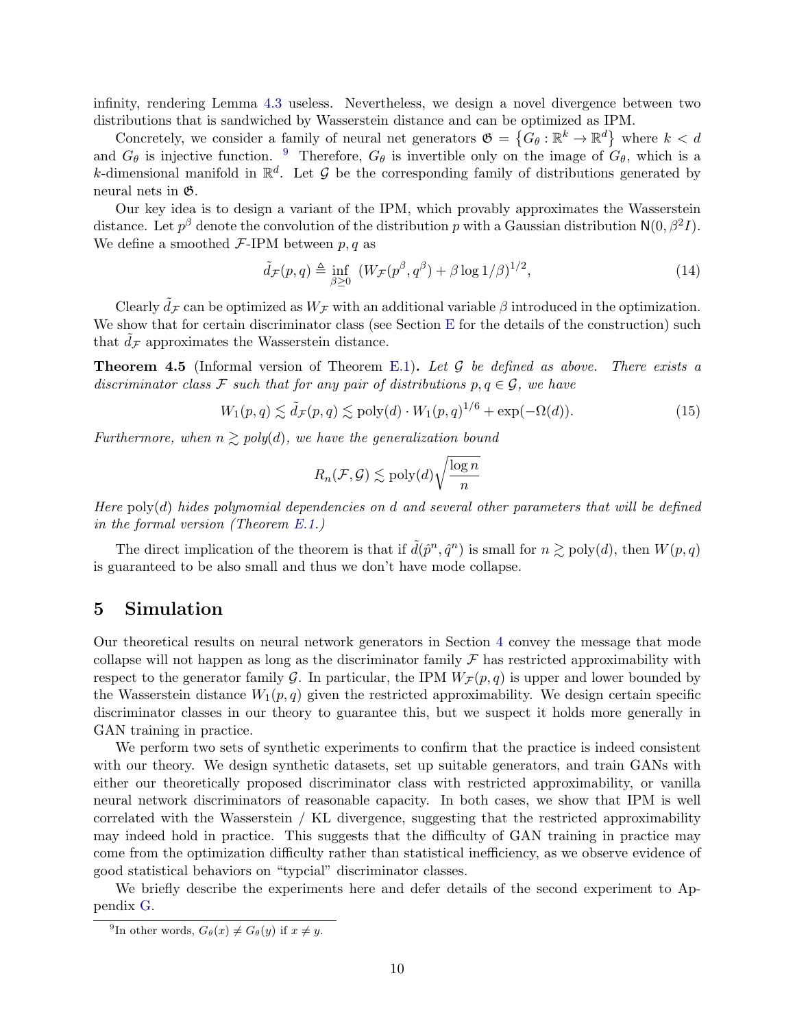infinity, rendering Lemma 4.3 useless. Nevertheless, we design a novel divergence between two distributions that is sandwiched by Wasserstein distance and can be optimized as IPM.

Concretely, we consider a family of neural net generators $\mathfrak{G} = \left\{G_\theta : \mathbb{R}^k \to \mathbb{R}^d\right\}$ where $k < d$ and $G_\theta$ is injective function. [9] Therefore, $G_\theta$ is invertible only on the image of $G_\theta$, which is a $k$-dimensional manifold in $\mathbb{R}^d$. Let $\mathcal{G}$ be the corresponding family of distributions generated by neural nets in $\mathfrak{G}$.

Our key idea is to design a variant of the IPM, which provably approximates the Wasserstein distance. Let $p^\beta$ denote the convolution of the distribution $p$ with a Gaussian distribution $\mathsf{N}(0, \beta^2 I)$. We define a smoothed $\mathcal{F}$-IPM between $p, q$ as

$$\tilde{d}_{\mathcal{F}}(p, q) \triangleq \inf_{\beta \geq 0} \left(W_{\mathcal{F}}(p^\beta, q^\beta) + \beta \log 1/\beta\right)^{1/2}, \tag{14}$$

Clearly $\tilde{d}_{\mathcal{F}}$ can be optimized as $W_{\mathcal{F}}$ with an additional variable $\beta$ introduced in the optimization. We show that for certain discriminator class (see Section E for the details of the construction) such that $\tilde{d}_{\mathcal{F}}$ approximates the Wasserstein distance.

**Theorem 4.5** (Informal version of Theorem E.1)**.** *Let $\mathcal{G}$ be defined as above. There exists a discriminator class $\mathcal{F}$ such that for any pair of distributions $p, q \in \mathcal{G}$, we have*

$$W_1(p, q) \lesssim \tilde{d}_{\mathcal{F}}(p, q) \lesssim \mathrm{poly}(d) \cdot W_1(p, q)^{1/6} + \exp(-\Omega(d)). \tag{15}$$

*Furthermore, when $n \gtrsim poly(d)$, we have the generalization bound*

$$R_n(\mathcal{F}, \mathcal{G}) \lesssim \mathrm{poly}(d)\sqrt{\frac{\log n}{n}}$$

*Here* $\mathrm{poly}(d)$ *hides polynomial dependencies on d and several other parameters that will be defined in the formal version (Theorem E.1.)*

The direct implication of the theorem is that if $\tilde{d}(\hat{p}^n, \hat{q}^n)$ is small for $n \gtrsim \mathrm{poly}(d)$, then $W(p, q)$ is guaranteed to be also small and thus we don't have mode collapse.

# 5 Simulation

Our theoretical results on neural network generators in Section 4 convey the message that mode collapse will not happen as long as the discriminator family $\mathcal{F}$ has restricted approximability with respect to the generator family $\mathcal{G}$. In particular, the IPM $W_{\mathcal{F}}(p, q)$ is upper and lower bounded by the Wasserstein distance $W_1(p, q)$ given the restricted approximability. We design certain specific discriminator classes in our theory to guarantee this, but we suspect it holds more generally in GAN training in practice.

We perform two sets of synthetic experiments to confirm that the practice is indeed consistent with our theory. We design synthetic datasets, set up suitable generators, and train GANs with either our theoretically proposed discriminator class with restricted approximability, or vanilla neural network discriminators of reasonable capacity. In both cases, we show that IPM is well correlated with the Wasserstein / KL divergence, suggesting that the restricted approximability may indeed hold in practice. This suggests that the difficulty of GAN training in practice may come from the optimization difficulty rather than statistical inefficiency, as we observe evidence of good statistical behaviors on "typcial" discriminator classes.

We briefly describe the experiments here and defer details of the second experiment to Appendix G.

[9] In other words, $G_\theta(x) \neq G_\theta(y)$ if $x \neq y$.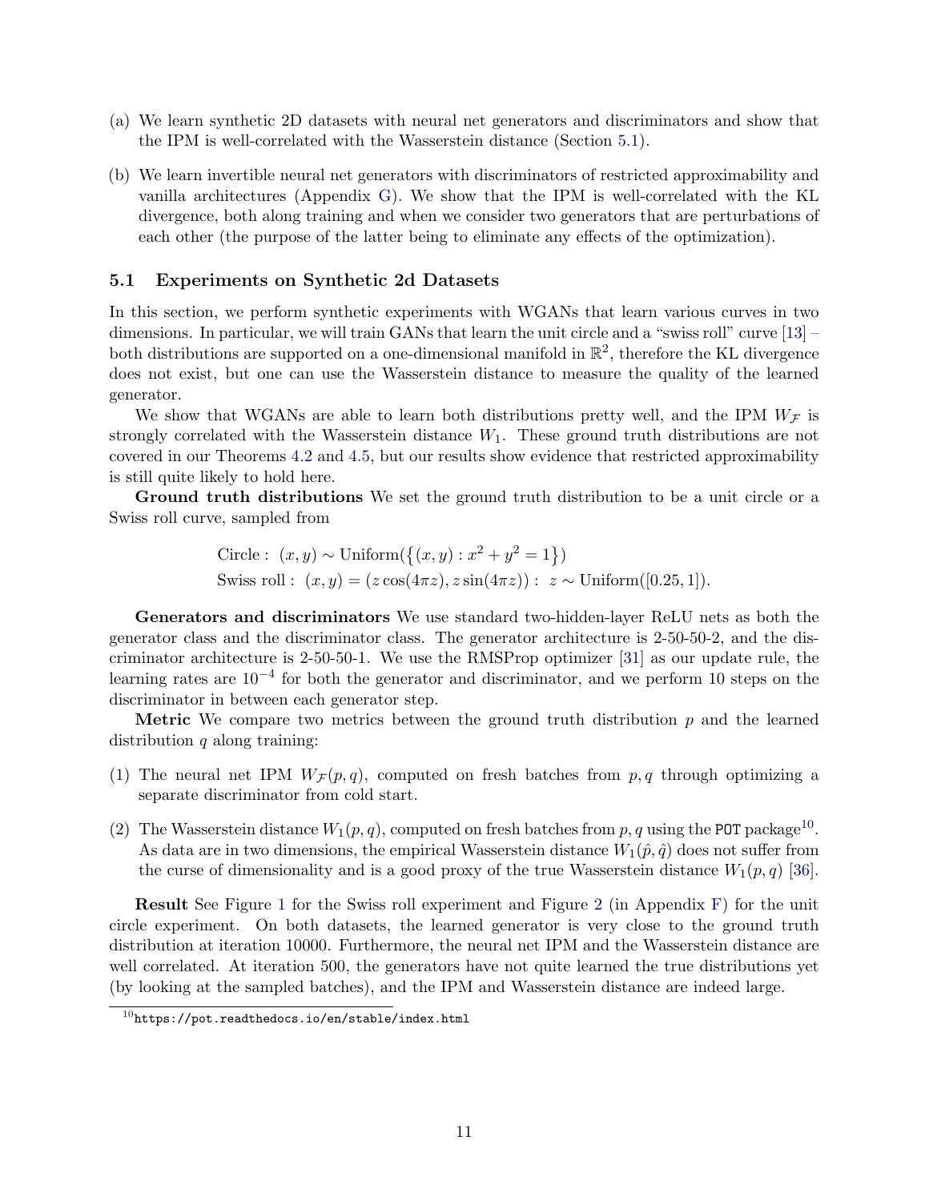(a) We learn synthetic 2D datasets with neural net generators and discriminators and show that the IPM is well-correlated with the Wasserstein distance (Section 5.1).

(b) We learn invertible neural net generators with discriminators of restricted approximability and vanilla architectures (Appendix G). We show that the IPM is well-correlated with the KL divergence, both along training and when we consider two generators that are perturbations of each other (the purpose of the latter being to eliminate any effects of the optimization).

### 5.1 Experiments on Synthetic 2d Datasets

In this section, we perform synthetic experiments with WGANs that learn various curves in two dimensions. In particular, we will train GANs that learn the unit circle and a "swiss roll" curve [13] – both distributions are supported on a one-dimensional manifold in $\mathbb{R}^2$, therefore the KL divergence does not exist, but one can use the Wasserstein distance to measure the quality of the learned generator.

We show that WGANs are able to learn both distributions pretty well, and the IPM $W_{\mathcal{F}}$ is strongly correlated with the Wasserstein distance $W_1$. These ground truth distributions are not covered in our Theorems 4.2 and 4.5, but our results show evidence that restricted approximability is still quite likely to hold here.

**Ground truth distributions** We set the ground truth distribution to be a unit circle or a Swiss roll curve, sampled from

$$\text{Circle}: \ (x, y) \sim \text{Uniform}(\{(x, y) : x^2 + y^2 = 1\})$$
$$\text{Swiss roll}: \ (x, y) = (z\cos(4\pi z), z\sin(4\pi z)) : \ z \sim \text{Uniform}([0.25, 1]).$$

**Generators and discriminators** We use standard two-hidden-layer ReLU nets as both the generator class and the discriminator class. The generator architecture is 2-50-50-2, and the discriminator architecture is 2-50-50-1. We use the RMSProp optimizer [31] as our update rule, the learning rates are $10^{-4}$ for both the generator and discriminator, and we perform 10 steps on the discriminator in between each generator step.

**Metric** We compare two metrics between the ground truth distribution $p$ and the learned distribution $q$ along training:

(1) The neural net IPM $W_{\mathcal{F}}(p, q)$, computed on fresh batches from $p, q$ through optimizing a separate discriminator from cold start.

(2) The Wasserstein distance $W_1(p, q)$, computed on fresh batches from $p, q$ using the `POT` package[10]. As data are in two dimensions, the empirical Wasserstein distance $W_1(\hat{p}, \hat{q})$ does not suffer from the curse of dimensionality and is a good proxy of the true Wasserstein distance $W_1(p, q)$ [36].

**Result** See Figure 1 for the Swiss roll experiment and Figure 2 (in Appendix F) for the unit circle experiment. On both datasets, the learned generator is very close to the ground truth distribution at iteration 10000. Furthermore, the neural net IPM and the Wasserstein distance are well correlated. At iteration 500, the generators have not quite learned the true distributions yet (by looking at the sampled batches), and the IPM and Wasserstein distance are indeed large.

[10] https://pot.readthedocs.io/en/stable/index.html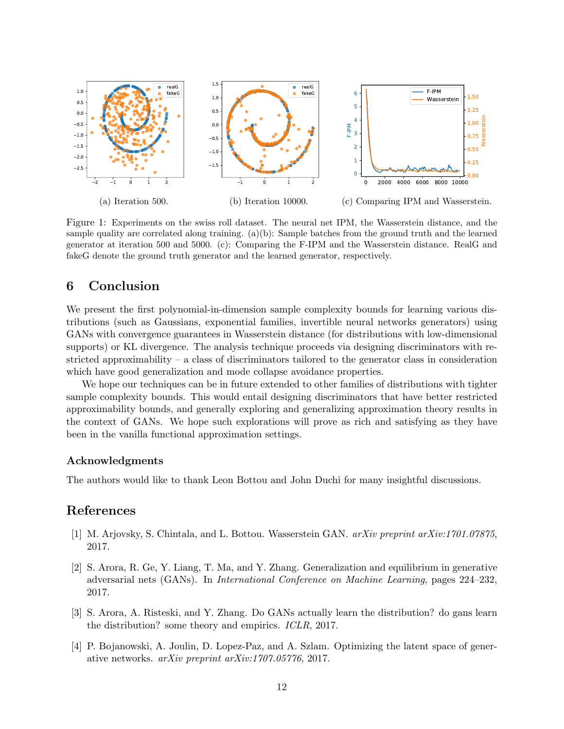(a) Iteration 500.

(b) Iteration 10000.

(c) Comparing IPM and Wasserstein.

Figure 1: Experiments on the swiss roll dataset. The neural net IPM, the Wasserstein distance, and the sample quality are correlated along training. (a)(b): Sample batches from the ground truth and the learned generator at iteration 500 and 5000. (c): Comparing the F-IPM and the Wasserstein distance. RealG and fakeG denote the ground truth generator and the learned generator, respectively.

# 6 Conclusion

We present the first polynomial-in-dimension sample complexity bounds for learning various distributions (such as Gaussians, exponential families, invertible neural networks generators) using GANs with convergence guarantees in Wasserstein distance (for distributions with low-dimensional supports) or KL divergence. The analysis technique proceeds via designing discriminators with restricted approximability – a class of discriminators tailored to the generator class in consideration which have good generalization and mode collapse avoidance properties.

We hope our techniques can be in future extended to other families of distributions with tighter sample complexity bounds. This would entail designing discriminators that have better restricted approximability bounds, and generally exploring and generalizing approximation theory results in the context of GANs. We hope such explorations will prove as rich and satisfying as they have been in the vanilla functional approximation settings.

### Acknowledgments

The authors would like to thank Leon Bottou and John Duchi for many insightful discussions.

# References

[1] M. Arjovsky, S. Chintala, and L. Bottou. Wasserstein GAN. *arXiv preprint arXiv:1701.07875*, 2017.

[2] S. Arora, R. Ge, Y. Liang, T. Ma, and Y. Zhang. Generalization and equilibrium in generative adversarial nets (GANs). In *International Conference on Machine Learning*, pages 224–232, 2017.

[3] S. Arora, A. Risteski, and Y. Zhang. Do GANs actually learn the distribution? do gans learn the distribution? some theory and empirics. *ICLR*, 2017.

[4] P. Bojanowski, A. Joulin, D. Lopez-Paz, and A. Szlam. Optimizing the latent space of generative networks. *arXiv preprint arXiv:1707.05776*, 2017.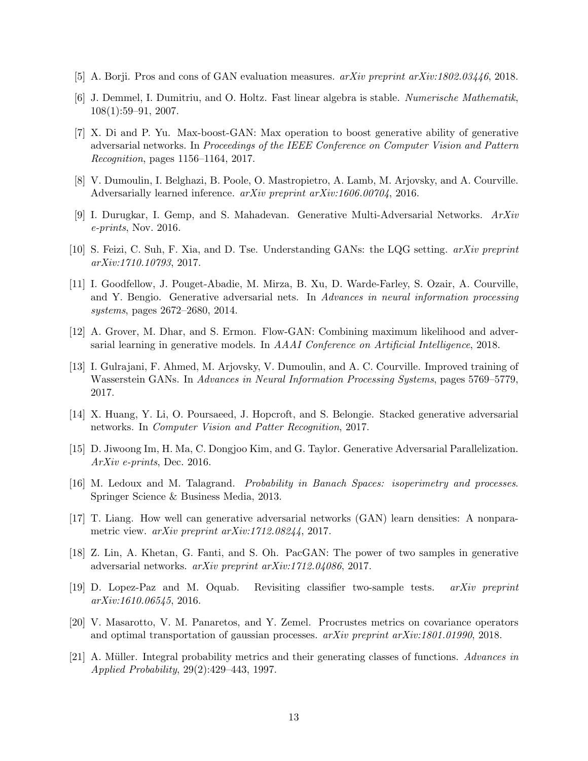[5] A. Borji. Pros and cons of GAN evaluation measures. *arXiv preprint arXiv:1802.03446*, 2018.

[6] J. Demmel, I. Dumitriu, and O. Holtz. Fast linear algebra is stable. *Numerische Mathematik*, 108(1):59–91, 2007.

[7] X. Di and P. Yu. Max-boost-GAN: Max operation to boost generative ability of generative adversarial networks. In *Proceedings of the IEEE Conference on Computer Vision and Pattern Recognition*, pages 1156–1164, 2017.

[8] V. Dumoulin, I. Belghazi, B. Poole, O. Mastropietro, A. Lamb, M. Arjovsky, and A. Courville. Adversarially learned inference. *arXiv preprint arXiv:1606.00704*, 2016.

[9] I. Durugkar, I. Gemp, and S. Mahadevan. Generative Multi-Adversarial Networks. *ArXiv e-prints*, Nov. 2016.

[10] S. Feizi, C. Suh, F. Xia, and D. Tse. Understanding GANs: the LQG setting. *arXiv preprint arXiv:1710.10793*, 2017.

[11] I. Goodfellow, J. Pouget-Abadie, M. Mirza, B. Xu, D. Warde-Farley, S. Ozair, A. Courville, and Y. Bengio. Generative adversarial nets. In *Advances in neural information processing systems*, pages 2672–2680, 2014.

[12] A. Grover, M. Dhar, and S. Ermon. Flow-GAN: Combining maximum likelihood and adversarial learning in generative models. In *AAAI Conference on Artificial Intelligence*, 2018.

[13] I. Gulrajani, F. Ahmed, M. Arjovsky, V. Dumoulin, and A. C. Courville. Improved training of Wasserstein GANs. In *Advances in Neural Information Processing Systems*, pages 5769–5779, 2017.

[14] X. Huang, Y. Li, O. Poursaeed, J. Hopcroft, and S. Belongie. Stacked generative adversarial networks. In *Computer Vision and Patter Recognition*, 2017.

[15] D. Jiwoong Im, H. Ma, C. Dongjoo Kim, and G. Taylor. Generative Adversarial Parallelization. *ArXiv e-prints*, Dec. 2016.

[16] M. Ledoux and M. Talagrand. *Probability in Banach Spaces: isoperimetry and processes*. Springer Science & Business Media, 2013.

[17] T. Liang. How well can generative adversarial networks (GAN) learn densities: A nonparametric view. *arXiv preprint arXiv:1712.08244*, 2017.

[18] Z. Lin, A. Khetan, G. Fanti, and S. Oh. PacGAN: The power of two samples in generative adversarial networks. *arXiv preprint arXiv:1712.04086*, 2017.

[19] D. Lopez-Paz and M. Oquab. Revisiting classifier two-sample tests. *arXiv preprint arXiv:1610.06545*, 2016.

[20] V. Masarotto, V. M. Panaretos, and Y. Zemel. Procrustes metrics on covariance operators and optimal transportation of gaussian processes. *arXiv preprint arXiv:1801.01990*, 2018.

[21] A. Müller. Integral probability metrics and their generating classes of functions. *Advances in Applied Probability*, 29(2):429–443, 1997.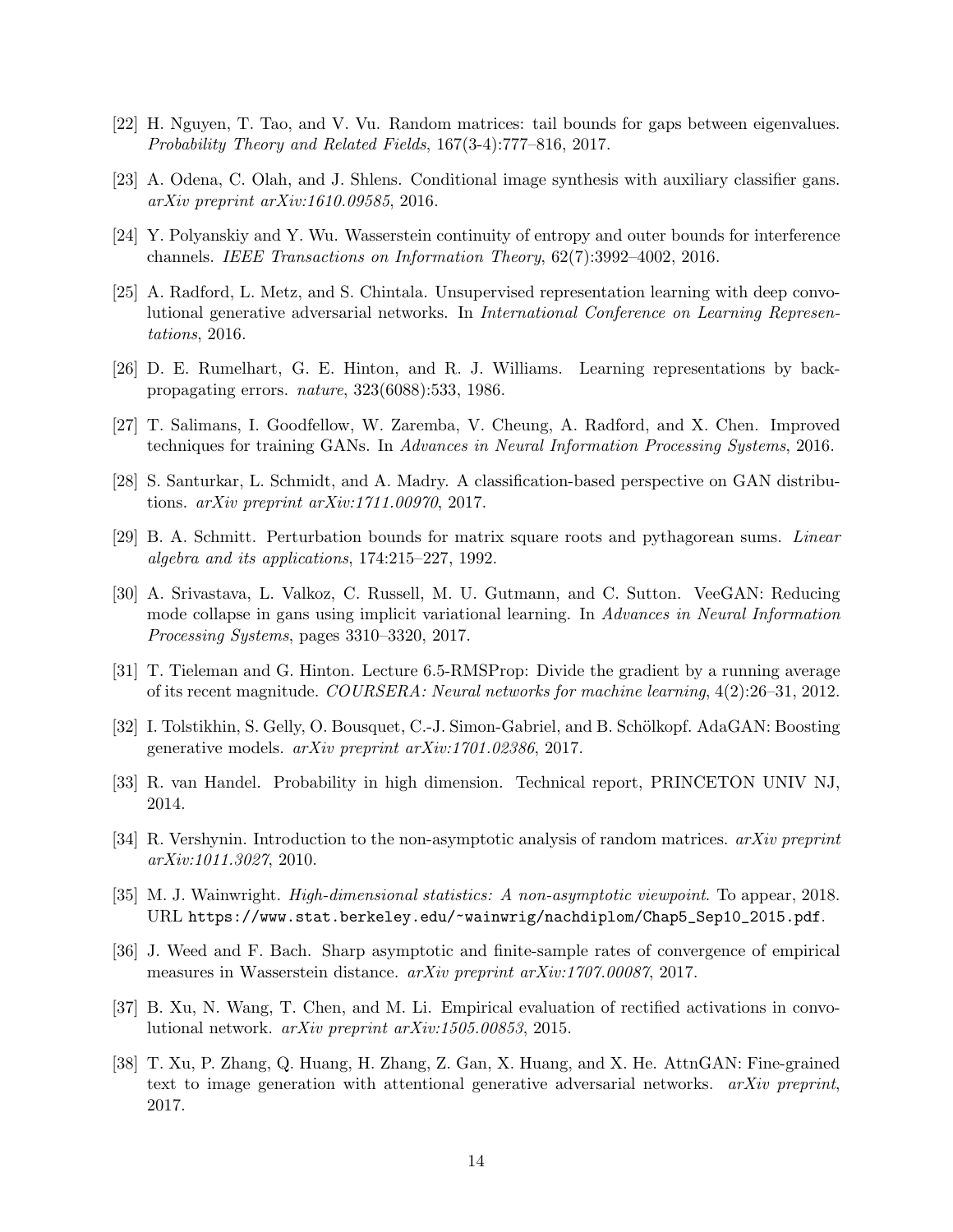[22] H. Nguyen, T. Tao, and V. Vu. Random matrices: tail bounds for gaps between eigenvalues. *Probability Theory and Related Fields*, 167(3-4):777–816, 2017.

[23] A. Odena, C. Olah, and J. Shlens. Conditional image synthesis with auxiliary classifier gans. *arXiv preprint arXiv:1610.09585*, 2016.

[24] Y. Polyanskiy and Y. Wu. Wasserstein continuity of entropy and outer bounds for interference channels. *IEEE Transactions on Information Theory*, 62(7):3992–4002, 2016.

[25] A. Radford, L. Metz, and S. Chintala. Unsupervised representation learning with deep convolutional generative adversarial networks. In *International Conference on Learning Representations*, 2016.

[26] D. E. Rumelhart, G. E. Hinton, and R. J. Williams. Learning representations by back-propagating errors. *nature*, 323(6088):533, 1986.

[27] T. Salimans, I. Goodfellow, W. Zaremba, V. Cheung, A. Radford, and X. Chen. Improved techniques for training GANs. In *Advances in Neural Information Processing Systems*, 2016.

[28] S. Santurkar, L. Schmidt, and A. Madry. A classification-based perspective on GAN distributions. *arXiv preprint arXiv:1711.00970*, 2017.

[29] B. A. Schmitt. Perturbation bounds for matrix square roots and pythagorean sums. *Linear algebra and its applications*, 174:215–227, 1992.

[30] A. Srivastava, L. Valkoz, C. Russell, M. U. Gutmann, and C. Sutton. VeeGAN: Reducing mode collapse in gans using implicit variational learning. In *Advances in Neural Information Processing Systems*, pages 3310–3320, 2017.

[31] T. Tieleman and G. Hinton. Lecture 6.5-RMSProp: Divide the gradient by a running average of its recent magnitude. *COURSERA: Neural networks for machine learning*, 4(2):26–31, 2012.

[32] I. Tolstikhin, S. Gelly, O. Bousquet, C.-J. Simon-Gabriel, and B. Schölkopf. AdaGAN: Boosting generative models. *arXiv preprint arXiv:1701.02386*, 2017.

[33] R. van Handel. Probability in high dimension. Technical report, PRINCETON UNIV NJ, 2014.

[34] R. Vershynin. Introduction to the non-asymptotic analysis of random matrices. *arXiv preprint arXiv:1011.3027*, 2010.

[35] M. J. Wainwright. *High-dimensional statistics: A non-asymptotic viewpoint*. To appear, 2018. URL https://www.stat.berkeley.edu/~wainwrig/nachdiplom/Chap5_Sep10_2015.pdf.

[36] J. Weed and F. Bach. Sharp asymptotic and finite-sample rates of convergence of empirical measures in Wasserstein distance. *arXiv preprint arXiv:1707.00087*, 2017.

[37] B. Xu, N. Wang, T. Chen, and M. Li. Empirical evaluation of rectified activations in convolutional network. *arXiv preprint arXiv:1505.00853*, 2015.

[38] T. Xu, P. Zhang, Q. Huang, H. Zhang, Z. Gan, X. Huang, and X. He. AttnGAN: Fine-grained text to image generation with attentional generative adversarial networks. *arXiv preprint*, 2017.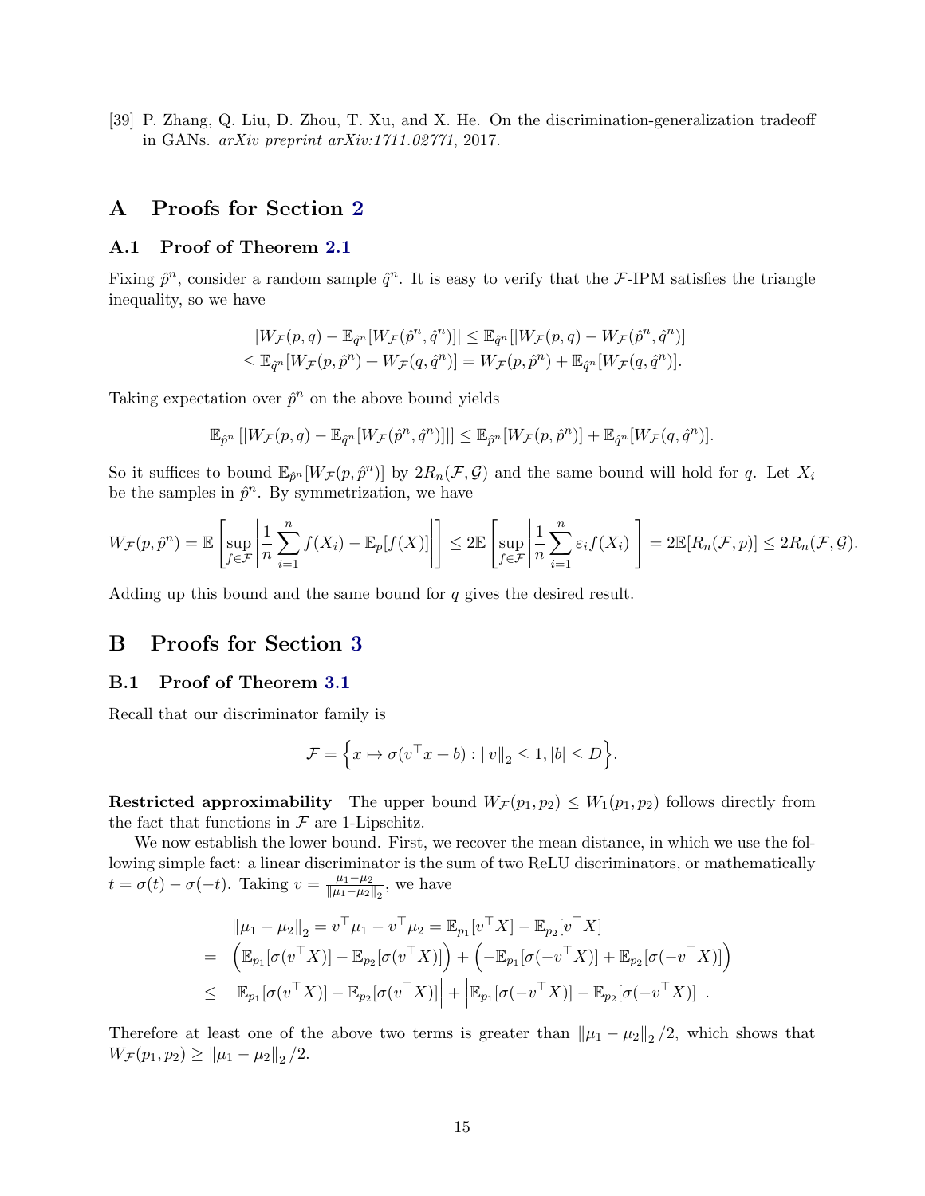[39] P. Zhang, Q. Liu, D. Zhou, T. Xu, and X. He. On the discrimination-generalization tradeoff in GANs. *arXiv preprint arXiv:1711.02771*, 2017.

# A Proofs for Section 2

## A.1 Proof of Theorem 2.1

Fixing $\hat{p}^n$, consider a random sample $\hat{q}^n$. It is easy to verify that the $\mathcal{F}$-IPM satisfies the triangle inequality, so we have

$$
\begin{aligned}
&|W_{\mathcal{F}}(p, q) - \mathbb{E}_{\hat{q}^n}[W_{\mathcal{F}}(\hat{p}^n, \hat{q}^n)]| \le \mathbb{E}_{\hat{q}^n}[|W_{\mathcal{F}}(p, q) - W_{\mathcal{F}}(\hat{p}^n, \hat{q}^n)] \\
&\le \mathbb{E}_{\hat{q}^n}[W_{\mathcal{F}}(p, \hat{p}^n) + W_{\mathcal{F}}(q, \hat{q}^n)] = W_{\mathcal{F}}(p, \hat{p}^n) + \mathbb{E}_{\hat{q}^n}[W_{\mathcal{F}}(q, \hat{q}^n)].
\end{aligned}
$$

Taking expectation over $\hat{p}^n$ on the above bound yields

$$
\mathbb{E}_{\hat{p}^n}\left[|W_{\mathcal{F}}(p, q) - \mathbb{E}_{\hat{q}^n}[W_{\mathcal{F}}(\hat{p}^n, \hat{q}^n)]|\right] \le \mathbb{E}_{\hat{p}^n}[W_{\mathcal{F}}(p, \hat{p}^n)] + \mathbb{E}_{\hat{q}^n}[W_{\mathcal{F}}(q, \hat{q}^n)].
$$

So it suffices to bound $\mathbb{E}_{\hat{p}^n}[W_{\mathcal{F}}(p, \hat{p}^n)]$ by $2R_n(\mathcal{F}, \mathcal{G})$ and the same bound will hold for $q$. Let $X_i$ be the samples in $\hat{p}^n$. By symmetrization, we have

$$
W_{\mathcal{F}}(p, \hat{p}^n) = \mathbb{E}\left[\sup_{f \in \mathcal{F}} \left| \frac{1}{n} \sum_{i=1}^n f(X_i) - \mathbb{E}_p[f(X)] \right| \right] \le 2\mathbb{E}\left[\sup_{f \in \mathcal{F}} \left| \frac{1}{n} \sum_{i=1}^n \varepsilon_i f(X_i) \right| \right] = 2\mathbb{E}[R_n(\mathcal{F}, p)] \le 2R_n(\mathcal{F}, \mathcal{G}).
$$

Adding up this bound and the same bound for $q$ gives the desired result.

# B Proofs for Section 3

## B.1 Proof of Theorem 3.1

Recall that our discriminator family is

$$
\mathcal{F} = \left\{ x \mapsto \sigma(v^\top x + b) : \|v\|_2 \le 1, |b| \le D \right\}.
$$

**Restricted approximability** The upper bound $W_{\mathcal{F}}(p_1, p_2) \le W_1(p_1, p_2)$ follows directly from the fact that functions in $\mathcal{F}$ are 1-Lipschitz.

We now establish the lower bound. First, we recover the mean distance, in which we use the following simple fact: a linear discriminator is the sum of two ReLU discriminators, or mathematically $t = \sigma(t) - \sigma(-t)$. Taking $v = \frac{\mu_1 - \mu_2}{\|\mu_1 - \mu_2\|_2}$, we have

$$
\begin{aligned}
&\|\mu_1 - \mu_2\|_2 = v^\top \mu_1 - v^\top \mu_2 = \mathbb{E}_{p_1}[v^\top X] - \mathbb{E}_{p_2}[v^\top X] \\
=\ & \left(\mathbb{E}_{p_1}[\sigma(v^\top X)] - \mathbb{E}_{p_2}[\sigma(v^\top X)]\right) + \left(-\mathbb{E}_{p_1}[\sigma(-v^\top X)] + \mathbb{E}_{p_2}[\sigma(-v^\top X)]\right) \\
\le\ & \left|\mathbb{E}_{p_1}[\sigma(v^\top X)] - \mathbb{E}_{p_2}[\sigma(v^\top X)]\right| + \left|\mathbb{E}_{p_1}[\sigma(-v^\top X)] - \mathbb{E}_{p_2}[\sigma(-v^\top X)]\right|.
\end{aligned}
$$

Therefore at least one of the above two terms is greater than $\|\mu_1 - \mu_2\|_2 / 2$, which shows that $W_{\mathcal{F}}(p_1, p_2) \ge \|\mu_1 - \mu_2\|_2 / 2$.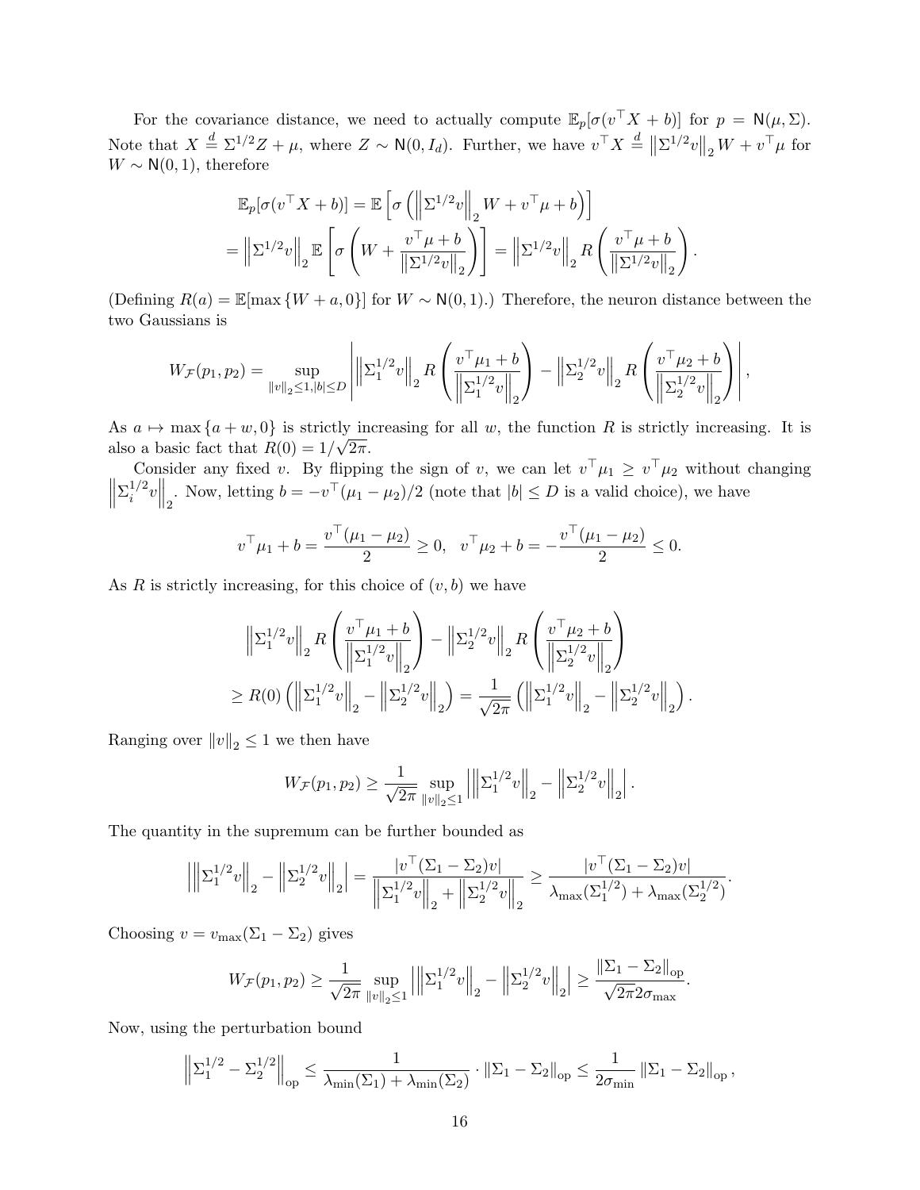For the covariance distance, we need to actually compute $\mathbb{E}_p[\sigma(v^\top X + b)]$ for $p = \mathsf{N}(\mu, \Sigma)$. Note that $X \stackrel{d}{=} \Sigma^{1/2} Z + \mu$, where $Z \sim \mathsf{N}(0, I_d)$. Further, we have $v^\top X \stackrel{d}{=} \left\|\Sigma^{1/2} v\right\|_2 W + v^\top \mu$ for $W \sim \mathsf{N}(0,1)$, therefore

$$
\begin{aligned}
&\mathbb{E}_p[\sigma(v^\top X + b)] = \mathbb{E}\left[\sigma\left(\left\|\Sigma^{1/2} v\right\|_2 W + v^\top \mu + b\right)\right] \\
&= \left\|\Sigma^{1/2} v\right\|_2 \mathbb{E}\left[\sigma\left(W + \frac{v^\top \mu + b}{\left\|\Sigma^{1/2} v\right\|_2}\right)\right] = \left\|\Sigma^{1/2} v\right\|_2 R\left(\frac{v^\top \mu + b}{\left\|\Sigma^{1/2} v\right\|_2}\right).
\end{aligned}
$$

(Defining $R(a) = \mathbb{E}[\max\{W + a, 0\}]$ for $W \sim \mathsf{N}(0,1)$.) Therefore, the neuron distance between the two Gaussians is

$$
W_{\mathcal{F}}(p_1, p_2) = \sup_{\|v\|_2 \le 1, |b| \le D} \left| \left\|\Sigma_1^{1/2} v\right\|_2 R\left(\frac{v^\top \mu_1 + b}{\left\|\Sigma_1^{1/2} v\right\|_2}\right) - \left\|\Sigma_2^{1/2} v\right\|_2 R\left(\frac{v^\top \mu_2 + b}{\left\|\Sigma_2^{1/2} v\right\|_2}\right) \right|,
$$

As $a \mapsto \max\{a + w, 0\}$ is strictly increasing for all $w$, the function $R$ is strictly increasing. It is also a basic fact that $R(0) = 1/\sqrt{2\pi}$.

Consider any fixed $v$. By flipping the sign of $v$, we can let $v^\top \mu_1 \ge v^\top \mu_2$ without changing $\left\|\Sigma_i^{1/2} v\right\|_2$. Now, letting $b = -v^\top(\mu_1 - \mu_2)/2$ (note that $|b| \le D$ is a valid choice), we have

$$
v^\top \mu_1 + b = \frac{v^\top(\mu_1 - \mu_2)}{2} \ge 0, \quad v^\top \mu_2 + b = -\frac{v^\top(\mu_1 - \mu_2)}{2} \le 0.
$$

As $R$ is strictly increasing, for this choice of $(v, b)$ we have

$$
\begin{aligned}
&\left\|\Sigma_1^{1/2} v\right\|_2 R\left(\frac{v^\top \mu_1 + b}{\left\|\Sigma_1^{1/2} v\right\|_2}\right) - \left\|\Sigma_2^{1/2} v\right\|_2 R\left(\frac{v^\top \mu_2 + b}{\left\|\Sigma_2^{1/2} v\right\|_2}\right) \\
&\ge R(0)\left(\left\|\Sigma_1^{1/2} v\right\|_2 - \left\|\Sigma_2^{1/2} v\right\|_2\right) = \frac{1}{\sqrt{2\pi}}\left(\left\|\Sigma_1^{1/2} v\right\|_2 - \left\|\Sigma_2^{1/2} v\right\|_2\right).
\end{aligned}
$$

Ranging over $\|v\|_2 \le 1$ we then have

$$
W_{\mathcal{F}}(p_1, p_2) \ge \frac{1}{\sqrt{2\pi}} \sup_{\|v\|_2 \le 1} \left| \left\|\Sigma_1^{1/2} v\right\|_2 - \left\|\Sigma_2^{1/2} v\right\|_2 \right|.
$$

The quantity in the supremum can be further bounded as

$$
\left| \left\|\Sigma_1^{1/2} v\right\|_2 - \left\|\Sigma_2^{1/2} v\right\|_2 \right| = \frac{|v^\top(\Sigma_1 - \Sigma_2) v|}{\left\|\Sigma_1^{1/2} v\right\|_2 + \left\|\Sigma_2^{1/2} v\right\|_2} \ge \frac{|v^\top(\Sigma_1 - \Sigma_2) v|}{\lambda_{\max}(\Sigma_1^{1/2}) + \lambda_{\max}(\Sigma_2^{1/2})}.
$$

Choosing $v = v_{\max}(\Sigma_1 - \Sigma_2)$ gives

$$
W_{\mathcal{F}}(p_1, p_2) \ge \frac{1}{\sqrt{2\pi}} \sup_{\|v\|_2 \le 1} \left| \left\|\Sigma_1^{1/2} v\right\|_2 - \left\|\Sigma_2^{1/2} v\right\|_2 \right| \ge \frac{\|\Sigma_1 - \Sigma_2\|_{\rm op}}{\sqrt{2\pi} 2\sigma_{\max}}.
$$

Now, using the perturbation bound

$$
\left\|\Sigma_1^{1/2} - \Sigma_2^{1/2}\right\|_{\rm op} \le \frac{1}{\lambda_{\min}(\Sigma_1) + \lambda_{\min}(\Sigma_2)} \cdot \|\Sigma_1 - \Sigma_2\|_{\rm op} \le \frac{1}{2\sigma_{\min}} \|\Sigma_1 - \Sigma_2\|_{\rm op},
$$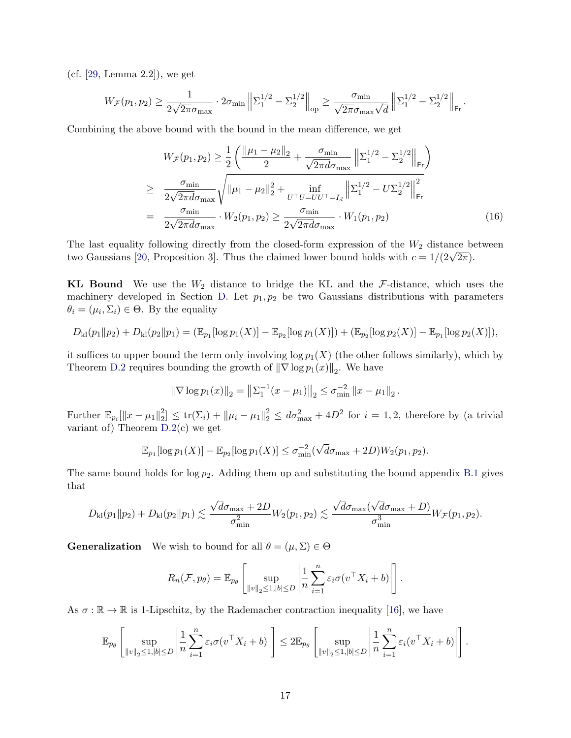(cf. [29, Lemma 2.2]), we get

$$W_{\mathcal{F}}(p_1, p_2) \geq \frac{1}{2\sqrt{2\pi}\sigma_{\max}} \cdot 2\sigma_{\min} \left\| \Sigma_1^{1/2} - \Sigma_2^{1/2} \right\|_{\text{op}} \geq \frac{\sigma_{\min}}{\sqrt{2\pi}\sigma_{\max}\sqrt{d}} \left\| \Sigma_1^{1/2} - \Sigma_2^{1/2} \right\|_{\mathsf{Fr}}.$$

Combining the above bound with the bound in the mean difference, we get

$$\begin{aligned}
W_{\mathcal{F}}(p_1, p_2) &\geq \frac{1}{2}\left( \frac{\|\mu_1 - \mu_2\|_2}{2} + \frac{\sigma_{\min}}{\sqrt{2\pi d}\sigma_{\max}} \left\| \Sigma_1^{1/2} - \Sigma_2^{1/2} \right\|_{\mathsf{Fr}} \right) \\
&\geq \frac{\sigma_{\min}}{2\sqrt{2\pi d}\sigma_{\max}} \sqrt{\|\mu_1 - \mu_2\|_2^2 + \inf_{U^\top U = UU^\top = I_d} \left\| \Sigma_1^{1/2} - U\Sigma_2^{1/2} \right\|_{\mathsf{Fr}}^2} \\
&= \frac{\sigma_{\min}}{2\sqrt{2\pi d}\sigma_{\max}} \cdot W_2(p_1, p_2) \geq \frac{\sigma_{\min}}{2\sqrt{2\pi d}\sigma_{\max}} \cdot W_1(p_1, p_2)
\end{aligned} \tag{16}$$

The last equality following directly from the closed-form expression of the $W_2$ distance between two Gaussians [20, Proposition 3]. Thus the claimed lower bound holds with $c = 1/(2\sqrt{2\pi})$.

**KL Bound** We use the $W_2$ distance to bridge the KL and the $\mathcal{F}$-distance, which uses the machinery developed in Section D. Let $p_1, p_2$ be two Gaussians distributions with parameters $\theta_i = (\mu_i, \Sigma_i) \in \Theta$. By the equality

$$D_{\mathrm{kl}}(p_1 \| p_2) + D_{\mathrm{kl}}(p_2 \| p_1) = (\mathbb{E}_{p_1}[\log p_1(X)] - \mathbb{E}_{p_2}[\log p_1(X)]) + (\mathbb{E}_{p_2}[\log p_2(X)] - \mathbb{E}_{p_1}[\log p_2(X)]),$$

it suffices to upper bound the term only involving $\log p_1(X)$ (the other follows similarly), which by Theorem D.2 requires bounding the growth of $\|\nabla \log p_1(x)\|_2$. We have

$$\|\nabla \log p_1(x)\|_2 = \left\| \Sigma_1^{-1}(x - \mu_1) \right\|_2 \leq \sigma_{\min}^{-2} \|x - \mu_1\|_2.$$

Further $\mathbb{E}_{p_i}[\|x - \mu_1\|_2^2] \leq \mathrm{tr}(\Sigma_i) + \|\mu_i - \mu_1\|_2^2 \leq d\sigma_{\max}^2 + 4D^2$ for $i = 1, 2$, therefore by (a trivial variant of) Theorem D.2(c) we get

$$\mathbb{E}_{p_1}[\log p_1(X)] - \mathbb{E}_{p_2}[\log p_1(X)] \leq \sigma_{\min}^{-2}(\sqrt{d}\sigma_{\max} + 2D) W_2(p_1, p_2).$$

The same bound holds for $\log p_2$. Adding them up and substituting the bound appendix B.1 gives that

$$D_{\mathrm{kl}}(p_1 \| p_2) + D_{\mathrm{kl}}(p_2 \| p_1) \lesssim \frac{\sqrt{d}\sigma_{\max} + 2D}{\sigma_{\min}^2} W_2(p_1, p_2) \lesssim \frac{\sqrt{d}\sigma_{\max}(\sqrt{d}\sigma_{\max} + D)}{\sigma_{\min}^3} W_{\mathcal{F}}(p_1, p_2).$$

**Generalization** We wish to bound for all $\theta = (\mu, \Sigma) \in \Theta$

$$R_n(\mathcal{F}, p_\theta) = \mathbb{E}_{p_\theta}\left[ \sup_{\|v\|_2 \leq 1, |b| \leq D} \left| \frac{1}{n} \sum_{i=1}^n \varepsilon_i \sigma(v^\top X_i + b) \right| \right].$$

As $\sigma : \mathbb{R} \to \mathbb{R}$ is 1-Lipschitz, by the Rademacher contraction inequality [16], we have

$$\mathbb{E}_{p_\theta}\left[ \sup_{\|v\|_2 \leq 1, |b| \leq D} \left| \frac{1}{n} \sum_{i=1}^n \varepsilon_i \sigma(v^\top X_i + b) \right| \right] \leq 2\mathbb{E}_{p_\theta}\left[ \sup_{\|v\|_2 \leq 1, |b| \leq D} \left| \frac{1}{n} \sum_{i=1}^n \varepsilon_i (v^\top X_i + b) \right| \right].$$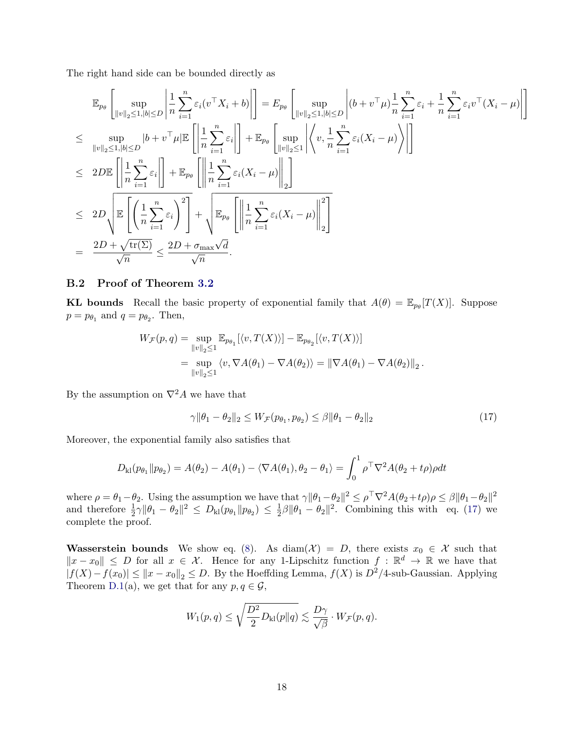The right hand side can be bounded directly as

$$
\begin{aligned}
&\mathbb{E}_{p_\theta}\left[\sup_{\|v\|_2\le 1, |b|\le D}\left|\frac{1}{n}\sum_{i=1}^n \varepsilon_i(v^\top X_i + b)\right|\right] = E_{p_\theta}\left[\sup_{\|v\|_2\le 1, |b|\le D}\left|(b+v^\top\mu)\frac{1}{n}\sum_{i=1}^n\varepsilon_i + \frac{1}{n}\sum_{i=1}^n \varepsilon_i v^\top(X_i-\mu)\right|\right] \\
\le\;& \sup_{\|v\|_2\le 1, |b|\le D}|b+v^\top\mu|\mathbb{E}\left[\left|\frac{1}{n}\sum_{i=1}^n\varepsilon_i\right|\right] + \mathbb{E}_{p_\theta}\left[\sup_{\|v\|_2\le 1}\left|\left\langle v, \frac{1}{n}\sum_{i=1}^n \varepsilon_i(X_i-\mu)\right\rangle\right|\right] \\
\le\;& 2D\mathbb{E}\left[\left|\frac{1}{n}\sum_{i=1}^n\varepsilon_i\right|\right] + \mathbb{E}_{p_\theta}\left[\left\|\frac{1}{n}\sum_{i=1}^n\varepsilon_i(X_i-\mu)\right\|_2\right] \\
\le\;& 2D\sqrt{\mathbb{E}\left[\left(\frac{1}{n}\sum_{i=1}^n\varepsilon_i\right)^2\right]} + \sqrt{\mathbb{E}_{p_\theta}\left[\left\|\frac{1}{n}\sum_{i=1}^n\varepsilon_i(X_i-\mu)\right\|_2^2\right]} \\
=\;& \frac{2D+\sqrt{\operatorname{tr}(\Sigma)}}{\sqrt{n}} \le \frac{2D+\sigma_{\max}\sqrt{d}}{\sqrt{n}}.
\end{aligned}
$$

### B.2 Proof of Theorem 3.2

**KL bounds** Recall the basic property of exponential family that $A(\theta) = \mathbb{E}_{p_\theta}[T(X)]$. Suppose $p = p_{\theta_1}$ and $q = p_{\theta_2}$. Then,

$$
\begin{aligned}
W_{\mathcal{F}}(p,q) &= \sup_{\|v\|_2\le 1}\mathbb{E}_{p_{\theta_1}}[\langle v, T(X)\rangle] - \mathbb{E}_{p_{\theta_2}}[\langle v, T(X)\rangle] \\
&= \sup_{\|v\|_2\le 1}\langle v, \nabla A(\theta_1) - \nabla A(\theta_2)\rangle = \|\nabla A(\theta_1)-\nabla A(\theta_2)\|_2.
\end{aligned}
$$

By the assumption on $\nabla^2 A$ we have that

$$
\gamma\|\theta_1-\theta_2\|_2 \le W_{\mathcal{F}}(p_{\theta_1}, p_{\theta_2}) \le \beta\|\theta_1-\theta_2\|_2 \tag{17}
$$

Moreover, the exponential family also satisfies that

$$
D_{\mathrm{kl}}(p_{\theta_1}\|p_{\theta_2}) = A(\theta_2) - A(\theta_1) - \langle\nabla A(\theta_1), \theta_2-\theta_1\rangle = \int_0^1 \rho^\top\nabla^2 A(\theta_2+t\rho)\rho dt
$$

where $\rho = \theta_1-\theta_2$. Using the assumption we have that $\gamma\|\theta_1-\theta_2\|^2 \le \rho^\top\nabla^2 A(\theta_2+t\rho)\rho \le \beta\|\theta_1-\theta_2\|^2$ and therefore $\frac{1}{2}\gamma\|\theta_1-\theta_2\|^2 \le D_{\mathrm{kl}}(p_{\theta_1}\|p_{\theta_2}) \le \frac{1}{2}\beta\|\theta_1-\theta_2\|^2$. Combining this with eq. (17) we complete the proof.

**Wasserstein bounds** We show eq. (8). As $\operatorname{diam}(\mathcal{X}) = D$, there exists $x_0 \in \mathcal{X}$ such that $\|x-x_0\| \le D$ for all $x \in \mathcal{X}$. Hence for any 1-Lipschitz function $f : \mathbb{R}^d \to \mathbb{R}$ we have that $|f(X)-f(x_0)| \le \|x-x_0\|_2 \le D$. By the Hoeffding Lemma, $f(X)$ is $D^2/4$-sub-Gaussian. Applying Theorem D.1(a), we get that for any $p, q \in \mathcal{G}$,

$$
W_1(p,q) \le \sqrt{\frac{D^2}{2}D_{\mathrm{kl}}(p\|q)} \lesssim \frac{D\gamma}{\sqrt{\beta}}\cdot W_{\mathcal{F}}(p,q).
$$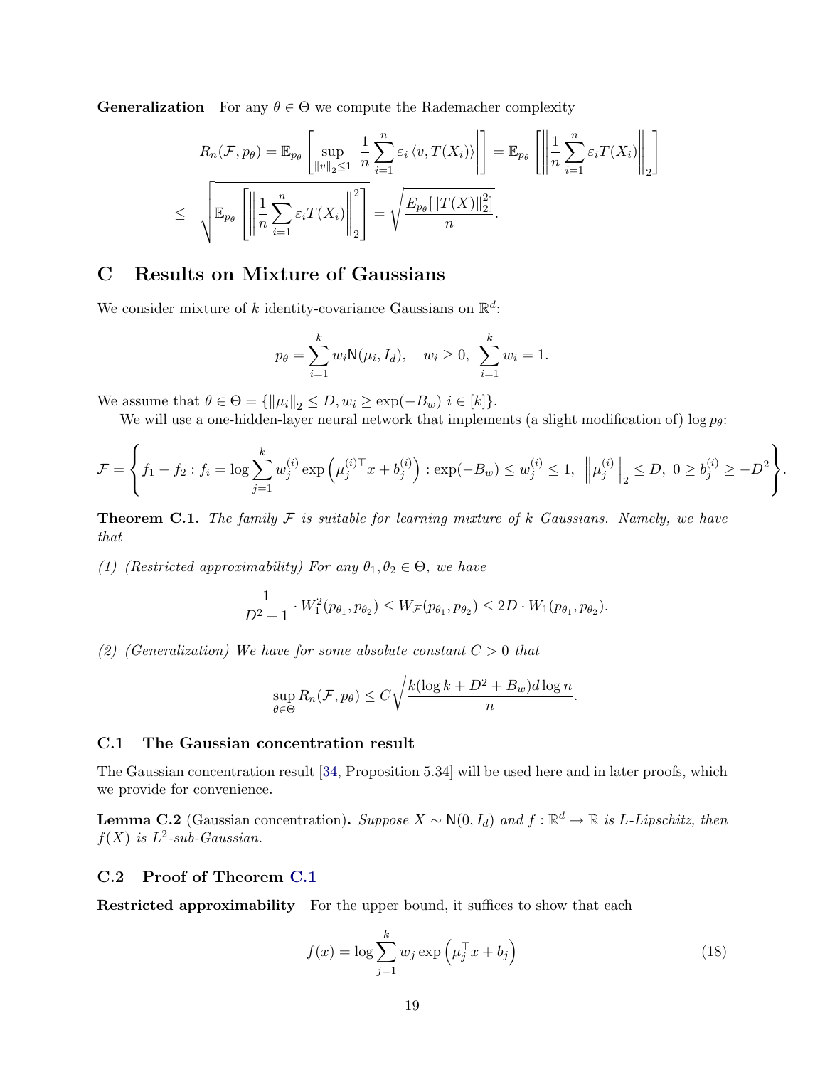**Generalization** For any $\theta \in \Theta$ we compute the Rademacher complexity

$$R_n(\mathcal{F}, p_\theta) = \mathbb{E}_{p_\theta}\left[\sup_{\|v\|_2 \le 1} \left| \frac{1}{n}\sum_{i=1}^n \varepsilon_i \langle v, T(X_i)\rangle \right|\right] = \mathbb{E}_{p_\theta}\left[\left\| \frac{1}{n}\sum_{i=1}^n \varepsilon_i T(X_i)\right\|_2\right]$$

$$\le \sqrt{\mathbb{E}_{p_\theta}\left[\left\| \frac{1}{n}\sum_{i=1}^n \varepsilon_i T(X_i)\right\|_2^2\right]} = \sqrt{\frac{E_{p_\theta}[\|T(X)\|_2^2]}{n}}.$$

## C Results on Mixture of Gaussians

We consider mixture of $k$ identity-covariance Gaussians on $\mathbb{R}^d$:

$$p_\theta = \sum_{i=1}^k w_i \mathsf{N}(\mu_i, I_d), \quad w_i \ge 0, \ \sum_{i=1}^k w_i = 1.$$

We assume that $\theta \in \Theta = \{\|\mu_i\|_2 \le D, w_i \ge \exp(-B_w) \ i \in [k]\}$.

We will use a one-hidden-layer neural network that implements (a slight modification of) $\log p_\theta$:

$$\mathcal{F} = \left\{ f_1 - f_2 : f_i = \log \sum_{j=1}^k w_j^{(i)} \exp\left(\mu_j^{(i)\top} x + b_j^{(i)}\right) : \exp(-B_w) \le w_j^{(i)} \le 1, \ \left\|\mu_j^{(i)}\right\|_2 \le D, \ 0 \ge b_j^{(i)} \ge -D^2 \right\}.$$

**Theorem C.1.** *The family $\mathcal{F}$ is suitable for learning mixture of $k$ Gaussians. Namely, we have that*

*(1) (Restricted approximability) For any $\theta_1, \theta_2 \in \Theta$, we have*

$$\frac{1}{D^2+1} \cdot W_1^2(p_{\theta_1}, p_{\theta_2}) \le W_{\mathcal{F}}(p_{\theta_1}, p_{\theta_2}) \le 2D \cdot W_1(p_{\theta_1}, p_{\theta_2}).$$

*(2) (Generalization) We have for some absolute constant $C > 0$ that*

$$\sup_{\theta \in \Theta} R_n(\mathcal{F}, p_\theta) \le C\sqrt{\frac{k(\log k + D^2 + B_w) d \log n}{n}}.$$

### C.1 The Gaussian concentration result

The Gaussian concentration result [34, Proposition 5.34] will be used here and in later proofs, which we provide for convenience.

**Lemma C.2** (Gaussian concentration)**.** *Suppose $X \sim \mathsf{N}(0, I_d)$ and $f : \mathbb{R}^d \to \mathbb{R}$ is $L$-Lipschitz, then $f(X)$ is $L^2$-sub-Gaussian.*

### C.2 Proof of Theorem C.1

**Restricted approximability** For the upper bound, it suffices to show that each

$$f(x) = \log \sum_{j=1}^k w_j \exp\left(\mu_j^\top x + b_j\right) \tag{18}$$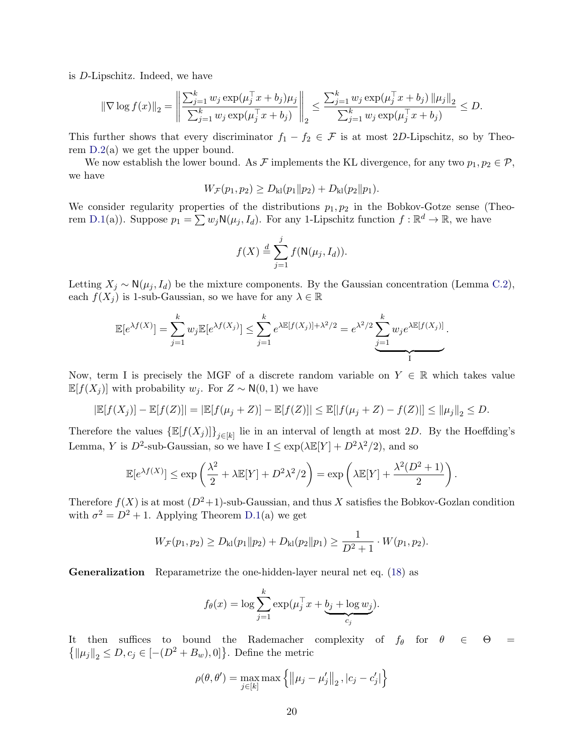is $D$-Lipschitz. Indeed, we have

$$\|\nabla \log f(x)\|_2 = \left\| \frac{\sum_{j=1}^k w_j \exp(\mu_j^\top x + b_j)\mu_j}{\sum_{j=1}^k w_j \exp(\mu_j^\top x + b_j)} \right\|_2 \le \frac{\sum_{j=1}^k w_j \exp(\mu_j^\top x + b_j) \|\mu_j\|_2}{\sum_{j=1}^k w_j \exp(\mu_j^\top x + b_j)} \le D.$$

This further shows that every discriminator $f_1 - f_2 \in \mathcal{F}$ is at most $2D$-Lipschitz, so by Theorem D.2(a) we get the upper bound.

We now establish the lower bound. As $\mathcal{F}$ implements the KL divergence, for any two $p_1, p_2 \in \mathcal{P}$, we have

$$W_{\mathcal{F}}(p_1, p_2) \ge D_{\rm kl}(p_1 \| p_2) + D_{\rm kl}(p_2 \| p_1).$$

We consider regularity properties of the distributions $p_1, p_2$ in the Bobkov-Gotze sense (Theorem D.1(a)). Suppose $p_1 = \sum w_j \mathsf{N}(\mu_j, I_d)$. For any 1-Lipschitz function $f : \mathbb{R}^d \to \mathbb{R}$, we have

$$f(X) \overset{d}{=} \sum_{j=1}^j f(\mathsf{N}(\mu_j, I_d)).$$

Letting $X_j \sim \mathsf{N}(\mu_j, I_d)$ be the mixture components. By the Gaussian concentration (Lemma C.2), each $f(X_j)$ is 1-sub-Gaussian, so we have for any $\lambda \in \mathbb{R}$

$$\mathbb{E}[e^{\lambda f(X)}] = \sum_{j=1}^k w_j \mathbb{E}[e^{\lambda f(X_j)}] \le \sum_{j=1}^k e^{\lambda \mathbb{E}[f(X_j)] + \lambda^2/2} = e^{\lambda^2/2} \underbrace{\sum_{j=1}^k w_j e^{\lambda \mathbb{E}[f(X_j)]}}_{\rm I}.$$

Now, term I is precisely the MGF of a discrete random variable on $Y \in \mathbb{R}$ which takes value $\mathbb{E}[f(X_j)]$ with probability $w_j$. For $Z \sim \mathsf{N}(0, 1)$ we have

$$|\mathbb{E}[f(X_j)] - \mathbb{E}[f(Z)]| = |\mathbb{E}[f(\mu_j + Z)] - \mathbb{E}[f(Z)]| \le \mathbb{E}[|f(\mu_j + Z) - f(Z)|] \le \|\mu_j\|_2 \le D.$$

Therefore the values $\{\mathbb{E}[f(X_j)]\}_{j \in [k]}$ lie in an interval of length at most $2D$. By the Hoeffding's Lemma, $Y$ is $D^2$-sub-Gaussian, so we have $\mathrm{I} \le \exp(\lambda \mathbb{E}[Y] + D^2\lambda^2/2)$, and so

$$\mathbb{E}[e^{\lambda f(X)}] \le \exp\left(\frac{\lambda^2}{2} + \lambda \mathbb{E}[Y] + D^2\lambda^2/2\right) = \exp\left(\lambda \mathbb{E}[Y] + \frac{\lambda^2(D^2 + 1)}{2}\right).$$

Therefore $f(X)$ is at most $(D^2+1)$-sub-Gaussian, and thus $X$ satisfies the Bobkov-Gozlan condition with $\sigma^2 = D^2 + 1$. Applying Theorem D.1(a) we get

$$W_{\mathcal{F}}(p_1, p_2) \ge D_{\rm kl}(p_1 \| p_2) + D_{\rm kl}(p_2 \| p_1) \ge \frac{1}{D^2 + 1} \cdot W(p_1, p_2).$$

**Generalization** Reparametrize the one-hidden-layer neural net eq. (18) as

$$f_\theta(x) = \log \sum_{j=1}^k \exp(\mu_j^\top x + \underbrace{b_j + \log w_j}_{c_j}).$$

It then suffices to bound the Rademacher complexity of $f_\theta$ for $\theta \in \Theta = \left\{\|\mu_j\|_2 \le D, c_j \in [-(D^2 + B_w), 0]\right\}$. Define the metric

$$\rho(\theta, \theta') = \max_{j \in [k]} \max\left\{\left\|\mu_j - \mu_j'\right\|_2, |c_j - c_j'|\right\}$$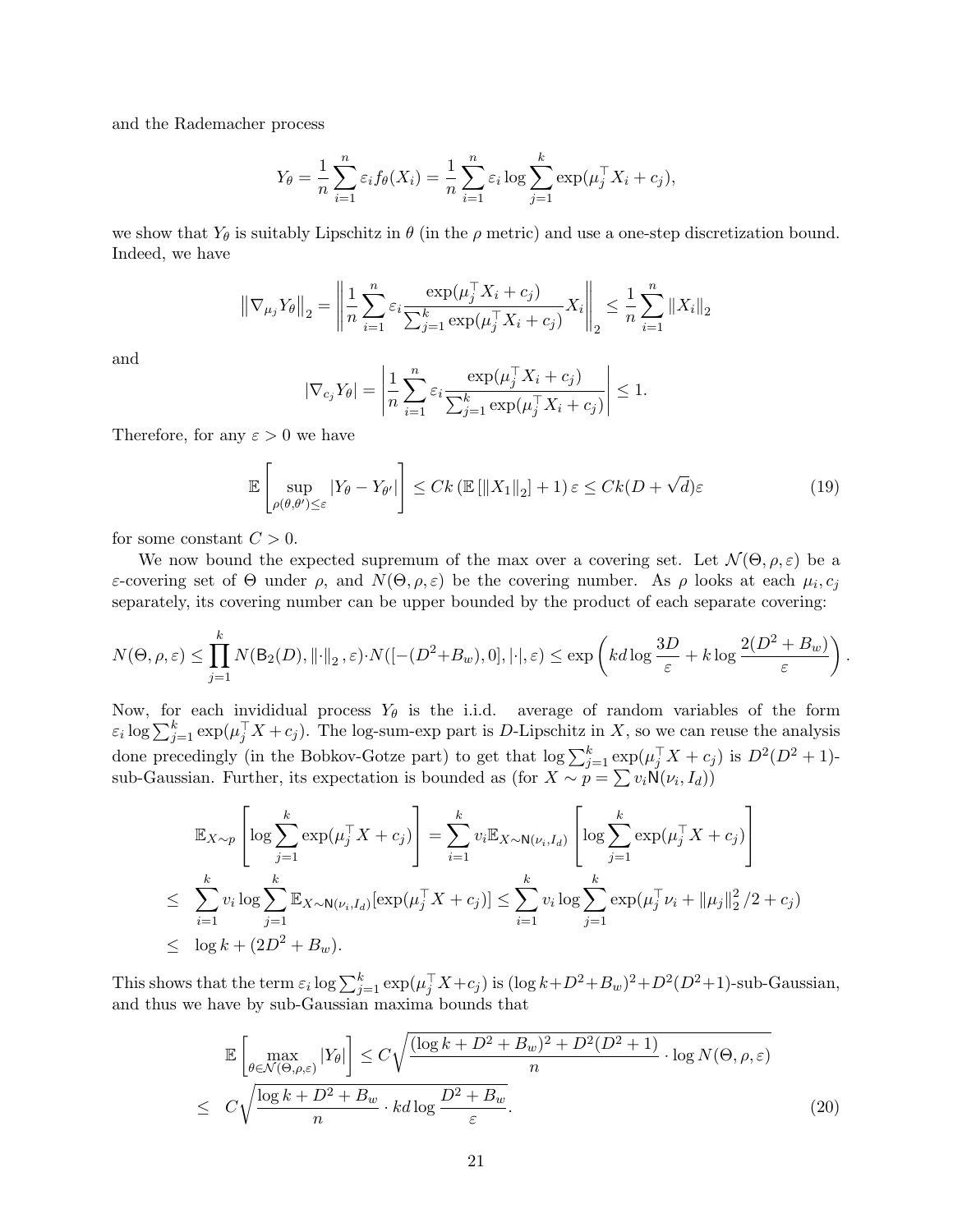and the Rademacher process

$$Y_\theta = \frac{1}{n}\sum_{i=1}^n \varepsilon_i f_\theta(X_i) = \frac{1}{n}\sum_{i=1}^n \varepsilon_i \log \sum_{j=1}^k \exp(\mu_j^\top X_i + c_j),$$

we show that $Y_\theta$ is suitably Lipschitz in $\theta$ (in the $\rho$ metric) and use a one-step discretization bound. Indeed, we have

$$\left\|\nabla_{\mu_j} Y_\theta\right\|_2 = \left\| \frac{1}{n}\sum_{i=1}^n \varepsilon_i \frac{\exp(\mu_j^\top X_i + c_j)}{\sum_{j=1}^k \exp(\mu_j^\top X_i + c_j)} X_i \right\|_2 \le \frac{1}{n}\sum_{i=1}^n \|X_i\|_2$$

and

$$|\nabla_{c_j} Y_\theta| = \left| \frac{1}{n}\sum_{i=1}^n \varepsilon_i \frac{\exp(\mu_j^\top X_i + c_j)}{\sum_{j=1}^k \exp(\mu_j^\top X_i + c_j)} \right| \le 1.$$

Therefore, for any $\varepsilon > 0$ we have

$$\mathbb{E}\left[\sup_{\rho(\theta,\theta')\le\varepsilon} |Y_\theta - Y_{\theta'}|\right] \le Ck\left(\mathbb{E}\left[\|X_1\|_2\right] + 1\right)\varepsilon \le Ck(D + \sqrt{d})\varepsilon \tag{19}$$

for some constant $C > 0$.

We now bound the expected supremum of the max over a covering set. Let $\mathcal{N}(\Theta, \rho, \varepsilon)$ be a $\varepsilon$-covering set of $\Theta$ under $\rho$, and $N(\Theta, \rho, \varepsilon)$ be the covering number. As $\rho$ looks at each $\mu_i, c_j$ separately, its covering number can be upper bounded by the product of each separate covering:

$$N(\Theta,\rho,\varepsilon) \le \prod_{j=1}^k N(\mathsf{B}_2(D), \|\cdot\|_2, \varepsilon)\cdot N([-(D^2+B_w), 0], |\cdot|, \varepsilon) \le \exp\left(kd\log\frac{3D}{\varepsilon} + k\log\frac{2(D^2+B_w)}{\varepsilon}\right).$$

Now, for each invididual process $Y_\theta$ is the i.i.d. average of random variables of the form $\varepsilon_i \log\sum_{j=1}^k \exp(\mu_j^\top X + c_j)$. The log-sum-exp part is $D$-Lipschitz in $X$, so we can reuse the analysis done precedingly (in the Bobkov-Gotze part) to get that $\log\sum_{j=1}^k \exp(\mu_j^\top X + c_j)$ is $D^2(D^2+1)$-sub-Gaussian. Further, its expectation is bounded as (for $X \sim p = \sum v_i \mathsf{N}(\nu_i, I_d)$)

$$\begin{aligned}
&\mathbb{E}_{X\sim p}\left[\log\sum_{j=1}^k \exp(\mu_j^\top X + c_j)\right] = \sum_{i=1}^k v_i \mathbb{E}_{X\sim\mathsf{N}(\nu_i, I_d)}\left[\log\sum_{j=1}^k \exp(\mu_j^\top X + c_j)\right] \\
\le\ & \sum_{i=1}^k v_i \log\sum_{j=1}^k \mathbb{E}_{X\sim\mathsf{N}(\nu_i,I_d)}[\exp(\mu_j^\top X + c_j)] \le \sum_{i=1}^k v_i \log\sum_{j=1}^k \exp(\mu_j^\top \nu_i + \|\mu_j\|_2^2/2 + c_j) \\
\le\ & \log k + (2D^2 + B_w).
\end{aligned}$$

This shows that the term $\varepsilon_i \log\sum_{j=1}^k \exp(\mu_j^\top X + c_j)$ is $(\log k + D^2 + B_w)^2 + D^2(D^2+1)$-sub-Gaussian, and thus we have by sub-Gaussian maxima bounds that

$$\begin{aligned}
&\mathbb{E}\left[\max_{\theta\in\mathcal{N}(\Theta,\rho,\varepsilon)} |Y_\theta|\right] \le C\sqrt{\frac{(\log k + D^2 + B_w)^2 + D^2(D^2+1)}{n}\cdot \log N(\Theta,\rho,\varepsilon)} \\
\le\ & C\sqrt{\frac{\log k + D^2 + B_w}{n}\cdot kd\log\frac{D^2 + B_w}{\varepsilon}}.
\end{aligned} \tag{20}$$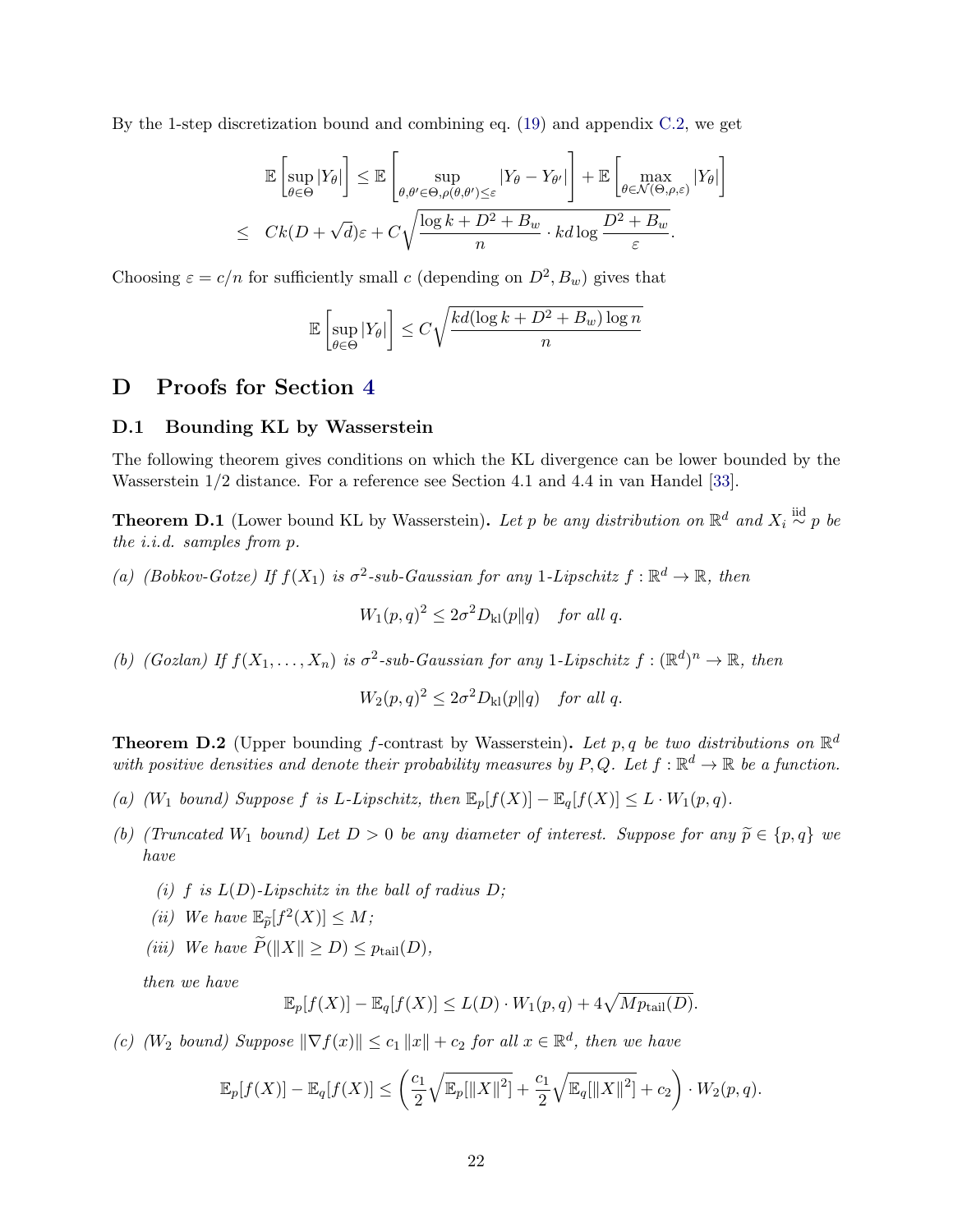By the 1-step discretization bound and combining eq. (19) and appendix C.2, we get

$$
\begin{aligned}
\mathbb{E}\left[\sup_{\theta\in\Theta}|Y_\theta|\right] &\le \mathbb{E}\left[\sup_{\theta,\theta'\in\Theta,\rho(\theta,\theta')\le\varepsilon}|Y_\theta - Y_{\theta'}|\right] + \mathbb{E}\left[\max_{\theta\in\mathcal{N}(\Theta,\rho,\varepsilon)}|Y_\theta|\right] \\
&\le \ Ck(D+\sqrt{d})\varepsilon + C\sqrt{\frac{\log k + D^2 + B_w}{n}\cdot kd\log\frac{D^2+B_w}{\varepsilon}}.
\end{aligned}
$$

Choosing $\varepsilon = c/n$ for sufficiently small $c$ (depending on $D^2, B_w$) gives that

$$
\mathbb{E}\left[\sup_{\theta\in\Theta}|Y_\theta|\right] \le C\sqrt{\frac{kd(\log k + D^2 + B_w)\log n}{n}}
$$

# D Proofs for Section 4

## D.1 Bounding KL by Wasserstein

The following theorem gives conditions on which the KL divergence can be lower bounded by the Wasserstein 1/2 distance. For a reference see Section 4.1 and 4.4 in van Handel [33].

**Theorem D.1** (Lower bound KL by Wasserstein)**.** *Let $p$ be any distribution on $\mathbb{R}^d$ and $X_i \overset{\text{iid}}{\sim} p$ be the i.i.d. samples from $p$.*

*(a) (Bobkov-Gotze) If $f(X_1)$ is $\sigma^2$-sub-Gaussian for any 1-Lipschitz $f : \mathbb{R}^d \to \mathbb{R}$, then*

$$
W_1(p,q)^2 \le 2\sigma^2 D_{\text{kl}}(p\|q) \quad \textit{for all } q.
$$

*(b) (Gozlan) If $f(X_1,\dots,X_n)$ is $\sigma^2$-sub-Gaussian for any 1-Lipschitz $f : (\mathbb{R}^d)^n \to \mathbb{R}$, then*

$$
W_2(p,q)^2 \le 2\sigma^2 D_{\text{kl}}(p\|q) \quad \textit{for all } q.
$$

**Theorem D.2** (Upper bounding $f$-contrast by Wasserstein)**.** *Let $p, q$ be two distributions on $\mathbb{R}^d$ with positive densities and denote their probability measures by $P, Q$. Let $f : \mathbb{R}^d \to \mathbb{R}$ be a function.*

*(a) ($W_1$ bound) Suppose $f$ is $L$-Lipschitz, then $\mathbb{E}_p[f(X)] - \mathbb{E}_q[f(X)] \le L \cdot W_1(p,q)$.*

*(b) (Truncated $W_1$ bound) Let $D > 0$ be any diameter of interest. Suppose for any $\widetilde{p} \in \{p,q\}$ we have*

*(i) $f$ is $L(D)$-Lipschitz in the ball of radius $D$;*

*(ii) We have $\mathbb{E}_{\widetilde{p}}[f^2(X)] \le M$;*

*(iii) We have $\widetilde{P}(\|X\| \ge D) \le p_{\text{tail}}(D)$,*

*then we have*

$$
\mathbb{E}_p[f(X)] - \mathbb{E}_q[f(X)] \le L(D)\cdot W_1(p,q) + 4\sqrt{Mp_{\text{tail}}(D)}.
$$

*(c) ($W_2$ bound) Suppose $\|\nabla f(x)\| \le c_1\|x\| + c_2$ for all $x \in \mathbb{R}^d$, then we have*

$$
\mathbb{E}_p[f(X)] - \mathbb{E}_q[f(X)] \le \left(\frac{c_1}{2}\sqrt{\mathbb{E}_p[\|X\|^2]} + \frac{c_1}{2}\sqrt{\mathbb{E}_q[\|X\|^2]} + c_2\right)\cdot W_2(p,q).
$$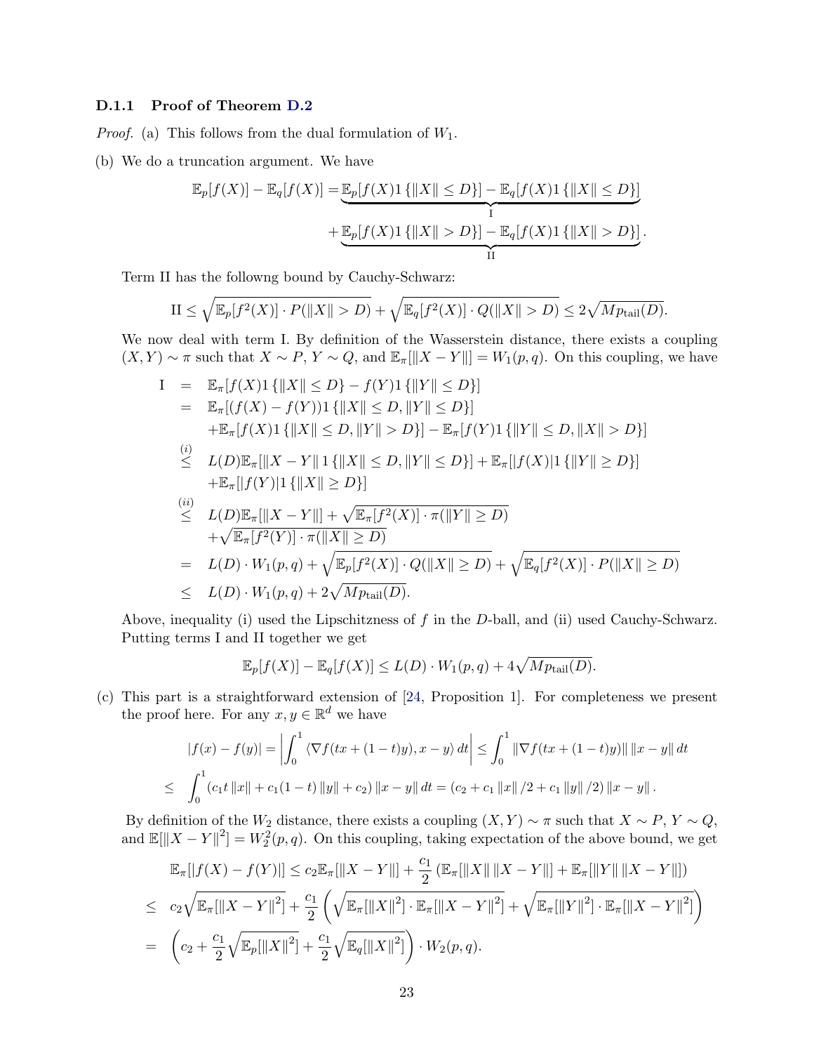### D.1.1 Proof of Theorem D.2

*Proof.* (a) This follows from the dual formulation of $W_1$.

(b) We do a truncation argument. We have

$$\mathbb{E}_p[f(X)] - \mathbb{E}_q[f(X)] = \underbrace{\mathbb{E}_p[f(X)1\{\|X\| \le D\}] - \mathbb{E}_q[f(X)1\{\|X\| \le D\}]}_{\text{I}} + \underbrace{\mathbb{E}_p[f(X)1\{\|X\| > D\}] - \mathbb{E}_q[f(X)1\{\|X\| > D\}]}_{\text{II}}.$$

Term II has the followng bound by Cauchy-Schwarz:

$$\text{II} \le \sqrt{\mathbb{E}_p[f^2(X)] \cdot P(\|X\| > D)} + \sqrt{\mathbb{E}_q[f^2(X)] \cdot Q(\|X\| > D)} \le 2\sqrt{Mp_{\text{tail}}(D)}.$$

We now deal with term I. By definition of the Wasserstein distance, there exists a coupling $(X, Y) \sim \pi$ such that $X \sim P$, $Y \sim Q$, and $\mathbb{E}_\pi[\|X - Y\|] = W_1(p, q)$. On this coupling, we have

$$\begin{aligned}
\text{I} &= \mathbb{E}_\pi[f(X)1\{\|X\| \le D\} - f(Y)1\{\|Y\| \le D\}] \\
&= \mathbb{E}_\pi[(f(X) - f(Y))1\{\|X\| \le D, \|Y\| \le D\}] \\
&\quad + \mathbb{E}_\pi[f(X)1\{\|X\| \le D, \|Y\| > D\}] - \mathbb{E}_\pi[f(Y)1\{\|Y\| \le D, \|X\| > D\}] \\
&\overset{(i)}{\le} L(D)\mathbb{E}_\pi[\|X - Y\| 1\{\|X\| \le D, \|Y\| \le D\}] + \mathbb{E}_\pi[|f(X)|1\{\|Y\| \ge D\}] \\
&\quad + \mathbb{E}_\pi[|f(Y)|1\{\|X\| \ge D\}] \\
&\overset{(ii)}{\le} L(D)\mathbb{E}_\pi[\|X - Y\|] + \sqrt{\mathbb{E}_\pi[f^2(X)] \cdot \pi(\|Y\| \ge D)} \\
&\quad + \sqrt{\mathbb{E}_\pi[f^2(Y)] \cdot \pi(\|X\| \ge D)} \\
&= L(D) \cdot W_1(p, q) + \sqrt{\mathbb{E}_p[f^2(X)] \cdot Q(\|X\| \ge D)} + \sqrt{\mathbb{E}_q[f^2(X)] \cdot P(\|X\| \ge D)} \\
&\le L(D) \cdot W_1(p, q) + 2\sqrt{Mp_{\text{tail}}(D)}.
\end{aligned}$$

Above, inequality (i) used the Lipschitzness of $f$ in the $D$-ball, and (ii) used Cauchy-Schwarz. Putting terms I and II together we get

$$\mathbb{E}_p[f(X)] - \mathbb{E}_q[f(X)] \le L(D) \cdot W_1(p, q) + 4\sqrt{Mp_{\text{tail}}(D)}.$$

(c) This part is a straightforward extension of [24, Proposition 1]. For completeness we present the proof here. For any $x, y \in \mathbb{R}^d$ we have

$$\begin{aligned}
|f(x) - f(y)| &= \left| \int_0^1 \langle \nabla f(tx + (1-t)y), x - y \rangle \, dt \right| \le \int_0^1 \|\nabla f(tx + (1-t)y)\| \, \|x - y\| \, dt \\
&\le \int_0^1 (c_1 t \|x\| + c_1(1-t)\|y\| + c_2) \|x - y\| \, dt = (c_2 + c_1 \|x\| / 2 + c_1 \|y\| / 2) \|x - y\|.
\end{aligned}$$

By definition of the $W_2$ distance, there exists a coupling $(X, Y) \sim \pi$ such that $X \sim P$, $Y \sim Q$, and $\mathbb{E}[\|X - Y\|^2] = W_2^2(p, q)$. On this coupling, taking expectation of the above bound, we get

$$\begin{aligned}
&\mathbb{E}_\pi[|f(X) - f(Y)|] \le c_2 \mathbb{E}_\pi[\|X - Y\|] + \frac{c_1}{2} \left( \mathbb{E}_\pi[\|X\| \, \|X - Y\|] + \mathbb{E}_\pi[\|Y\| \, \|X - Y\|] \right) \\
&\le c_2 \sqrt{\mathbb{E}_\pi[\|X - Y\|^2]} + \frac{c_1}{2} \left( \sqrt{\mathbb{E}_\pi[\|X\|^2] \cdot \mathbb{E}_\pi[\|X - Y\|^2]} + \sqrt{\mathbb{E}_\pi[\|Y\|^2] \cdot \mathbb{E}_\pi[\|X - Y\|^2]} \right) \\
&= \left( c_2 + \frac{c_1}{2} \sqrt{\mathbb{E}_p[\|X\|^2]} + \frac{c_1}{2} \sqrt{\mathbb{E}_q[\|X\|^2]} \right) \cdot W_2(p, q).
\end{aligned}$$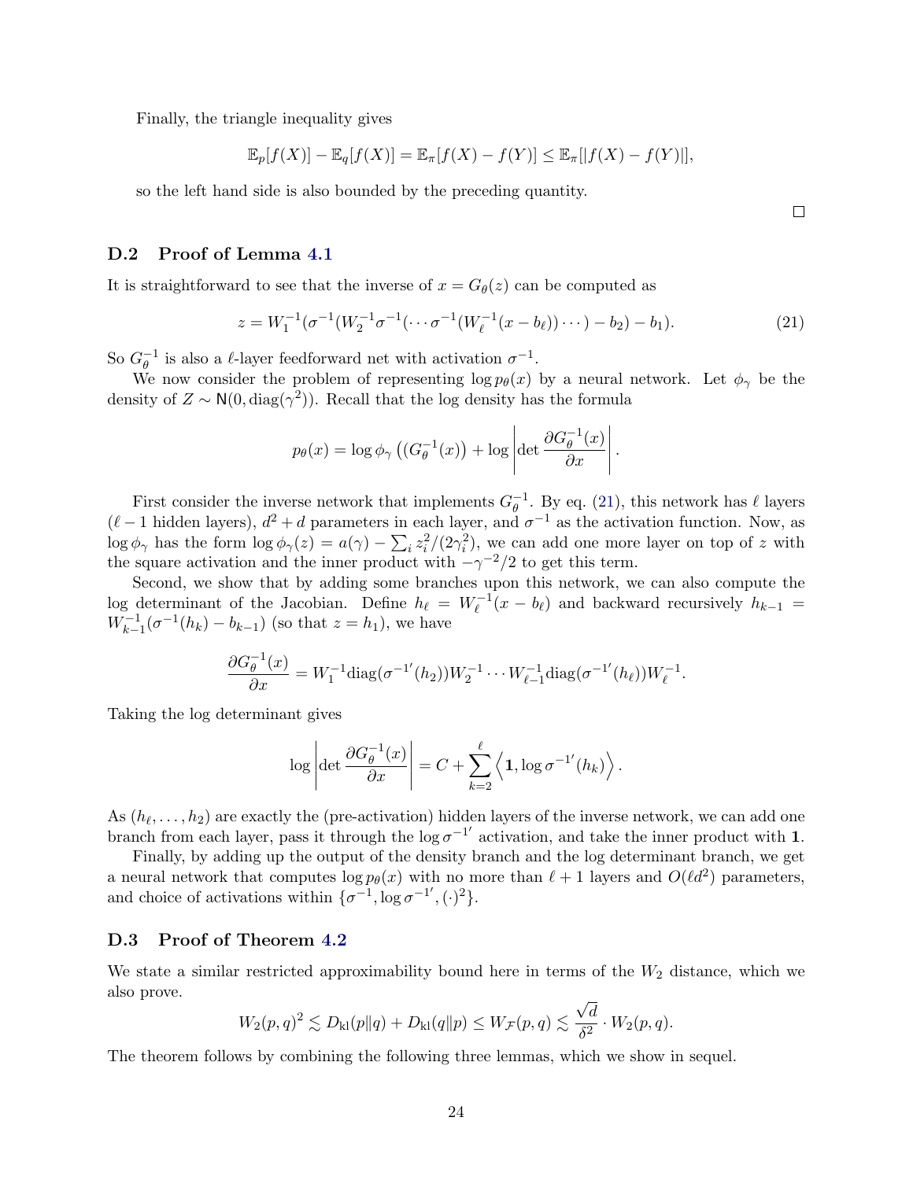Finally, the triangle inequality gives

$$\mathbb{E}_p[f(X)] - \mathbb{E}_q[f(X)] = \mathbb{E}_\pi[f(X) - f(Y)] \le \mathbb{E}_\pi[|f(X) - f(Y)|],$$

so the left hand side is also bounded by the preceding quantity.

□

### D.2 Proof of Lemma 4.1

It is straightforward to see that the inverse of $x = G_\theta(z)$ can be computed as

$$z = W_1^{-1}(\sigma^{-1}(W_2^{-1}\sigma^{-1}(\cdots \sigma^{-1}(W_\ell^{-1}(x - b_\ell))\cdots) - b_2) - b_1). \tag{21}$$

So $G_\theta^{-1}$ is also a $\ell$-layer feedforward net with activation $\sigma^{-1}$.

We now consider the problem of representing $\log p_\theta(x)$ by a neural network. Let $\phi_\gamma$ be the density of $Z \sim \mathsf{N}(0, \mathrm{diag}(\gamma^2))$. Recall that the log density has the formula

$$p_\theta(x) = \log \phi_\gamma\left((G_\theta^{-1}(x)\right) + \log\left|\det \frac{\partial G_\theta^{-1}(x)}{\partial x}\right|.$$

First consider the inverse network that implements $G_\theta^{-1}$. By eq. (21), this network has $\ell$ layers ($\ell - 1$ hidden layers), $d^2 + d$ parameters in each layer, and $\sigma^{-1}$ as the activation function. Now, as $\log \phi_\gamma$ has the form $\log \phi_\gamma(z) = a(\gamma) - \sum_i z_i^2/(2\gamma_i^2)$, we can add one more layer on top of $z$ with the square activation and the inner product with $-\gamma^{-2}/2$ to get this term.

Second, we show that by adding some branches upon this network, we can also compute the log determinant of the Jacobian. Define $h_\ell = W_\ell^{-1}(x - b_\ell)$ and backward recursively $h_{k-1} = W_{k-1}^{-1}(\sigma^{-1}(h_k) - b_{k-1})$ (so that $z = h_1$), we have

$$\frac{\partial G_\theta^{-1}(x)}{\partial x} = W_1^{-1}\mathrm{diag}(\sigma^{-1'}(h_2))W_2^{-1} \cdots W_{\ell-1}^{-1}\mathrm{diag}(\sigma^{-1'}(h_\ell))W_\ell^{-1}.$$

Taking the log determinant gives

$$\log\left|\det \frac{\partial G_\theta^{-1}(x)}{\partial x}\right| = C + \sum_{k=2}^{\ell}\left\langle \mathbf{1}, \log \sigma^{-1'}(h_k)\right\rangle.$$

As $(h_\ell, \dots, h_2)$ are exactly the (pre-activation) hidden layers of the inverse network, we can add one branch from each layer, pass it through the $\log \sigma^{-1'}$ activation, and take the inner product with $\mathbf{1}$.

Finally, by adding up the output of the density branch and the log determinant branch, we get a neural network that computes $\log p_\theta(x)$ with no more than $\ell + 1$ layers and $O(\ell d^2)$ parameters, and choice of activations within $\{\sigma^{-1}, \log \sigma^{-1'}, (\cdot)^2\}$.

### D.3 Proof of Theorem 4.2

We state a similar restricted approximability bound here in terms of the $W_2$ distance, which we also prove.

$$W_2(p, q)^2 \lesssim D_{\mathrm{kl}}(p\|q) + D_{\mathrm{kl}}(q\|p) \le W_{\mathcal{F}}(p, q) \lesssim \frac{\sqrt{d}}{\delta^2} \cdot W_2(p, q).$$

The theorem follows by combining the following three lemmas, which we show in sequel.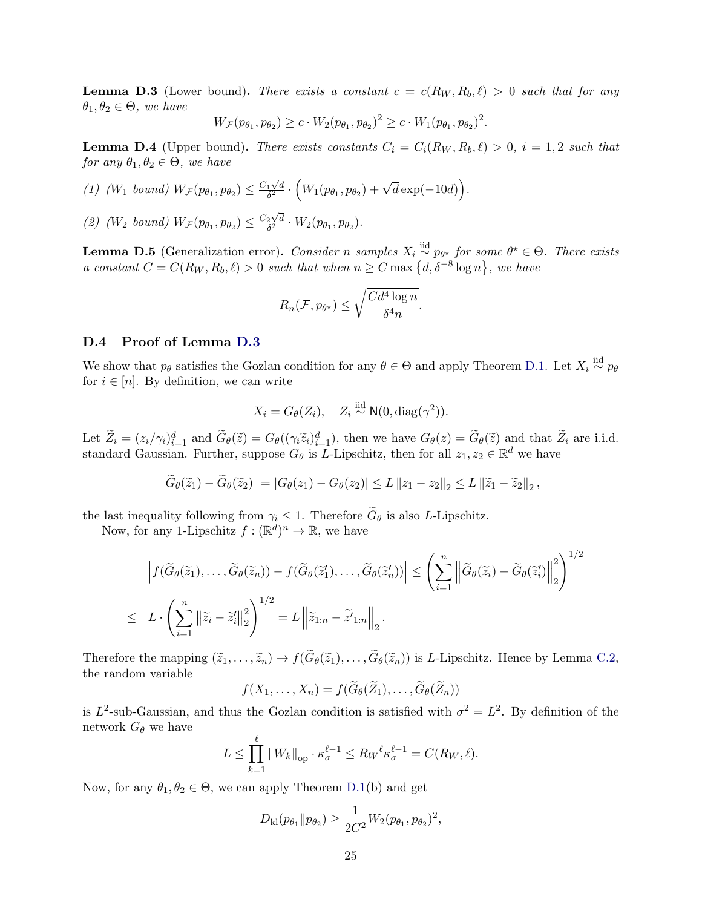**Lemma D.3** (Lower bound)**.** *There exists a constant $c = c(R_W, R_b, \ell) > 0$ such that for any $\theta_1, \theta_2 \in \Theta$, we have*

$$W_{\mathcal{F}}(p_{\theta_1}, p_{\theta_2}) \geq c \cdot W_2(p_{\theta_1}, p_{\theta_2})^2 \geq c \cdot W_1(p_{\theta_1}, p_{\theta_2})^2.$$

**Lemma D.4** (Upper bound)**.** *There exists constants $C_i = C_i(R_W, R_b, \ell) > 0$, $i = 1, 2$ such that for any $\theta_1, \theta_2 \in \Theta$, we have*

*(1) ($W_1$ bound) $W_{\mathcal{F}}(p_{\theta_1}, p_{\theta_2}) \leq \frac{C_1\sqrt{d}}{\delta^2} \cdot \Big(W_1(p_{\theta_1}, p_{\theta_2}) + \sqrt{d}\exp(-10d)\Big)$.*

*(2) ($W_2$ bound) $W_{\mathcal{F}}(p_{\theta_1}, p_{\theta_2}) \leq \frac{C_2\sqrt{d}}{\delta^2} \cdot W_2(p_{\theta_1}, p_{\theta_2})$.*

**Lemma D.5** (Generalization error)**.** *Consider $n$ samples $X_i \overset{\text{iid}}{\sim} p_{\theta^\star}$ for some $\theta^\star \in \Theta$. There exists a constant $C = C(R_W, R_b, \ell) > 0$ such that when $n \geq C \max\left\{d, \delta^{-8}\log n\right\}$, we have*

$$R_n(\mathcal{F}, p_{\theta^\star}) \leq \sqrt{\frac{Cd^4 \log n}{\delta^4 n}}.$$

### D.4 Proof of Lemma D.3

We show that $p_\theta$ satisfies the Gozlan condition for any $\theta \in \Theta$ and apply Theorem D.1. Let $X_i \overset{\text{iid}}{\sim} p_\theta$ for $i \in [n]$. By definition, we can write

$$X_i = G_\theta(Z_i), \quad Z_i \overset{\text{iid}}{\sim} \mathsf{N}(0, \text{diag}(\gamma^2)).$$

Let $\widetilde{Z}_i = (z_i/\gamma_i)_{i=1}^d$ and $\widetilde{G}_\theta(\widetilde{z}) = G_\theta((\gamma_i \widetilde{z}_i)_{i=1}^d)$, then we have $G_\theta(z) = \widetilde{G}_\theta(\widetilde{z})$ and that $\widetilde{Z}_i$ are i.i.d. standard Gaussian. Further, suppose $G_\theta$ is $L$-Lipschitz, then for all $z_1, z_2 \in \mathbb{R}^d$ we have

$$\left|\widetilde{G}_\theta(\widetilde{z}_1) - \widetilde{G}_\theta(\widetilde{z}_2)\right| = |G_\theta(z_1) - G_\theta(z_2)| \leq L \left\|z_1 - z_2\right\|_2 \leq L \left\|\widetilde{z}_1 - \widetilde{z}_2\right\|_2,$$

the last inequality following from $\gamma_i \leq 1$. Therefore $\widetilde{G}_\theta$ is also $L$-Lipschitz.

Now, for any 1-Lipschitz $f : (\mathbb{R}^d)^n \to \mathbb{R}$, we have

$$\begin{aligned}
\left|f(\widetilde{G}_\theta(\widetilde{z}_1), \ldots, \widetilde{G}_\theta(\widetilde{z}_n)) - f(\widetilde{G}_\theta(\widetilde{z}'_1), \ldots, \widetilde{G}_\theta(\widetilde{z}'_n))\right| &\leq \left(\sum_{i=1}^n \left\|\widetilde{G}_\theta(\widetilde{z}_i) - \widetilde{G}_\theta(\widetilde{z}'_i)\right\|_2^2\right)^{1/2} \\
\leq \;\; L \cdot \left(\sum_{i=1}^n \left\|\widetilde{z}_i - \widetilde{z}'_i\right\|_2^2\right)^{1/2} = L \left\|\widetilde{z}_{1:n} - \widetilde{z}'_{1:n}\right\|_2.
\end{aligned}$$

Therefore the mapping $(\widetilde{z}_1, \ldots, \widetilde{z}_n) \to f(\widetilde{G}_\theta(\widetilde{z}_1), \ldots, \widetilde{G}_\theta(\widetilde{z}_n))$ is $L$-Lipschitz. Hence by Lemma C.2, the random variable

$$f(X_1, \ldots, X_n) = f(\widetilde{G}_\theta(\widetilde{Z}_1), \ldots, \widetilde{G}_\theta(\widetilde{Z}_n))$$

is $L^2$-sub-Gaussian, and thus the Gozlan condition is satisfied with $\sigma^2 = L^2$. By definition of the network $G_\theta$ we have

$$L \leq \prod_{k=1}^{\ell} \left\|W_k\right\|_{\text{op}} \cdot \kappa_\sigma^{\ell-1} \leq R_W{}^\ell \kappa_\sigma^{\ell-1} = C(R_W, \ell).$$

Now, for any $\theta_1, \theta_2 \in \Theta$, we can apply Theorem D.1(b) and get

$$D_{\text{kl}}(p_{\theta_1} \| p_{\theta_2}) \geq \frac{1}{2C^2} W_2(p_{\theta_1}, p_{\theta_2})^2,$$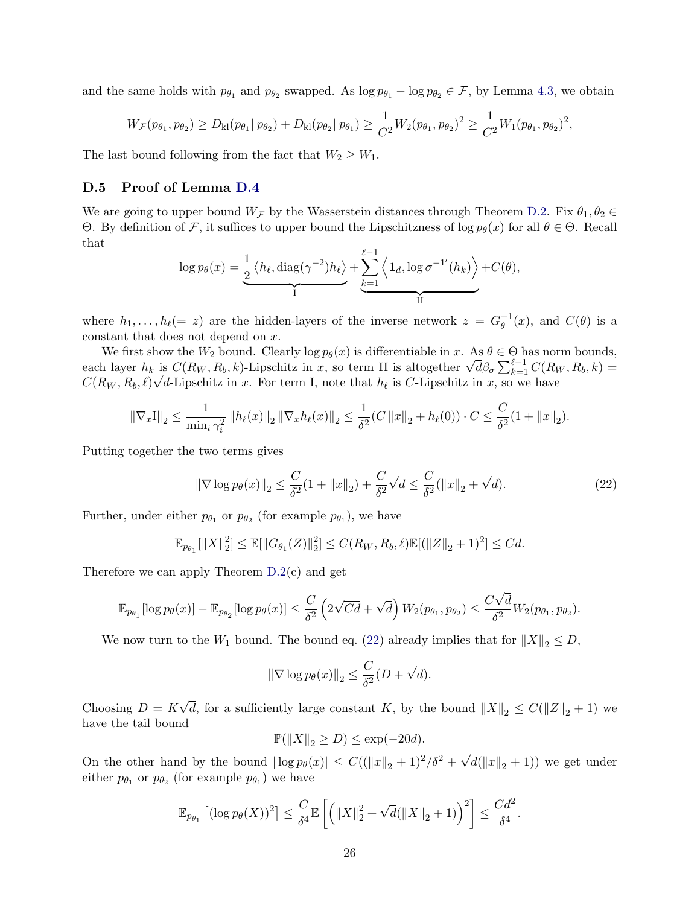and the same holds with $p_{\theta_1}$ and $p_{\theta_2}$ swapped. As $\log p_{\theta_1} - \log p_{\theta_2} \in \mathcal{F}$, by Lemma 4.3, we obtain

$$W_{\mathcal{F}}(p_{\theta_1}, p_{\theta_2}) \geq D_{\rm kl}(p_{\theta_1}\|p_{\theta_2}) + D_{\rm kl}(p_{\theta_2}\|p_{\theta_1}) \geq \frac{1}{C^2} W_2(p_{\theta_1}, p_{\theta_2})^2 \geq \frac{1}{C^2} W_1(p_{\theta_1}, p_{\theta_2})^2,$$

The last bound following from the fact that $W_2 \geq W_1$.

### D.5 Proof of Lemma D.4

We are going to upper bound $W_{\mathcal{F}}$ by the Wasserstein distances through Theorem D.2. Fix $\theta_1, \theta_2 \in \Theta$. By definition of $\mathcal{F}$, it suffices to upper bound the Lipschitzness of $\log p_\theta(x)$ for all $\theta \in \Theta$. Recall that

$$\log p_\theta(x) = \underbrace{\frac{1}{2}\left\langle h_\ell, \text{diag}(\gamma^{-2}) h_\ell \right\rangle}_{\text{I}} + \underbrace{\sum_{k=1}^{\ell-1} \left\langle \mathbf{1}_d, \log \sigma^{-1'}(h_k) \right\rangle}_{\text{II}} + C(\theta),$$

where $h_1, \ldots, h_\ell (= z)$ are the hidden-layers of the inverse network $z = G_\theta^{-1}(x)$, and $C(\theta)$ is a constant that does not depend on $x$.

We first show the $W_2$ bound. Clearly $\log p_\theta(x)$ is differentiable in $x$. As $\theta \in \Theta$ has norm bounds, each layer $h_k$ is $C(R_W, R_b, k)$-Lipschitz in $x$, so term II is altogether $\sqrt{d}\beta_\sigma \sum_{k=1}^{\ell-1} C(R_W, R_b, k) = C(R_W, R_b, \ell)\sqrt{d}$-Lipschitz in $x$. For term I, note that $h_\ell$ is $C$-Lipschitz in $x$, so we have

$$\|\nabla_x \text{I}\|_2 \leq \frac{1}{\min_i \gamma_i^2} \|h_\ell(x)\|_2 \|\nabla_x h_\ell(x)\|_2 \leq \frac{1}{\delta^2}(C\|x\|_2 + h_\ell(0)) \cdot C \leq \frac{C}{\delta^2}(1 + \|x\|_2).$$

Putting together the two terms gives

$$\|\nabla \log p_\theta(x)\|_2 \leq \frac{C}{\delta^2}(1 + \|x\|_2) + \frac{C}{\delta^2}\sqrt{d} \leq \frac{C}{\delta^2}(\|x\|_2 + \sqrt{d}). \tag{22}$$

Further, under either $p_{\theta_1}$ or $p_{\theta_2}$ (for example $p_{\theta_1}$), we have

$$\mathbb{E}_{p_{\theta_1}}[\|X\|_2^2] \leq \mathbb{E}[\|G_{\theta_1}(Z)\|_2^2] \leq C(R_W, R_b, \ell)\mathbb{E}[(\|Z\|_2 + 1)^2] \leq Cd.$$

Therefore we can apply Theorem D.2(c) and get

$$\mathbb{E}_{p_{\theta_1}}[\log p_\theta(x)] - \mathbb{E}_{p_{\theta_2}}[\log p_\theta(x)] \leq \frac{C}{\delta^2}\left(2\sqrt{Cd} + \sqrt{d}\right) W_2(p_{\theta_1}, p_{\theta_2}) \leq \frac{C\sqrt{d}}{\delta^2} W_2(p_{\theta_1}, p_{\theta_2}).$$

We now turn to the $W_1$ bound. The bound eq. (22) already implies that for $\|X\|_2 \leq D$,

$$\|\nabla \log p_\theta(x)\|_2 \leq \frac{C}{\delta^2}(D + \sqrt{d}).$$

Choosing $D = K\sqrt{d}$, for a sufficiently large constant $K$, by the bound $\|X\|_2 \leq C(\|Z\|_2 + 1)$ we have the tail bound

$$\mathbb{P}(\|X\|_2 \geq D) \leq \exp(-20d).$$

On the other hand by the bound $|\log p_\theta(x)| \leq C((\|x\|_2 + 1)^2/\delta^2 + \sqrt{d}(\|x\|_2 + 1))$ we get under either $p_{\theta_1}$ or $p_{\theta_2}$ (for example $p_{\theta_1}$) we have

$$\mathbb{E}_{p_{\theta_1}}\left[(\log p_\theta(X))^2\right] \leq \frac{C}{\delta^4}\mathbb{E}\left[\left(\|X\|_2^2 + \sqrt{d}(\|X\|_2 + 1)\right)^2\right] \leq \frac{Cd^2}{\delta^4}.$$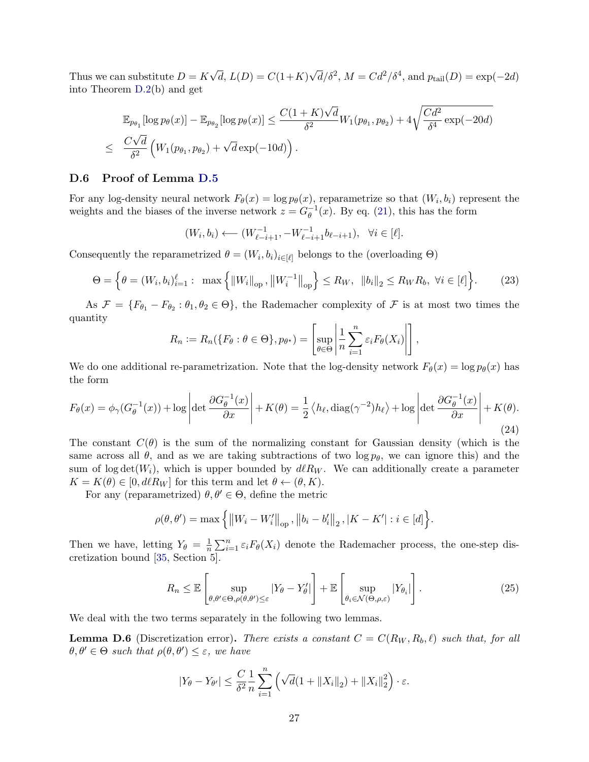Thus we can substitute $D = K\sqrt{d}$, $L(D) = C(1+K)\sqrt{d}/\delta^2$, $M = Cd^2/\delta^4$, and $p_{\rm tail}(D) = \exp(-2d)$ into Theorem D.2(b) and get

$$
\begin{aligned}
&\mathbb{E}_{p_{\theta_1}}[\log p_\theta(x)] - \mathbb{E}_{p_{\theta_2}}[\log p_\theta(x)] \leq \frac{C(1+K)\sqrt{d}}{\delta^2} W_1(p_{\theta_1}, p_{\theta_2}) + 4\sqrt{\frac{Cd^2}{\delta^4}\exp(-20d)} \\
\leq\ & \frac{C\sqrt{d}}{\delta^2}\left(W_1(p_{\theta_1}, p_{\theta_2}) + \sqrt{d}\exp(-10d)\right).
\end{aligned}
$$

### D.6 Proof of Lemma D.5

For any log-density neural network $F_\theta(x) = \log p_\theta(x)$, reparametrize so that $(W_i, b_i)$ represent the weights and the biases of the inverse network $z = G_\theta^{-1}(x)$. By eq. (21), this has the form

$$
(W_i, b_i) \longleftarrow (W_{\ell-i+1}^{-1}, -W_{\ell-i+1}^{-1} b_{\ell-i+1}), \quad \forall i \in [\ell].
$$

Consequently the reparametrized $\theta = (W_i, b_i)_{i\in[\ell]}$ belongs to the (overloading $\Theta$)

$$
\Theta = \Big\{\theta = (W_i, b_i)_{i=1}^{\ell} : \ \max\left\{\|W_i\|_{\rm op}, \left\|W_i^{-1}\right\|_{\rm op}\right\} \leq R_W, \ \|b_i\|_2 \leq R_W R_b, \ \forall i \in [\ell]\Big\}. \tag{23}
$$

As $\mathcal{F} = \{F_{\theta_1} - F_{\theta_2} : \theta_1, \theta_2 \in \Theta\}$, the Rademacher complexity of $\mathcal{F}$ is at most two times the quantity

$$
R_n := R_n(\{F_\theta : \theta \in \Theta\}, p_{\theta^\star}) = \left[\sup_{\theta\in\Theta}\left|\frac{1}{n}\sum_{i=1}^n \varepsilon_i F_\theta(X_i)\right|\right],
$$

We do one additional re-parametrization. Note that the log-density network $F_\theta(x) = \log p_\theta(x)$ has the form

$$
F_\theta(x) = \phi_\gamma(G_\theta^{-1}(x)) + \log\left|\det\frac{\partial G_\theta^{-1}(x)}{\partial x}\right| + K(\theta) = \frac{1}{2}\left\langle h_\ell, \mathrm{diag}(\gamma^{-2}) h_\ell\right\rangle + \log\left|\det\frac{\partial G_\theta^{-1}(x)}{\partial x}\right| + K(\theta). \tag{24}
$$

The constant $C(\theta)$ is the sum of the normalizing constant for Gaussian density (which is the same across all $\theta$, and as we are taking subtractions of two $\log p_\theta$, we can ignore this) and the sum of $\log\det(W_i)$, which is upper bounded by $d\ell R_W$. We can additionally create a parameter $K = K(\theta) \in [0, d\ell R_W]$ for this term and let $\theta \leftarrow (\theta, K)$.

For any (reparametrized) $\theta, \theta' \in \Theta$, define the metric

$$
\rho(\theta, \theta') = \max\Big\{\left\|W_i - W_i'\right\|_{\rm op}, \left\|b_i - b_i'\right\|_2, |K - K'| : i \in [d]\Big\}.
$$

Then we have, letting $Y_\theta = \frac{1}{n}\sum_{i=1}^n \varepsilon_i F_\theta(X_i)$ denote the Rademacher process, the one-step discretization bound [35, Section 5].

$$
R_n \leq \mathbb{E}\left[\sup_{\theta,\theta'\in\Theta, \rho(\theta,\theta')\leq\varepsilon} |Y_\theta - Y_\theta'|\right] + \mathbb{E}\left[\sup_{\theta_i\in\mathcal{N}(\Theta,\rho,\varepsilon)} |Y_{\theta_i}|\right]. \tag{25}
$$

We deal with the two terms separately in the following two lemmas.

**Lemma D.6** (Discretization error)**.** *There exists a constant $C = C(R_W, R_b, \ell)$ such that, for all $\theta, \theta' \in \Theta$ such that $\rho(\theta, \theta') \leq \varepsilon$, we have*

$$
|Y_\theta - Y_{\theta'}| \leq \frac{C}{\delta^2}\frac{1}{n}\sum_{i=1}^n \left(\sqrt{d}(1 + \|X_i\|_2) + \|X_i\|_2^2\right) \cdot \varepsilon.
$$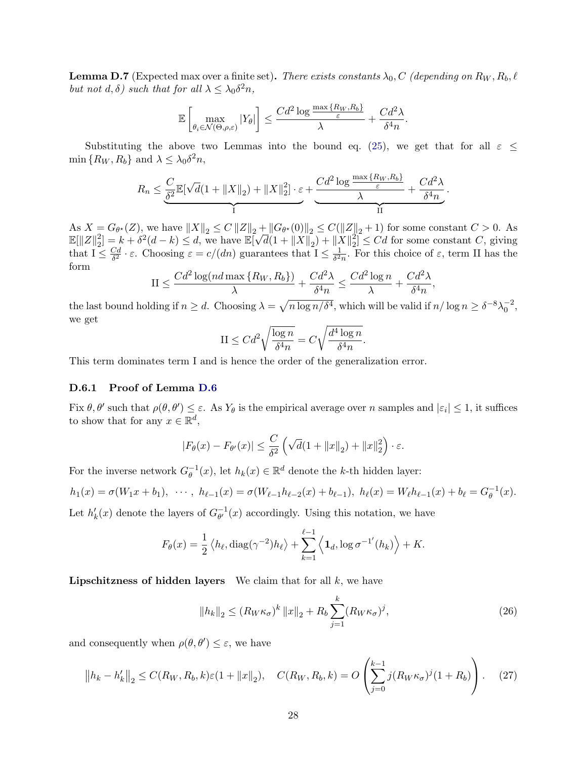**Lemma D.7** (Expected max over a finite set)**.** *There exists constants $\lambda_0, C$ (depending on $R_W, R_b, \ell$ but not $d, \delta$) such that for all $\lambda \le \lambda_0 \delta^2 n$,*

$$\mathbb{E}\left[\max_{\theta_i \in \mathcal{N}(\Theta,\rho,\varepsilon)} |Y_\theta|\right] \le \frac{Cd^2 \log \frac{\max\{R_W, R_b\}}{\varepsilon}}{\lambda} + \frac{Cd^2\lambda}{\delta^4 n}.$$

Substituting the above two Lemmas into the bound eq. (25), we get that for all $\varepsilon \le \min\{R_W, R_b\}$ and $\lambda \le \lambda_0 \delta^2 n$,

$$R_n \le \underbrace{\frac{C}{\delta^2}\mathbb{E}[\sqrt{d}(1+\|X\|_2) + \|X\|_2^2]\cdot\varepsilon}_{\text{I}} + \underbrace{\frac{Cd^2 \log \frac{\max\{R_W,R_b\}}{\varepsilon}}{\lambda} + \frac{Cd^2\lambda}{\delta^4 n}}_{\text{II}}.$$

As $X = G_{\theta^\star}(Z)$, we have $\|X\|_2 \le C\|Z\|_2 + \|G_{\theta^\star}(0)\|_2 \le C(\|Z\|_2 + 1)$ for some constant $C > 0$. As $\mathbb{E}[\|Z\|_2^2] = k + \delta^2(d-k) \le d$, we have $\mathbb{E}[\sqrt{d}(1+\|X\|_2) + \|X\|_2^2] \le Cd$ for some constant $C$, giving that $\text{I} \le \frac{Cd}{\delta^2}\cdot\varepsilon$. Choosing $\varepsilon = c/(dn)$ guarantees that $\text{I} \le \frac{1}{\delta^2 n}$. For this choice of $\varepsilon$, term II has the form

$$\text{II} \le \frac{Cd^2 \log(nd\max\{R_W,R_b\})}{\lambda} + \frac{Cd^2\lambda}{\delta^4 n} \le \frac{Cd^2\log n}{\lambda} + \frac{Cd^2\lambda}{\delta^4 n},$$

the last bound holding if $n \ge d$. Choosing $\lambda = \sqrt{n\log n/\delta^4}$, which will be valid if $n/\log n \ge \delta^{-8}\lambda_0^{-2}$, we get

$$\text{II} \le Cd^2\sqrt{\frac{\log n}{\delta^4 n}} = C\sqrt{\frac{d^4 \log n}{\delta^4 n}}.$$

This term dominates term I and is hence the order of the generalization error.

### D.6.1 Proof of Lemma D.6

Fix $\theta, \theta'$ such that $\rho(\theta,\theta') \le \varepsilon$. As $Y_\theta$ is the empirical average over $n$ samples and $|\varepsilon_i| \le 1$, it suffices to show that for any $x \in \mathbb{R}^d$,

$$|F_\theta(x) - F_{\theta'}(x)| \le \frac{C}{\delta^2}\left(\sqrt{d}(1+\|x\|_2) + \|x\|_2^2\right)\cdot\varepsilon.$$

For the inverse network $G_\theta^{-1}(x)$, let $h_k(x) \in \mathbb{R}^d$ denote the $k$-th hidden layer:

$$h_1(x) = \sigma(W_1 x + b_1),\ \cdots,\ h_{\ell-1}(x) = \sigma(W_{\ell-1}h_{\ell-2}(x) + b_{\ell-1}),\ h_\ell(x) = W_\ell h_{\ell-1}(x) + b_\ell = G_\theta^{-1}(x).$$

Let $h'_k(x)$ denote the layers of $G_{\theta'}^{-1}(x)$ accordingly. Using this notation, we have

$$F_\theta(x) = \frac{1}{2}\left\langle h_\ell, \text{diag}(\gamma^{-2})h_\ell\right\rangle + \sum_{k=1}^{\ell-1}\left\langle \mathbf{1}_d, \log {\sigma^{-1}}'(h_k)\right\rangle + K.$$

**Lipschitzness of hidden layers** We claim that for all $k$, we have

$$\|h_k\|_2 \le (R_W\kappa_\sigma)^k \|x\|_2 + R_b\sum_{j=1}^{k}(R_W\kappa_\sigma)^j, \tag{26}$$

and consequently when $\rho(\theta,\theta') \le \varepsilon$, we have

$$\|h_k - h'_k\|_2 \le C(R_W,R_b,k)\varepsilon(1+\|x\|_2), \quad C(R_W,R_b,k) = O\left(\sum_{j=0}^{k-1} j(R_W\kappa_\sigma)^j(1+R_b)\right). \tag{27}$$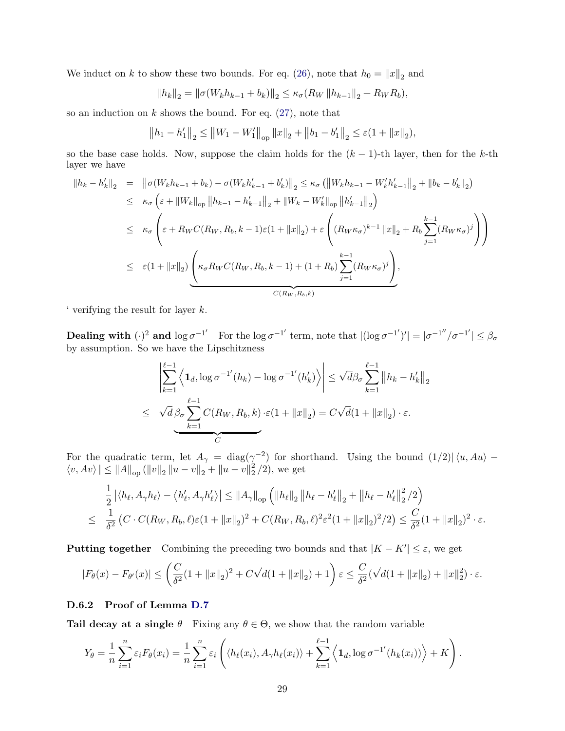We induct on $k$ to show these two bounds. For eq. (26), note that $h_0 = \|x\|_2$ and

$$\|h_k\|_2 = \|\sigma(W_k h_{k-1} + b_k)\|_2 \le \kappa_\sigma (R_W \|h_{k-1}\|_2 + R_W R_b),$$

so an induction on $k$ shows the bound. For eq. (27), note that

$$\|h_1 - h_1'\|_2 \le \|W_1 - W_1'\|_{\rm op} \|x\|_2 + \|b_1 - b_1'\|_2 \le \varepsilon(1 + \|x\|_2),$$

so the base case holds. Now, suppose the claim holds for the $(k-1)$-th layer, then for the $k$-th layer we have

$$\begin{aligned}
\|h_k - h_k'\|_2 &= \|\sigma(W_k h_{k-1} + b_k) - \sigma(W_k h_{k-1}' + b_k')\|_2 \le \kappa_\sigma \left(\|W_k h_{k-1} - W_k' h_{k-1}'\|_2 + \|b_k - b_k'\|_2\right) \\
&\le \kappa_\sigma \left(\varepsilon + \|W_k\|_{\rm op} \|h_{k-1} - h_{k-1}'\|_2 + \|W_k - W_k'\|_{\rm op} \|h_{k-1}'\|_2\right) \\
&\le \kappa_\sigma \left(\varepsilon + R_W C(R_W, R_b, k-1)\varepsilon(1 + \|x\|_2) + \varepsilon\left((R_W\kappa_\sigma)^{k-1}\|x\|_2 + R_b \sum_{j=1}^{k-1}(R_W\kappa_\sigma)^j\right)\right) \\
&\le \varepsilon(1 + \|x\|_2) \underbrace{\left(\kappa_\sigma R_W C(R_W, R_b, k-1) + (1 + R_b)\sum_{j=1}^{k-1}(R_W\kappa_\sigma)^j\right)}_{C(R_W, R_b, k)},
\end{aligned}$$

' verifying the result for layer $k$.

**Dealing with $(\cdot)^2$ and $\log \sigma^{-1'}$** For the $\log \sigma^{-1'}$ term, note that $|(\log \sigma^{-1'})'| = |\sigma^{-1''}/\sigma^{-1'}| \le \beta_\sigma$ by assumption. So we have the Lipschitzness

$$\begin{aligned}
&\left|\sum_{k=1}^{\ell-1} \left\langle \mathbf{1}_d, \log \sigma^{-1'}(h_k) - \log \sigma^{-1'}(h_k') \right\rangle\right| \le \sqrt{d}\beta_\sigma \sum_{k=1}^{\ell-1} \|h_k - h_k'\|_2 \\
\le\ & \underbrace{\sqrt{d}\,\beta_\sigma \sum_{k=1}^{\ell-1} C(R_W, R_b, k)}_{C} \cdot \varepsilon(1 + \|x\|_2) = C\sqrt{d}(1 + \|x\|_2) \cdot \varepsilon.
\end{aligned}$$

For the quadratic term, let $A_\gamma = \mathrm{diag}(\gamma^{-2})$ for shorthand. Using the bound $(1/2)|\langle u, Au\rangle - \langle v, Av\rangle| \le \|A\|_{\rm op}(\|v\|_2 \|u - v\|_2 + \|u - v\|_2^2/2)$, we get

$$\begin{aligned}
&\frac{1}{2}|\langle h_\ell, A_\gamma h_\ell\rangle - \langle h_\ell', A_\gamma h_\ell'\rangle| \le \|A_\gamma\|_{\rm op}\left(\|h_\ell\|_2 \|h_\ell - h_\ell'\|_2 + \|h_\ell - h_\ell'\|_2^2/2\right) \\
\le\ & \frac{1}{\delta^2}\left(C \cdot C(R_W, R_b, \ell)\varepsilon(1 + \|x\|_2)^2 + C(R_W, R_b, \ell)^2\varepsilon^2(1 + \|x\|_2)^2/2\right) \le \frac{C}{\delta^2}(1 + \|x\|_2)^2 \cdot \varepsilon.
\end{aligned}$$

**Putting together** Combining the preceding two bounds and that $|K - K'| \le \varepsilon$, we get

$$|F_\theta(x) - F_{\theta'}(x)| \le \left(\frac{C}{\delta^2}(1 + \|x\|_2)^2 + C\sqrt{d}(1 + \|x\|_2) + 1\right)\varepsilon \le \frac{C}{\delta^2}(\sqrt{d}(1 + \|x\|_2) + \|x\|_2^2) \cdot \varepsilon.$$

### D.6.2 Proof of Lemma D.7

**Tail decay at a single $\theta$** Fixing any $\theta \in \Theta$, we show that the random variable

$$Y_\theta = \frac{1}{n}\sum_{i=1}^n \varepsilon_i F_\theta(x_i) = \frac{1}{n}\sum_{i=1}^n \varepsilon_i \left(\langle h_\ell(x_i), A_\gamma h_\ell(x_i)\rangle + \sum_{k=1}^{\ell-1}\left\langle \mathbf{1}_d, \log \sigma^{-1'}(h_k(x_i))\right\rangle + K\right).$$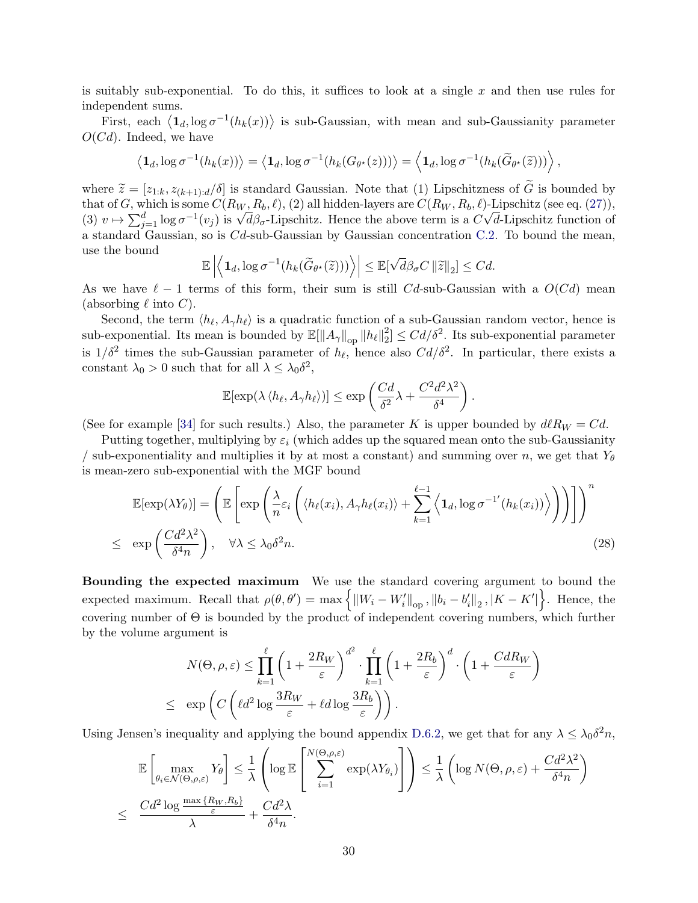is suitably sub-exponential. To do this, it suffices to look at a single $x$ and then use rules for independent sums.

First, each $\langle \mathbf{1}_d, \log \sigma^{-1}(h_k(x)) \rangle$ is sub-Gaussian, with mean and sub-Gaussianity parameter $O(Cd)$. Indeed, we have

$$\langle \mathbf{1}_d, \log \sigma^{-1}(h_k(x)) \rangle = \langle \mathbf{1}_d, \log \sigma^{-1}(h_k(G_{\theta^\star}(z))) \rangle = \left\langle \mathbf{1}_d, \log \sigma^{-1}(h_k(\widetilde{G}_{\theta^\star}(\widetilde{z}))) \right\rangle,$$

where $\widetilde{z} = [z_{1:k}, z_{(k+1):d}/\delta]$ is standard Gaussian. Note that (1) Lipschitzness of $\widetilde{G}$ is bounded by that of $G$, which is some $C(R_W, R_b, \ell)$, (2) all hidden-layers are $C(R_W, R_b, \ell)$-Lipschitz (see eq. (27)), (3) $v \mapsto \sum_{j=1}^d \log \sigma^{-1}(v_j)$ is $\sqrt{d}\beta_\sigma$-Lipschitz. Hence the above term is a $C\sqrt{d}$-Lipschitz function of a standard Gaussian, so is $Cd$-sub-Gaussian by Gaussian concentration C.2. To bound the mean, use the bound

$$\mathbb{E}\left|\left\langle \mathbf{1}_d, \log \sigma^{-1}(h_k(\widetilde{G}_{\theta^\star}(\widetilde{z}))) \right\rangle\right| \le \mathbb{E}[\sqrt{d}\beta_\sigma C \|\widetilde{z}\|_2] \le Cd.$$

As we have $\ell - 1$ terms of this form, their sum is still $Cd$-sub-Gaussian with a $O(Cd)$ mean (absorbing $\ell$ into $C$).

Second, the term $\langle h_\ell, A_\gamma h_\ell \rangle$ is a quadratic function of a sub-Gaussian random vector, hence is sub-exponential. Its mean is bounded by $\mathbb{E}[\|A_\gamma\|_{\text{op}} \|h_\ell\|_2^2] \le Cd/\delta^2$. Its sub-exponential parameter is $1/\delta^2$ times the sub-Gaussian parameter of $h_\ell$, hence also $Cd/\delta^2$. In particular, there exists a constant $\lambda_0 > 0$ such that for all $\lambda \le \lambda_0 \delta^2$,

$$\mathbb{E}[\exp(\lambda \langle h_\ell, A_\gamma h_\ell \rangle)] \le \exp\left(\frac{Cd}{\delta^2}\lambda + \frac{C^2 d^2 \lambda^2}{\delta^4}\right).$$

(See for example [34] for such results.) Also, the parameter $K$ is upper bounded by $d\ell R_W = Cd$.

Putting together, multiplying by $\varepsilon_i$ (which addes up the squared mean onto the sub-Gaussianity / sub-exponentiality and multiplies it by at most a constant) and summing over $n$, we get that $Y_\theta$ is mean-zero sub-exponential with the MGF bound

$$\begin{aligned}
\mathbb{E}[\exp(\lambda Y_\theta)] &= \left(\mathbb{E}\left[\exp\left(\frac{\lambda}{n}\varepsilon_i\left(\langle h_\ell(x_i), A_\gamma h_\ell(x_i)\rangle + \sum_{k=1}^{\ell-1}\left\langle \mathbf{1}_d, \log \sigma^{-1'}(h_k(x_i))\right\rangle\right)\right)\right]\right)^n \\
&\le \exp\left(\frac{Cd^2\lambda^2}{\delta^4 n}\right), \quad \forall \lambda \le \lambda_0 \delta^2 n. \qquad (28)
\end{aligned}$$

**Bounding the expected maximum** We use the standard covering argument to bound the expected maximum. Recall that $\rho(\theta, \theta') = \max\left\{\|W_i - W_i'\|_{\text{op}}, \|b_i - b_i'\|_2, |K - K'|\right\}$. Hence, the covering number of $\Theta$ is bounded by the product of independent covering numbers, which further by the volume argument is

$$\begin{aligned}
N(\Theta, \rho, \varepsilon) &\le \prod_{k=1}^{\ell}\left(1 + \frac{2R_W}{\varepsilon}\right)^{d^2} \cdot \prod_{k=1}^{\ell}\left(1 + \frac{2R_b}{\varepsilon}\right)^{d} \cdot \left(1 + \frac{CdR_W}{\varepsilon}\right) \\
&\le \exp\left(C\left(\ell d^2 \log\frac{3R_W}{\varepsilon} + \ell d \log\frac{3R_b}{\varepsilon}\right)\right).
\end{aligned}$$

Using Jensen's inequality and applying the bound appendix D.6.2, we get that for any $\lambda \le \lambda_0 \delta^2 n$,

$$\begin{aligned}
\mathbb{E}\left[\max_{\theta_i \in \mathcal{N}(\Theta, \rho, \varepsilon)} Y_\theta\right] &\le \frac{1}{\lambda}\left(\log \mathbb{E}\left[\sum_{i=1}^{N(\Theta,\rho,\varepsilon)} \exp(\lambda Y_{\theta_i})\right]\right) \le \frac{1}{\lambda}\left(\log N(\Theta, \rho, \varepsilon) + \frac{Cd^2\lambda^2}{\delta^4 n}\right) \\
&\le \frac{Cd^2 \log \frac{\max\{R_W, R_b\}}{\varepsilon}}{\lambda} + \frac{Cd^2\lambda}{\delta^4 n}.
\end{aligned}$$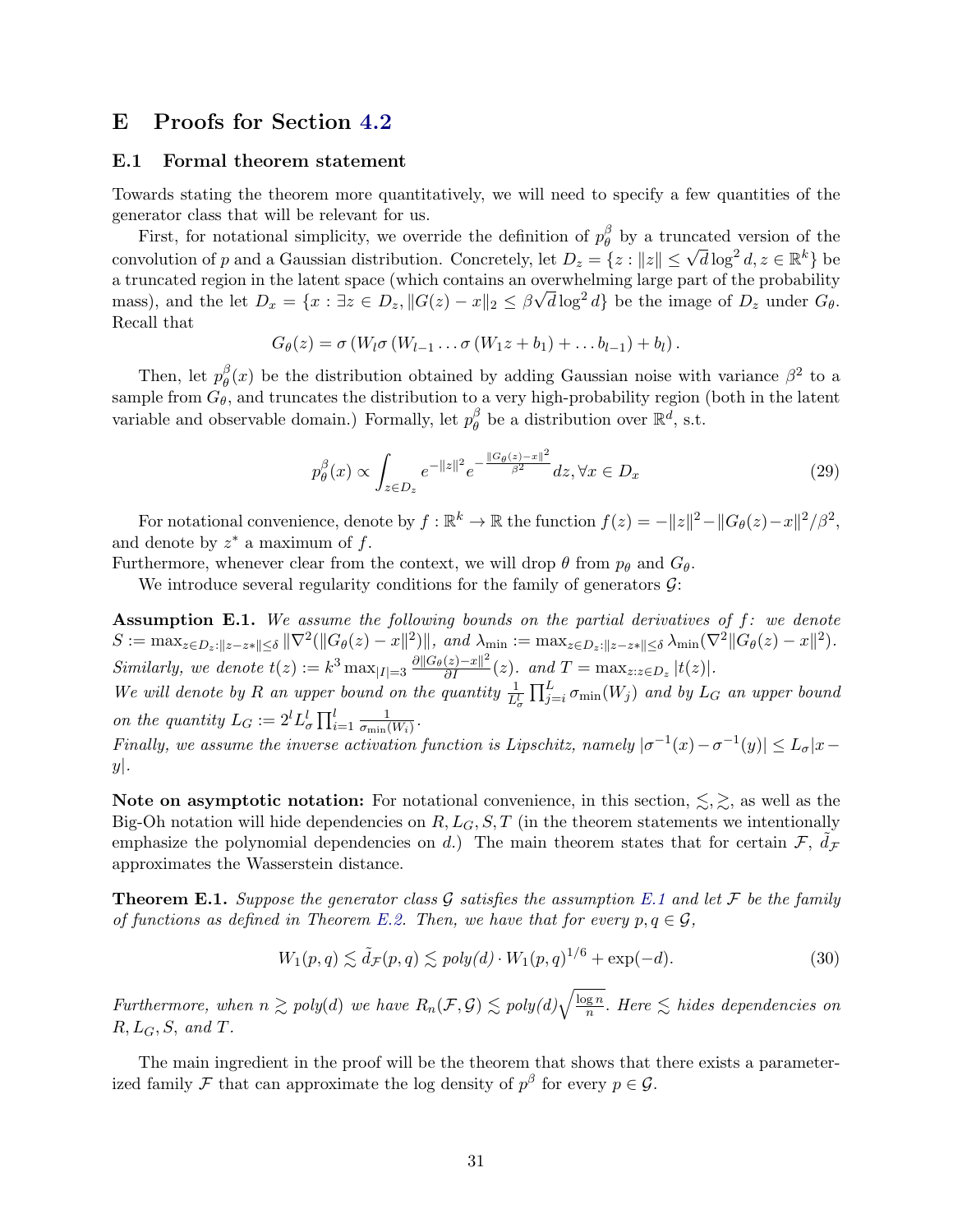# E Proofs for Section 4.2

## E.1 Formal theorem statement

Towards stating the theorem more quantitatively, we will need to specify a few quantities of the generator class that will be relevant for us.

First, for notational simplicity, we override the definition of $p_\theta^\beta$ by a truncated version of the convolution of $p$ and a Gaussian distribution. Concretely, let $D_z = \{z : \|z\| \le \sqrt{d}\log^2 d, z \in \mathbb{R}^k\}$ be a truncated region in the latent space (which contains an overwhelming large part of the probability mass), and the let $D_x = \{x : \exists z \in D_z, \|G(z) - x\|_2 \le \beta\sqrt{d}\log^2 d\}$ be the image of $D_z$ under $G_\theta$. Recall that

$$G_\theta(z) = \sigma\left(W_l \sigma\left(W_{l-1} \dots \sigma\left(W_1 z + b_1\right) + \dots b_{l-1}\right) + b_l\right).$$

Then, let $p_\theta^\beta(x)$ be the distribution obtained by adding Gaussian noise with variance $\beta^2$ to a sample from $G_\theta$, and truncates the distribution to a very high-probability region (both in the latent variable and observable domain.) Formally, let $p_\theta^\beta$ be a distribution over $\mathbb{R}^d$, s.t.

$$p_\theta^\beta(x) \propto \int_{z \in D_z} e^{-\|z\|^2} e^{-\frac{\|G_\theta(z) - x\|^2}{\beta^2}} dz, \forall x \in D_x \tag{29}$$

For notational convenience, denote by $f : \mathbb{R}^k \to \mathbb{R}$ the function $f(z) = -\|z\|^2 - \|G_\theta(z) - x\|^2/\beta^2$, and denote by $z^*$ a maximum of $f$.
Furthermore, whenever clear from the context, we will drop $\theta$ from $p_\theta$ and $G_\theta$.

We introduce several regularity conditions for the family of generators $\mathcal{G}$:

**Assumption E.1.** *We assume the following bounds on the partial derivatives of $f$: we denote $S := \max_{z \in D_z : \|z - z*\| \le \delta} \|\nabla^2(\|G_\theta(z) - x\|^2)\|$, and $\lambda_{\min} := \max_{z \in D_z : \|z - z*\| \le \delta} \lambda_{\min}(\nabla^2\|G_\theta(z) - x\|^2)$. Similarly, we denote $t(z) := k^3 \max_{|I|=3} \frac{\partial \|G_\theta(z) - x\|^2}{\partial I}(z)$. and $T = \max_{z : z \in D_z} |t(z)|$.*
*We will denote by $R$ an upper bound on the quantity $\frac{1}{L_\sigma^l} \prod_{j=i}^{L} \sigma_{\min}(W_j)$ and by $L_G$ an upper bound on the quantity $L_G := 2^l L_\sigma^l \prod_{i=1}^{l} \frac{1}{\sigma_{\min}(W_i)}$.*
*Finally, we assume the inverse activation function is Lipschitz, namely $|\sigma^{-1}(x) - \sigma^{-1}(y)| \le L_\sigma |x - y|$.*

**Note on asymptotic notation:** For notational convenience, in this section, $\lesssim, \gtrsim$, as well as the Big-Oh notation will hide dependencies on $R, L_G, S, T$ (in the theorem statements we intentionally emphasize the polynomial dependencies on $d$.) The main theorem states that for certain $\mathcal{F}$, $\tilde{d}_\mathcal{F}$ approximates the Wasserstein distance.

**Theorem E.1.** *Suppose the generator class $\mathcal{G}$ satisfies the assumption E.1 and let $\mathcal{F}$ be the family of functions as defined in Theorem E.2. Then, we have that for every $p, q \in \mathcal{G}$,*

$$W_1(p, q) \lesssim \tilde{d}_\mathcal{F}(p, q) \lesssim poly(d) \cdot W_1(p, q)^{1/6} + \exp(-d). \tag{30}$$

*Furthermore, when $n \gtrsim poly(d)$ we have $R_n(\mathcal{F}, \mathcal{G}) \lesssim poly(d)\sqrt{\frac{\log n}{n}}$. Here $\lesssim$ hides dependencies on $R, L_G, S$, and $T$.*

The main ingredient in the proof will be the theorem that shows that there exists a parameterized family $\mathcal{F}$ that can approximate the log density of $p^\beta$ for every $p \in \mathcal{G}$.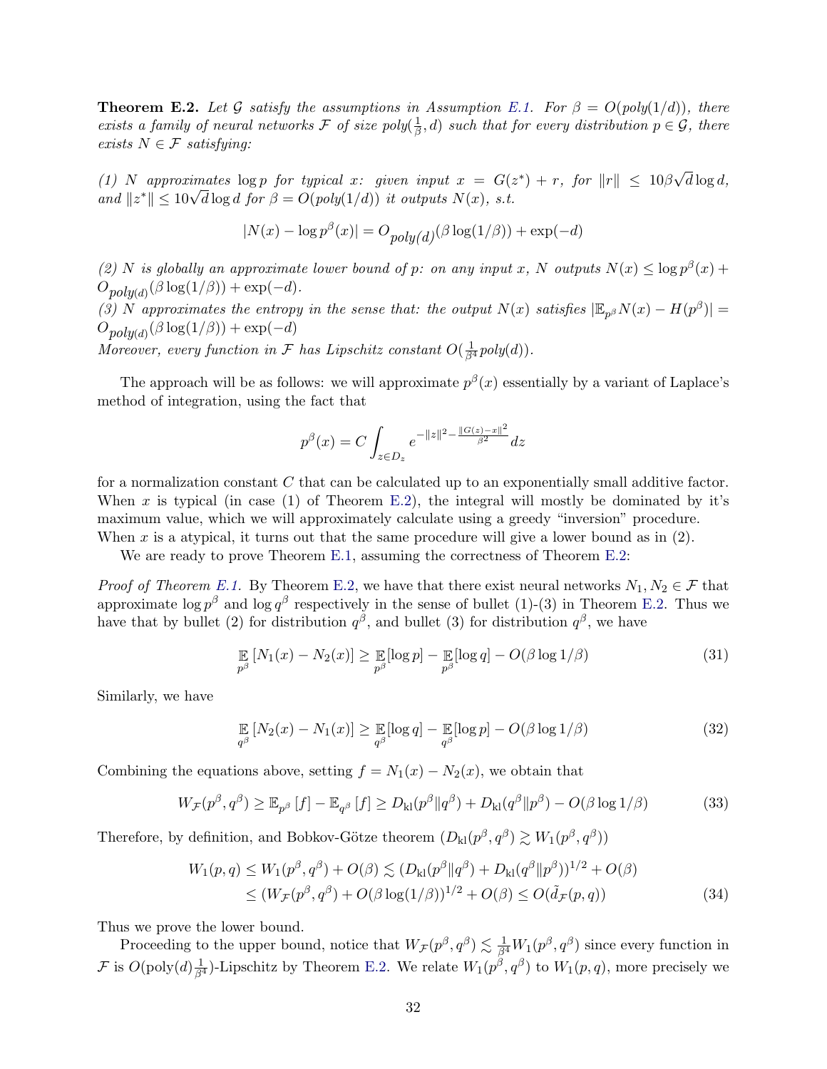**Theorem E.2.** *Let $\mathcal{G}$ satisfy the assumptions in Assumption E.1. For $\beta = O(poly(1/d))$, there exists a family of neural networks $\mathcal{F}$ of size $poly(\frac{1}{\beta}, d)$ such that for every distribution $p \in \mathcal{G}$, there exists $N \in \mathcal{F}$ satisfying:*

*(1) $N$ approximates $\log p$ for typical $x$: given input $x = G(z^*) + r$, for $\|r\| \leq 10\beta\sqrt{d}\log d$, and $\|z^*\| \leq 10\sqrt{d}\log d$ for $\beta = O(poly(1/d))$ it outputs $N(x)$, s.t.*

$$|N(x) - \log p^\beta(x)| = O_{poly(d)}(\beta \log(1/\beta)) + \exp(-d)$$

*(2) $N$ is globally an approximate lower bound of $p$: on any input $x$, $N$ outputs $N(x) \leq \log p^\beta(x) + O_{poly(d)}(\beta\log(1/\beta)) + \exp(-d)$.*
*(3) $N$ approximates the entropy in the sense that: the output $N(x)$ satisfies $|\mathbb{E}_{p^\beta} N(x) - H(p^\beta)| = O_{poly(d)}(\beta\log(1/\beta)) + \exp(-d)$*
*Moreover, every function in $\mathcal{F}$ has Lipschitz constant $O(\frac{1}{\beta^4} poly(d))$.*

The approach will be as follows: we will approximate $p^\beta(x)$ essentially by a variant of Laplace's method of integration, using the fact that

$$p^\beta(x) = C \int_{z \in D_z} e^{-\|z\|^2 - \frac{\|G(z)-x\|^2}{\beta^2}} dz$$

for a normalization constant $C$ that can be calculated up to an exponentially small additive factor. When $x$ is typical (in case (1) of Theorem E.2), the integral will mostly be dominated by it's maximum value, which we will approximately calculate using a greedy "inversion" procedure. When $x$ is a atypical, it turns out that the same procedure will give a lower bound as in (2).

We are ready to prove Theorem E.1, assuming the correctness of Theorem E.2:

*Proof of Theorem E.1.* By Theorem E.2, we have that there exist neural networks $N_1, N_2 \in \mathcal{F}$ that approximate $\log p^\beta$ and $\log q^\beta$ respectively in the sense of bullet (1)-(3) in Theorem E.2. Thus we have that by bullet (2) for distribution $q^\beta$, and bullet (3) for distribution $q^\beta$, we have

$$\mathop{\mathbb{E}}_{p^\beta}[N_1(x) - N_2(x)] \geq \mathop{\mathbb{E}}_{p^\beta}[\log p] - \mathop{\mathbb{E}}_{p^\beta}[\log q] - O(\beta \log 1/\beta) \tag{31}$$

Similarly, we have

$$\mathop{\mathbb{E}}_{q^\beta}[N_2(x) - N_1(x)] \geq \mathop{\mathbb{E}}_{q^\beta}[\log q] - \mathop{\mathbb{E}}_{q^\beta}[\log p] - O(\beta \log 1/\beta) \tag{32}$$

Combining the equations above, setting $f = N_1(x) - N_2(x)$, we obtain that

$$W_\mathcal{F}(p^\beta, q^\beta) \geq \mathbb{E}_{p^\beta}[f] - \mathbb{E}_{q^\beta}[f] \geq D_{\mathrm{kl}}(p^\beta \| q^\beta) + D_{\mathrm{kl}}(q^\beta \| p^\beta) - O(\beta \log 1/\beta) \tag{33}$$

Therefore, by definition, and Bobkov-Götze theorem ($D_{\mathrm{kl}}(p^\beta, q^\beta) \gtrsim W_1(p^\beta, q^\beta)$)

$$\begin{aligned}
W_1(p,q) &\leq W_1(p^\beta, q^\beta) + O(\beta) \lesssim (D_{\mathrm{kl}}(p^\beta \| q^\beta) + D_{\mathrm{kl}}(q^\beta \| p^\beta))^{1/2} + O(\beta) \\
&\leq (W_\mathcal{F}(p^\beta, q^\beta) + O(\beta \log(1/\beta))^{1/2} + O(\beta) \leq O(\tilde{d}_\mathcal{F}(p,q))
\end{aligned} \tag{34}$$

Thus we prove the lower bound.

Proceeding to the upper bound, notice that $W_\mathcal{F}(p^\beta, q^\beta) \lesssim \frac{1}{\beta^4} W_1(p^\beta, q^\beta)$ since every function in $\mathcal{F}$ is $O(\mathrm{poly}(d)\frac{1}{\beta^4})$-Lipschitz by Theorem E.2. We relate $W_1(p^\beta, q^\beta)$ to $W_1(p,q)$, more precisely we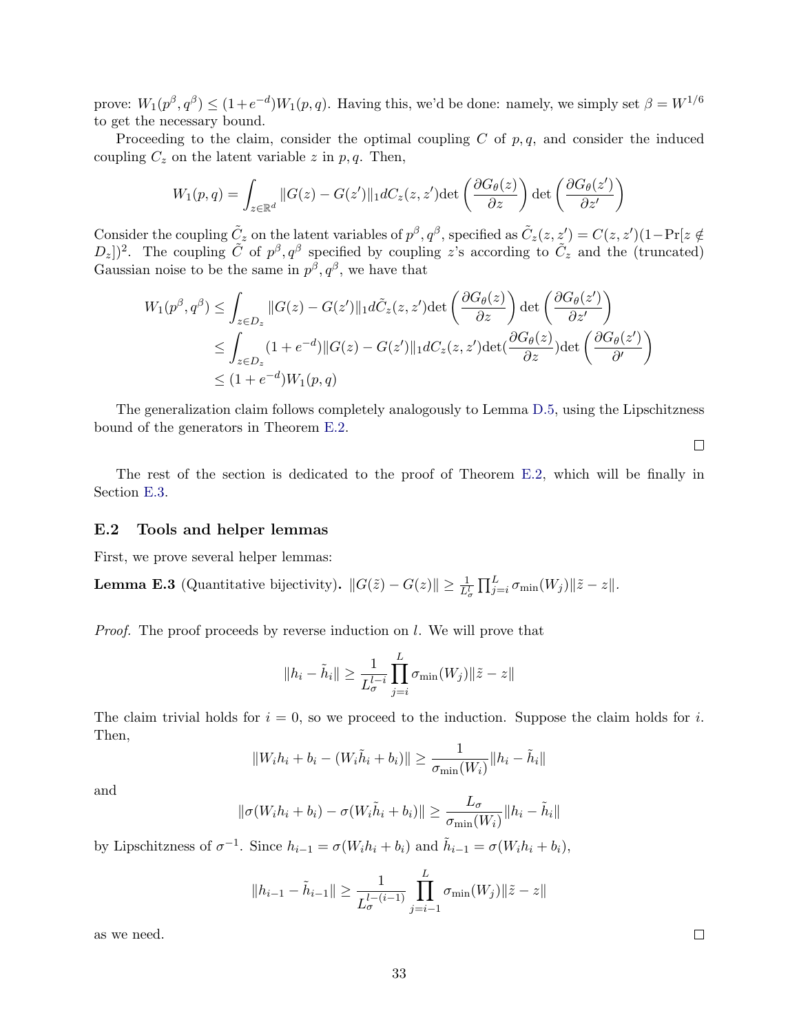prove: $W_1(p^\beta, q^\beta) \le (1+e^{-d}) W_1(p,q)$. Having this, we'd be done: namely, we simply set $\beta = W^{1/6}$ to get the necessary bound.

Proceeding to the claim, consider the optimal coupling $C$ of $p, q$, and consider the induced coupling $C_z$ on the latent variable $z$ in $p, q$. Then,

$$W_1(p,q) = \int_{z \in \mathbb{R}^d} \|G(z) - G(z')\|_1 dC_z(z,z') \det\left(\frac{\partial G_\theta(z)}{\partial z}\right) \det\left(\frac{\partial G_\theta(z')}{\partial z'}\right)$$

Consider the coupling $\tilde{C}_z$ on the latent variables of $p^\beta, q^\beta$, specified as $\tilde{C}_z(z,z') = C(z,z')(1 - \Pr[z \notin D_z])^2$. The coupling $\tilde{C}$ of $p^\beta, q^\beta$ specified by coupling $z$'s according to $\tilde{C}_z$ and the (truncated) Gaussian noise to be the same in $p^\beta, q^\beta$, we have that

$$\begin{aligned}
W_1(p^\beta, q^\beta) &\le \int_{z \in D_z} \|G(z) - G(z')\|_1 d\tilde{C}_z(z,z') \det\left(\frac{\partial G_\theta(z)}{\partial z}\right) \det\left(\frac{\partial G_\theta(z')}{\partial z'}\right) \\
&\le \int_{z \in D_z} (1+e^{-d}) \|G(z) - G(z')\|_1 dC_z(z,z') \det\left(\frac{\partial G_\theta(z)}{\partial z}\right) \det\left(\frac{\partial G_\theta(z')}{\partial'}\right) \\
&\le (1+e^{-d}) W_1(p,q)
\end{aligned}$$

The generalization claim follows completely analogously to Lemma D.5, using the Lipschitzness bound of the generators in Theorem E.2.

$\square$

The rest of the section is dedicated to the proof of Theorem E.2, which will be finally in Section E.3.

## E.2 Tools and helper lemmas

First, we prove several helper lemmas:

**Lemma E.3** (Quantitative bijectivity). $\|G(\tilde{z}) - G(z)\| \ge \frac{1}{L_\sigma^l} \prod_{j=i}^{L} \sigma_{\min}(W_j) \|\tilde{z} - z\|$.

*Proof.* The proof proceeds by reverse induction on $l$. We will prove that

$$\|h_i - \tilde{h}_i\| \ge \frac{1}{L_\sigma^{l-i}} \prod_{j=i}^{L} \sigma_{\min}(W_j) \|\tilde{z} - z\|$$

The claim trivial holds for $i = 0$, so we proceed to the induction. Suppose the claim holds for $i$. Then,

$$\|W_i h_i + b_i - (W_i \tilde{h}_i + b_i)\| \ge \frac{1}{\sigma_{\min}(W_i)} \|h_i - \tilde{h}_i\|$$

and

$$\|\sigma(W_i h_i + b_i) - \sigma(W_i \tilde{h}_i + b_i)\| \ge \frac{L_\sigma}{\sigma_{\min}(W_i)} \|h_i - \tilde{h}_i\|$$

by Lipschitzness of $\sigma^{-1}$. Since $h_{i-1} = \sigma(W_i h_i + b_i)$ and $\tilde{h}_{i-1} = \sigma(W_i h_i + b_i)$,

$$\|h_{i-1} - \tilde{h}_{i-1}\| \ge \frac{1}{L_\sigma^{l-(i-1)}} \prod_{j=i-1}^{L} \sigma_{\min}(W_j) \|\tilde{z} - z\|$$

as we need. $\square$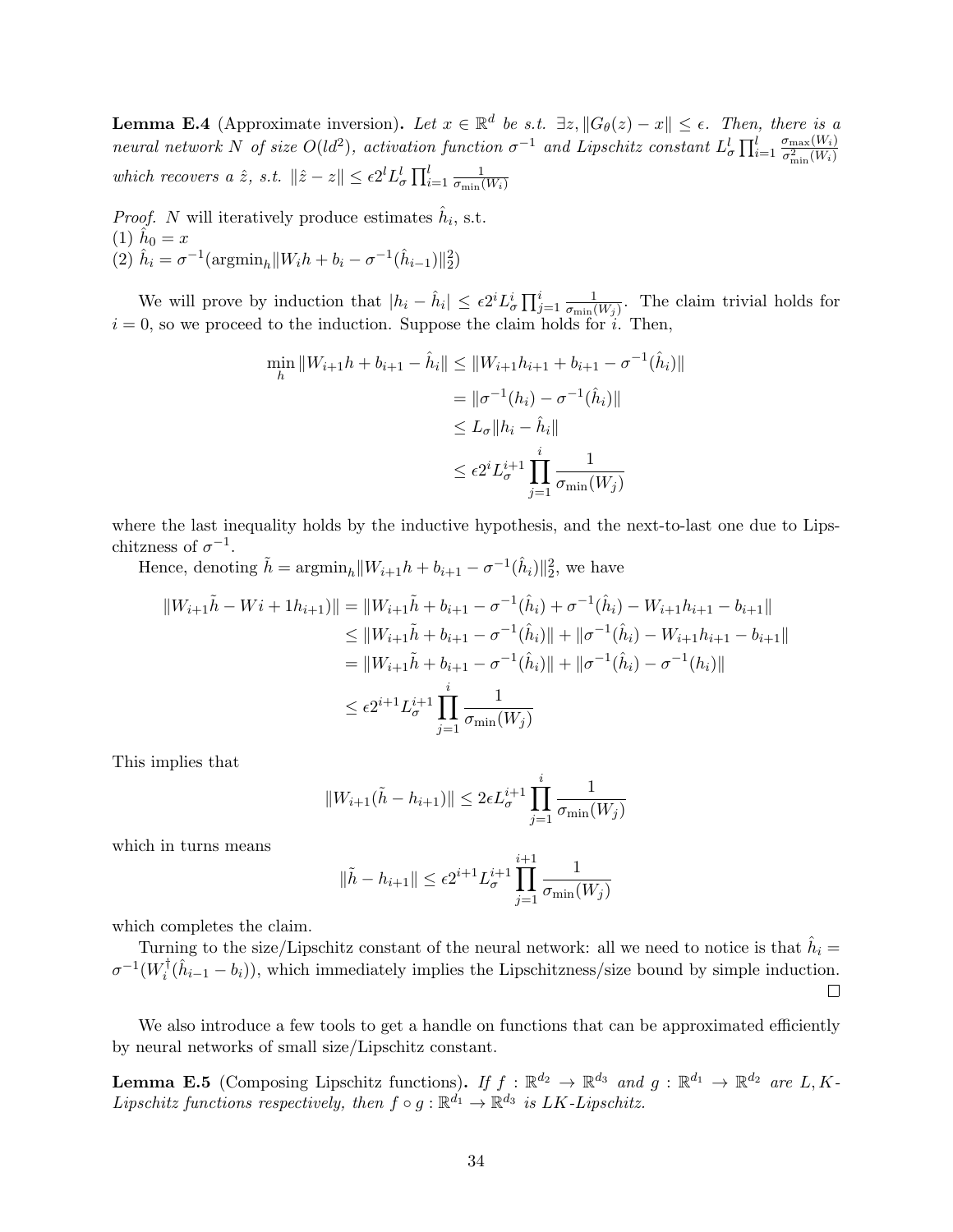**Lemma E.4** (Approximate inversion)**.** *Let $x \in \mathbb{R}^d$ be s.t. $\exists z, \|G_\theta(z) - x\| \leq \epsilon$. Then, there is a neural network $N$ of size $O(ld^2)$, activation function $\sigma^{-1}$ and Lipschitz constant $L_\sigma^l \prod_{i=1}^l \frac{\sigma_{\max}(W_i)}{\sigma_{\min}^2(W_i)}$ which recovers a $\hat{z}$, s.t. $\|\hat{z} - z\| \leq \epsilon 2^l L_\sigma^l \prod_{i=1}^l \frac{1}{\sigma_{\min}(W_i)}$*

*Proof.* $N$ will iteratively produce estimates $\hat{h}_i$, s.t.
(1) $\hat{h}_0 = x$
(2) $\hat{h}_i = \sigma^{-1}(\text{argmin}_h \|W_i h + b_i - \sigma^{-1}(\hat{h}_{i-1})\|_2^2)$

We will prove by induction that $|h_i - \hat{h}_i| \leq \epsilon 2^i L_\sigma^i \prod_{j=1}^i \frac{1}{\sigma_{\min}(W_j)}$. The claim trivial holds for $i = 0$, so we proceed to the induction. Suppose the claim holds for $i$. Then,

$$
\begin{aligned}
\min_h \|W_{i+1}h + b_{i+1} - \hat{h}_i\| &\leq \|W_{i+1}h_{i+1} + b_{i+1} - \sigma^{-1}(\hat{h}_i)\| \\
&= \|\sigma^{-1}(h_i) - \sigma^{-1}(\hat{h}_i)\| \\
&\leq L_\sigma \|h_i - \hat{h}_i\| \\
&\leq \epsilon 2^i L_\sigma^{i+1} \prod_{j=1}^i \frac{1}{\sigma_{\min}(W_j)}
\end{aligned}
$$

where the last inequality holds by the inductive hypothesis, and the next-to-last one due to Lipschitzness of $\sigma^{-1}$.

Hence, denoting $\tilde{h} = \text{argmin}_h \|W_{i+1}h + b_{i+1} - \sigma^{-1}(\hat{h}_i)\|_2^2$, we have

$$
\begin{aligned}
\|W_{i+1}\tilde{h} - Wi + 1h_{i+1})\| &= \|W_{i+1}\tilde{h} + b_{i+1} - \sigma^{-1}(\hat{h}_i) + \sigma^{-1}(\hat{h}_i) - W_{i+1}h_{i+1} - b_{i+1}\| \\
&\leq \|W_{i+1}\tilde{h} + b_{i+1} - \sigma^{-1}(\hat{h}_i)\| + \|\sigma^{-1}(\hat{h}_i) - W_{i+1}h_{i+1} - b_{i+1}\| \\
&= \|W_{i+1}\tilde{h} + b_{i+1} - \sigma^{-1}(\hat{h}_i)\| + \|\sigma^{-1}(\hat{h}_i) - \sigma^{-1}(h_i)\| \\
&\leq \epsilon 2^{i+1} L_\sigma^{i+1} \prod_{j=1}^i \frac{1}{\sigma_{\min}(W_j)}
\end{aligned}
$$

This implies that

$$
\|W_{i+1}(\tilde{h} - h_{i+1})\| \leq 2\epsilon L_\sigma^{i+1} \prod_{j=1}^i \frac{1}{\sigma_{\min}(W_j)}
$$

which in turns means

$$
\|\tilde{h} - h_{i+1}\| \leq \epsilon 2^{i+1} L_\sigma^{i+1} \prod_{j=1}^{i+1} \frac{1}{\sigma_{\min}(W_j)}
$$

which completes the claim.

Turning to the size/Lipschitz constant of the neural network: all we need to notice is that $\hat{h}_i = \sigma^{-1}(W_i^\dagger(\hat{h}_{i-1} - b_i))$, which immediately implies the Lipschitzness/size bound by simple induction. ◻

We also introduce a few tools to get a handle on functions that can be approximated efficiently by neural networks of small size/Lipschitz constant.

**Lemma E.5** (Composing Lipschitz functions)**.** *If $f : \mathbb{R}^{d_2} \to \mathbb{R}^{d_3}$ and $g : \mathbb{R}^{d_1} \to \mathbb{R}^{d_2}$ are $L, K$-Lipschitz functions respectively, then $f \circ g : \mathbb{R}^{d_1} \to \mathbb{R}^{d_3}$ is $LK$-Lipschitz.*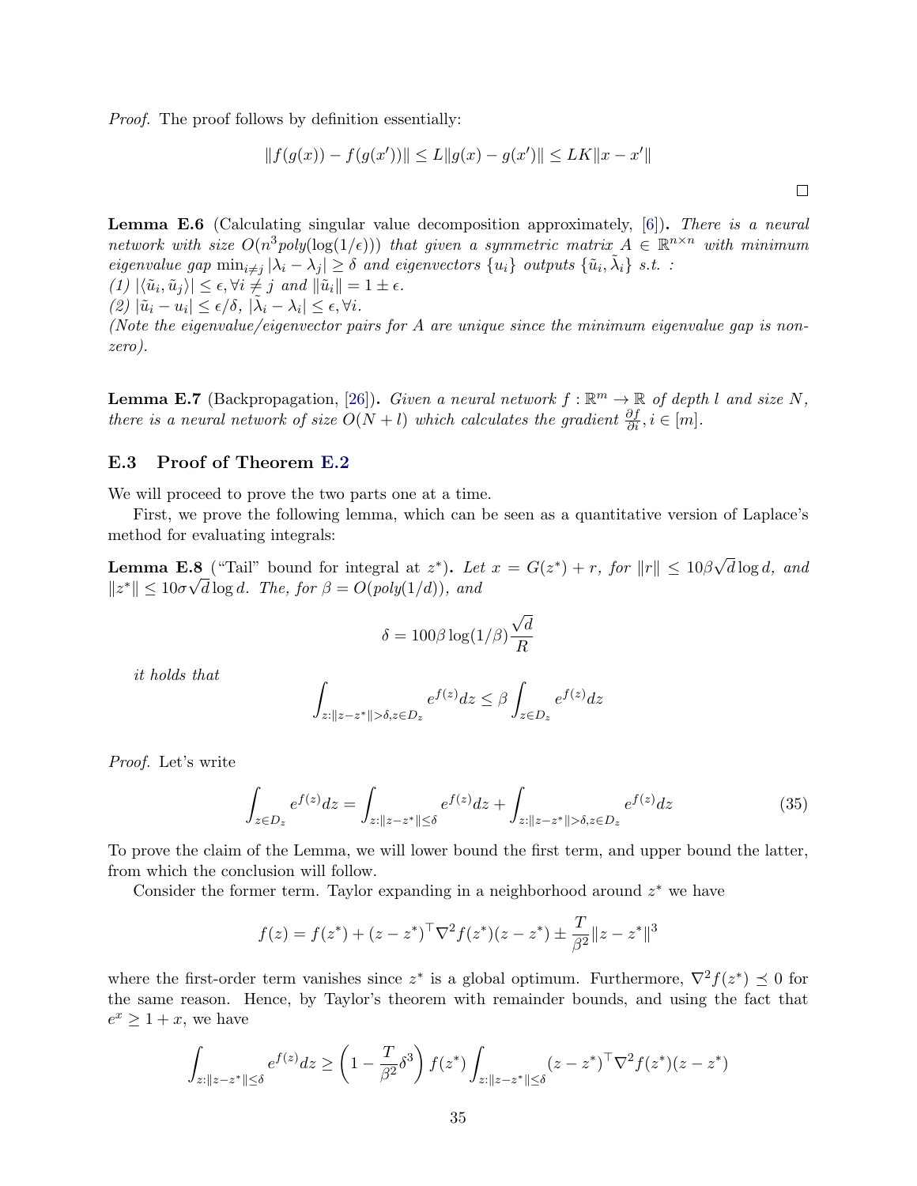*Proof.* The proof follows by definition essentially:

$$\|f(g(x)) - f(g(x'))\| \leq L\|g(x) - g(x')\| \leq LK\|x - x'\|$$

□

**Lemma E.6** (Calculating singular value decomposition approximately, [6]). *There is a neural network with size $O(n^3 poly(\log(1/\epsilon)))$ that given a symmetric matrix $A \in \mathbb{R}^{n \times n}$ with minimum eigenvalue gap $\min_{i \neq j} |\lambda_i - \lambda_j| \geq \delta$ and eigenvectors $\{u_i\}$ outputs $\{\tilde{u}_i, \tilde{\lambda}_i\}$ s.t. :*
*(1) $|\langle \tilde{u}_i, \tilde{u}_j \rangle| \leq \epsilon, \forall i \neq j$ and $\|\tilde{u}_i\| = 1 \pm \epsilon$.*
*(2) $|\tilde{u}_i - u_i| \leq \epsilon/\delta$, $|\tilde{\lambda}_i - \lambda_i| \leq \epsilon, \forall i$.*
*(Note the eigenvalue/eigenvector pairs for $A$ are unique since the minimum eigenvalue gap is non-zero).*

**Lemma E.7** (Backpropagation, [26]). *Given a neural network $f : \mathbb{R}^m \to \mathbb{R}$ of depth $l$ and size $N$, there is a neural network of size $O(N + l)$ which calculates the gradient $\frac{\partial f}{\partial i}, i \in [m]$.*

### E.3 Proof of Theorem E.2

We will proceed to prove the two parts one at a time.

First, we prove the following lemma, which can be seen as a quantitative version of Laplace's method for evaluating integrals:

**Lemma E.8** ("Tail" bound for integral at $z^*$). *Let $x = G(z^*) + r$, for $\|r\| \leq 10\beta\sqrt{d}\log d$, and $\|z^*\| \leq 10\sigma\sqrt{d}\log d$. The, for $\beta = O(poly(1/d))$, and*

$$\delta = 100\beta \log(1/\beta)\frac{\sqrt{d}}{R}$$

*it holds that*

$$\int_{z:\|z-z^*\|>\delta, z \in D_z} e^{f(z)} dz \leq \beta \int_{z \in D_z} e^{f(z)} dz$$

*Proof.* Let's write

$$\int_{z \in D_z} e^{f(z)} dz = \int_{z:\|z-z^*\| \leq \delta} e^{f(z)} dz + \int_{z:\|z-z^*\|>\delta, z \in D_z} e^{f(z)} dz \tag{35}$$

To prove the claim of the Lemma, we will lower bound the first term, and upper bound the latter, from which the conclusion will follow.

Consider the former term. Taylor expanding in a neighborhood around $z^*$ we have

$$f(z) = f(z^*) + (z - z^*)^\top \nabla^2 f(z^*)(z - z^*) \pm \frac{T}{\beta^2}\|z - z^*\|^3$$

where the first-order term vanishes since $z^*$ is a global optimum. Furthermore, $\nabla^2 f(z^*) \preceq 0$ for the same reason. Hence, by Taylor's theorem with remainder bounds, and using the fact that $e^x \geq 1 + x$, we have

$$\int_{z:\|z-z^*\| \leq \delta} e^{f(z)} dz \geq \left(1 - \frac{T}{\beta^2}\delta^3\right) f(z^*) \int_{z:\|z-z^*\| \leq \delta} (z - z^*)^\top \nabla^2 f(z^*)(z - z^*)$$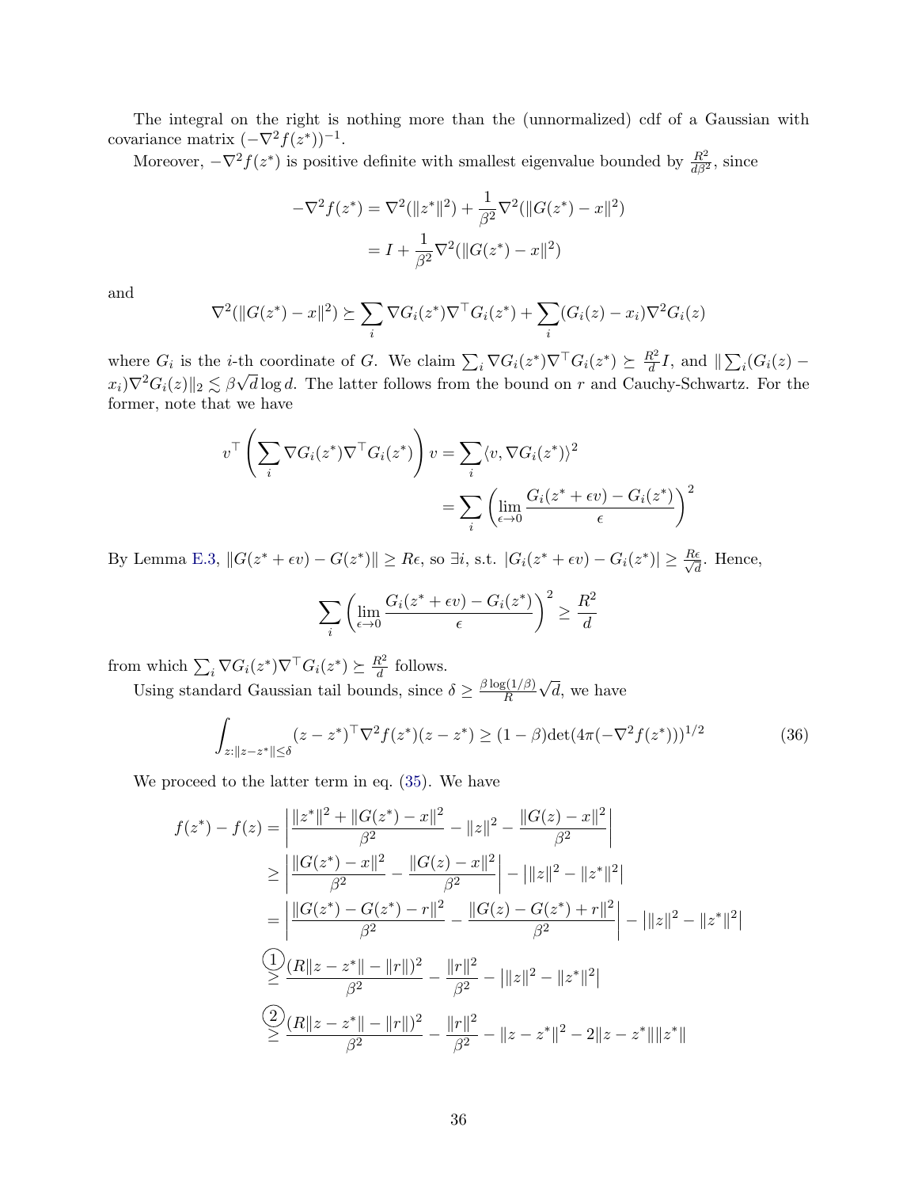The integral on the right is nothing more than the (unnormalized) cdf of a Gaussian with covariance matrix $(-\nabla^2 f(z^*))^{-1}$.

Moreover, $-\nabla^2 f(z^*)$ is positive definite with smallest eigenvalue bounded by $\frac{R^2}{d\beta^2}$, since

$$
\begin{aligned}
-\nabla^2 f(z^*) &= \nabla^2(\|z^*\|^2) + \frac{1}{\beta^2}\nabla^2(\|G(z^*) - x\|^2) \\
&= I + \frac{1}{\beta^2}\nabla^2(\|G(z^*) - x\|^2)
\end{aligned}
$$

and

$$
\nabla^2(\|G(z^*) - x\|^2) \succeq \sum_i \nabla G_i(z^*)\nabla^\top G_i(z^*) + \sum_i (G_i(z) - x_i)\nabla^2 G_i(z)
$$

where $G_i$ is the $i$-th coordinate of $G$. We claim $\sum_i \nabla G_i(z^*)\nabla^\top G_i(z^*) \succeq \frac{R^2}{d}I$, and $\|\sum_i (G_i(z) - x_i)\nabla^2 G_i(z)\|_2 \lesssim \beta\sqrt{d}\log d$. The latter follows from the bound on $r$ and Cauchy-Schwartz. For the former, note that we have

$$
\begin{aligned}
v^\top \left(\sum_i \nabla G_i(z^*)\nabla^\top G_i(z^*)\right) v &= \sum_i \langle v, \nabla G_i(z^*)\rangle^2 \\
&= \sum_i \left(\lim_{\epsilon \to 0} \frac{G_i(z^* + \epsilon v) - G_i(z^*)}{\epsilon}\right)^2
\end{aligned}
$$

By Lemma E.3, $\|G(z^* + \epsilon v) - G(z^*)\| \geq R\epsilon$, so $\exists i$, s.t. $|G_i(z^* + \epsilon v) - G_i(z^*)| \geq \frac{R\epsilon}{\sqrt{d}}$. Hence,

$$
\sum_i \left(\lim_{\epsilon \to 0} \frac{G_i(z^* + \epsilon v) - G_i(z^*)}{\epsilon}\right)^2 \geq \frac{R^2}{d}
$$

from which $\sum_i \nabla G_i(z^*)\nabla^\top G_i(z^*) \succeq \frac{R^2}{d}$ follows.

Using standard Gaussian tail bounds, since $\delta \geq \frac{\beta \log(1/\beta)}{R}\sqrt{d}$, we have

$$
\int_{z:\|z - z^*\| \leq \delta} (z - z^*)^\top \nabla^2 f(z^*)(z - z^*) \geq (1 - \beta)\det(4\pi(-\nabla^2 f(z^*)))^{1/2} \tag{36}
$$

We proceed to the latter term in eq. (35). We have

$$
\begin{aligned}
f(z^*) - f(z) &= \left| \frac{\|z^*\|^2 + \|G(z^*) - x\|^2}{\beta^2} - \|z\|^2 - \frac{\|G(z) - x\|^2}{\beta^2} \right| \\
&\geq \left| \frac{\|G(z^*) - x\|^2}{\beta^2} - \frac{\|G(z) - x\|^2}{\beta^2} \right| - \left| \|z\|^2 - \|z^*\|^2 \right| \\
&= \left| \frac{\|G(z^*) - G(z^*) - r\|^2}{\beta^2} - \frac{\|G(z) - G(z^*) + r\|^2}{\beta^2} \right| - \left| \|z\|^2 - \|z^*\|^2 \right| \\
&\overset{①}{\geq} \frac{(R\|z - z^*\| - \|r\|)^2}{\beta^2} - \frac{\|r\|^2}{\beta^2} - \left| \|z\|^2 - \|z^*\|^2 \right| \\
&\overset{②}{\geq} \frac{(R\|z - z^*\| - \|r\|)^2}{\beta^2} - \frac{\|r\|^2}{\beta^2} - \|z - z^*\|^2 - 2\|z - z^*\|\|z^*\|
\end{aligned}
$$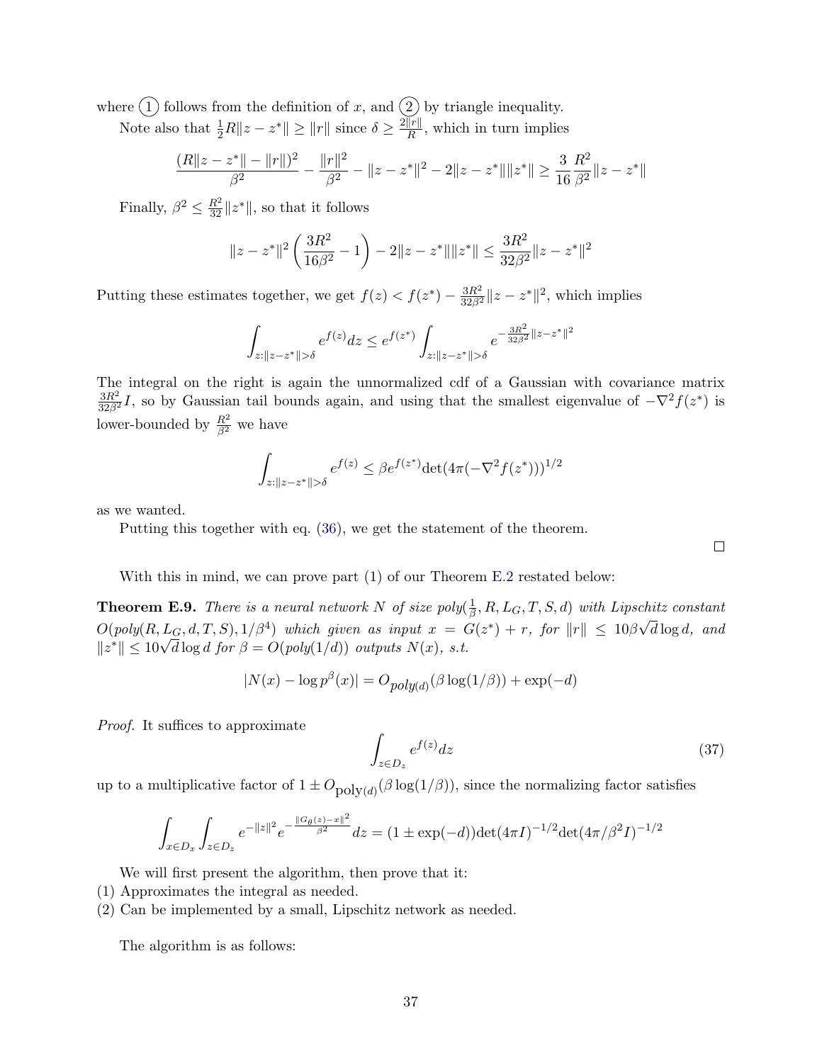where (1) follows from the definition of $x$, and (2) by triangle inequality.

Note also that $\frac{1}{2}R\|z-z^*\| \geq \|r\|$ since $\delta \geq \frac{2\|r\|}{R}$, which in turn implies

$$\frac{(R\|z-z^*\|-\|r\|)^2}{\beta^2} - \frac{\|r\|^2}{\beta^2} - \|z-z^*\|^2 - 2\|z-z^*\|\|z^*\| \geq \frac{3}{16}\frac{R^2}{\beta^2}\|z-z^*\|$$

Finally, $\beta^2 \leq \frac{R^2}{32}\|z^*\|$, so that it follows

$$\|z-z^*\|^2\left(\frac{3R^2}{16\beta^2}-1\right) - 2\|z-z^*\|\|z^*\| \leq \frac{3R^2}{32\beta^2}\|z-z^*\|^2$$

Putting these estimates together, we get $f(z) < f(z^*) - \frac{3R^2}{32\beta^2}\|z-z^*\|^2$, which implies

$$\int_{z:\|z-z^*\|>\delta} e^{f(z)}dz \leq e^{f(z^*)}\int_{z:\|z-z^*\|>\delta} e^{-\frac{3R^2}{32\beta^2}\|z-z^*\|^2}$$

The integral on the right is again the unnormalized cdf of a Gaussian with covariance matrix $\frac{3R^2}{32\beta^2}I$, so by Gaussian tail bounds again, and using that the smallest eigenvalue of $-\nabla^2 f(z^*)$ is lower-bounded by $\frac{R^2}{\beta^2}$ we have

$$\int_{z:\|z-z^*\|>\delta} e^{f(z)} \leq \beta e^{f(z^*)}\det(4\pi(-\nabla^2 f(z^*)))^{1/2}$$

as we wanted.

Putting this together with eq. (36), we get the statement of the theorem. $\square$

With this in mind, we can prove part (1) of our Theorem E.2 restated below:

**Theorem E.9.** *There is a neural network $N$ of size $poly(\frac{1}{\beta}, R, L_G, T, S, d)$ with Lipschitz constant $O(poly(R, L_G, d, T, S), 1/\beta^4)$ which given as input $x = G(z^*) + r$, for $\|r\| \leq 10\beta\sqrt{d}\log d$, and $\|z^*\| \leq 10\sqrt{d}\log d$ for $\beta = O(poly(1/d))$ outputs $N(x)$, s.t.*

$$|N(x) - \log p^\beta(x)| = O_{poly(d)}(\beta\log(1/\beta)) + \exp(-d)$$

*Proof.* It suffices to approximate

$$\int_{z\in D_z} e^{f(z)}dz \tag{37}$$

up to a multiplicative factor of $1 \pm O_{\text{poly}(d)}(\beta\log(1/\beta))$, since the normalizing factor satisfies

$$\int_{x\in D_x}\int_{z\in D_z} e^{-\|z\|^2}e^{-\frac{\|G_\theta(z)-x\|^2}{\beta^2}}dz = (1\pm\exp(-d))\det(4\pi I)^{-1/2}\det(4\pi/\beta^2 I)^{-1/2}$$

We will first present the algorithm, then prove that it:

(1) Approximates the integral as needed.

(2) Can be implemented by a small, Lipschitz network as needed.

The algorithm is as follows: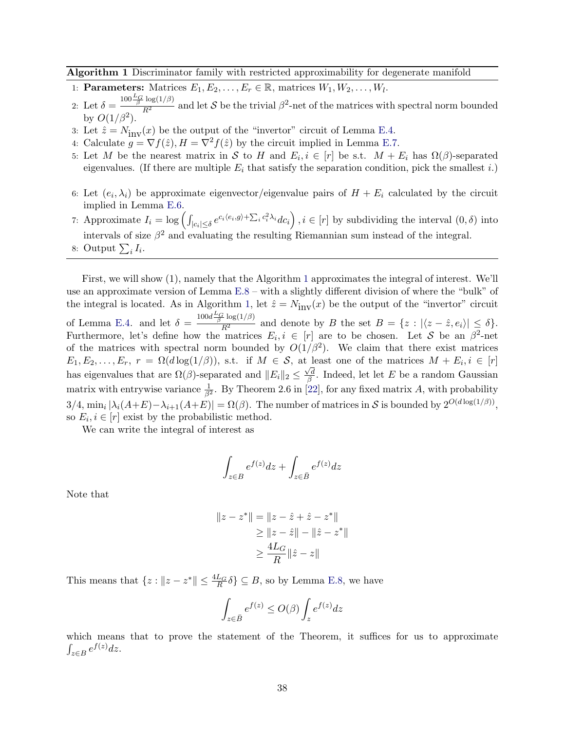**Algorithm 1** Discriminator family with restricted approximability for degenerate manifold

1: **Parameters:** Matrices $E_1, E_2, \ldots, E_r \in \mathbb{R}$, matrices $W_1, W_2, \ldots, W_l$.

2: Let $\delta = \frac{100 \frac{L_G}{\beta} \log(1/\beta)}{R^2}$ and let $\mathcal{S}$ be the trivial $\beta^2$-net of the matrices with spectral norm bounded by $O(1/\beta^2)$.

3: Let $\hat{z} = N_{\text{inv}}(x)$ be the output of the "invertor" circuit of Lemma E.4.

4: Calculate $g = \nabla f(\hat{z}), H = \nabla^2 f(\hat{z})$ by the circuit implied in Lemma E.7.

5: Let $M$ be the nearest matrix in $\mathcal{S}$ to $H$ and $E_i, i \in [r]$ be s.t. $M + E_i$ has $\Omega(\beta)$-separated eigenvalues. (If there are multiple $E_i$ that satisfy the separation condition, pick the smallest $i$.)

6: Let $(e_i, \lambda_i)$ be approximate eigenvector/eigenvalue pairs of $H + E_i$ calculated by the circuit implied in Lemma E.6.

7: Approximate $I_i = \log \left( \int_{|c_i| \leq \delta} e^{c_i \langle e_i, g \rangle + \sum_i c_i^2 \lambda_i} dc_i \right), i \in [r]$ by subdividing the interval $(0, \delta)$ into intervals of size $\beta^2$ and evaluating the resulting Riemannian sum instead of the integral.

8: Output $\sum_i I_i$.

First, we will show (1), namely that the Algorithm 1 approximates the integral of interest. We'll use an approximate version of Lemma E.8 – with a slightly different division of where the "bulk" of the integral is located. As in Algorithm 1, let $\hat{z} = N_{\text{inv}}(x)$ be the output of the "invertor" circuit of Lemma E.4. and let $\delta = \frac{100 d \frac{L_G}{\beta} \log(1/\beta)}{R^2}$ and denote by $B$ the set $B = \{z : |\langle z - \hat{z}, e_i \rangle| \leq \delta\}$. Furthermore, let's define how the matrices $E_i, i \in [r]$ are to be chosen. Let $\mathcal{S}$ be an $\beta^2$-net of the matrices with spectral norm bounded by $O(1/\beta^2)$. We claim that there exist matrices $E_1, E_2, \ldots, E_r$, $r = \Omega(d \log(1/\beta))$, s.t. if $M \in \mathcal{S}$, at least one of the matrices $M + E_i, i \in [r]$ has eigenvalues that are $\Omega(\beta)$-separated and $\|E_i\|_2 \leq \frac{\sqrt{d}}{\beta}$. Indeed, let let $E$ be a random Gaussian matrix with entrywise variance $\frac{1}{\beta^2}$. By Theorem 2.6 in [22], for any fixed matrix $A$, with probability $3/4$, $\min_i |\lambda_i(A+E) - \lambda_{i+1}(A+E)| = \Omega(\beta)$. The number of matrices in $\mathcal{S}$ is bounded by $2^{O(d \log(1/\beta))}$, so $E_i, i \in [r]$ exist by the probabilistic method.

We can write the integral of interest as

$$\int_{z \in B} e^{f(z)} dz + \int_{z \in \bar{B}} e^{f(z)} dz$$

Note that

$$\begin{aligned}
\|z - z^*\| &= \|z - \hat{z} + \hat{z} - z^*\| \\
&\geq \|z - \hat{z}\| - \|\hat{z} - z^*\| \\
&\geq \frac{4 L_G}{R} \|\hat{z} - z\|
\end{aligned}$$

This means that $\{z : \|z - z^*\| \leq \frac{4 L_G}{R} \delta\} \subseteq B$, so by Lemma E.8, we have

$$\int_{z \in \bar{B}} e^{f(z)} \leq O(\beta) \int_z e^{f(z)} dz$$

which means that to prove the statement of the Theorem, it suffices for us to approximate $\int_{z \in B} e^{f(z)} dz$.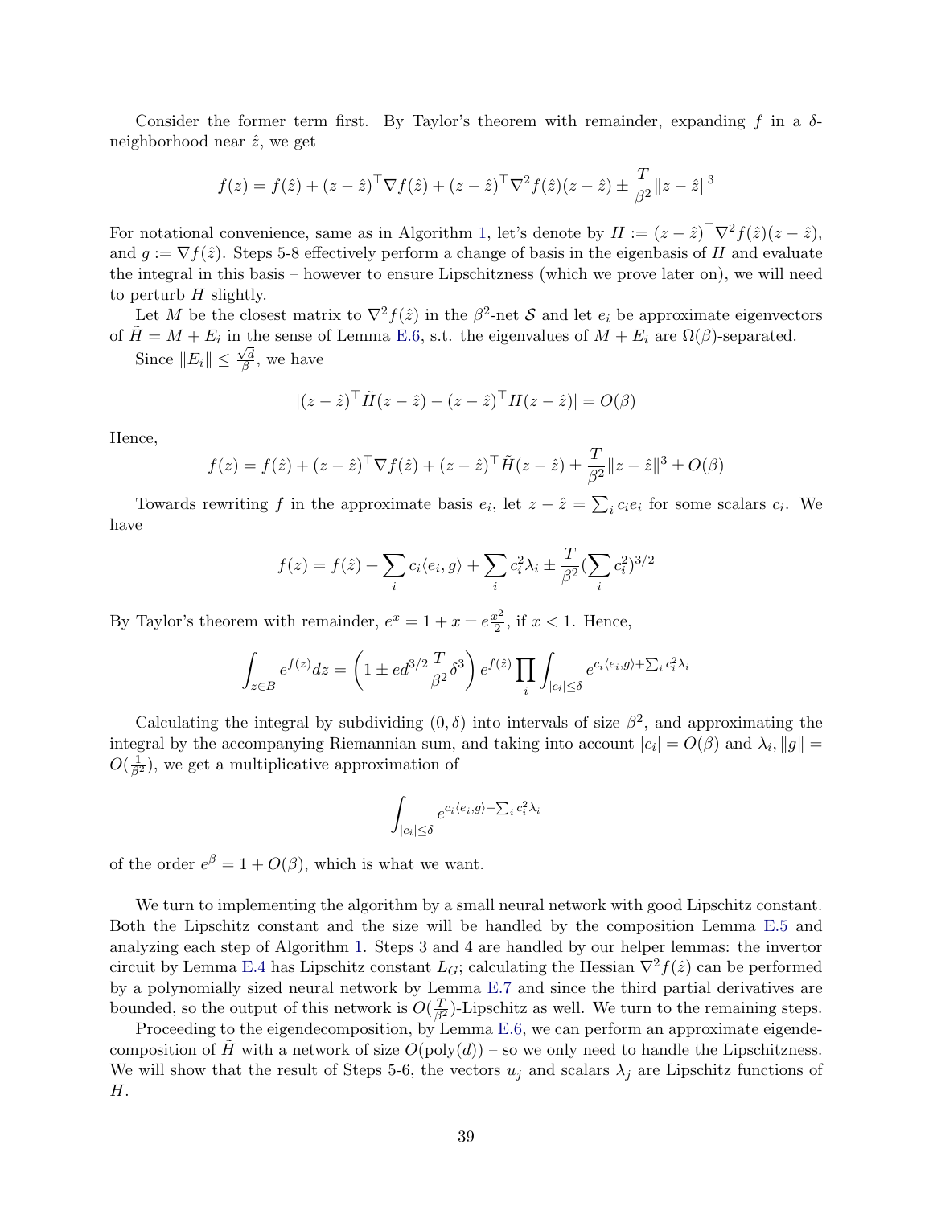Consider the former term first. By Taylor's theorem with remainder, expanding $f$ in a $\delta$-neighborhood near $\hat{z}$, we get

$$f(z) = f(\hat{z}) + (z - \hat{z})^\top \nabla f(\hat{z}) + (z - \hat{z})^\top \nabla^2 f(\hat{z})(z - \hat{z}) \pm \frac{T}{\beta^2}\|z - \hat{z}\|^3$$

For notational convenience, same as in Algorithm 1, let's denote by $H := (z - \hat{z})^\top \nabla^2 f(\hat{z})(z - \hat{z})$, and $g := \nabla f(\hat{z})$. Steps 5-8 effectively perform a change of basis in the eigenbasis of $H$ and evaluate the integral in this basis – however to ensure Lipschitzness (which we prove later on), we will need to perturb $H$ slightly.

Let $M$ be the closest matrix to $\nabla^2 f(\hat{z})$ in the $\beta^2$-net $\mathcal{S}$ and let $e_i$ be approximate eigenvectors of $\tilde{H} = M + E_i$ in the sense of Lemma E.6, s.t. the eigenvalues of $M + E_i$ are $\Omega(\beta)$-separated.

Since $\|E_i\| \leq \frac{\sqrt{d}}{\beta}$, we have

$$|(z - \hat{z})^\top \tilde{H}(z - \hat{z}) - (z - \hat{z})^\top H(z - \hat{z})| = O(\beta)$$

Hence,

$$f(z) = f(\hat{z}) + (z - \hat{z})^\top \nabla f(\hat{z}) + (z - \hat{z})^\top \tilde{H}(z - \hat{z}) \pm \frac{T}{\beta^2}\|z - \hat{z}\|^3 \pm O(\beta)$$

Towards rewriting $f$ in the approximate basis $e_i$, let $z - \hat{z} = \sum_i c_i e_i$ for some scalars $c_i$. We have

$$f(z) = f(\hat{z}) + \sum_i c_i \langle e_i, g\rangle + \sum_i c_i^2 \lambda_i \pm \frac{T}{\beta^2}(\sum_i c_i^2)^{3/2}$$

By Taylor's theorem with remainder, $e^x = 1 + x \pm e\frac{x^2}{2}$, if $x < 1$. Hence,

$$\int_{z \in B} e^{f(z)} dz = \left(1 \pm e d^{3/2} \frac{T}{\beta^2}\delta^3\right) e^{f(\hat{z})} \prod_i \int_{|c_i| \leq \delta} e^{c_i \langle e_i, g\rangle + \sum_i c_i^2 \lambda_i}$$

Calculating the integral by subdividing $(0, \delta)$ into intervals of size $\beta^2$, and approximating the integral by the accompanying Riemannian sum, and taking into account $|c_i| = O(\beta)$ and $\lambda_i, \|g\| = O(\frac{1}{\beta^2})$, we get a multiplicative approximation of

$$\int_{|c_i| \leq \delta} e^{c_i \langle e_i, g\rangle + \sum_i c_i^2 \lambda_i}$$

of the order $e^\beta = 1 + O(\beta)$, which is what we want.

We turn to implementing the algorithm by a small neural network with good Lipschitz constant. Both the Lipschitz constant and the size will be handled by the composition Lemma E.5 and analyzing each step of Algorithm 1. Steps 3 and 4 are handled by our helper lemmas: the invertor circuit by Lemma E.4 has Lipschitz constant $L_G$; calculating the Hessian $\nabla^2 f(\hat{z})$ can be performed by a polynomially sized neural network by Lemma E.7 and since the third partial derivatives are bounded, so the output of this network is $O(\frac{T}{\beta^2})$-Lipschitz as well. We turn to the remaining steps.

Proceeding to the eigendecomposition, by Lemma E.6, we can perform an approximate eigendecomposition of $\tilde{H}$ with a network of size $O(\text{poly}(d))$ – so we only need to handle the Lipschitzness. We will show that the result of Steps 5-6, the vectors $u_j$ and scalars $\lambda_j$ are Lipschitz functions of $H$.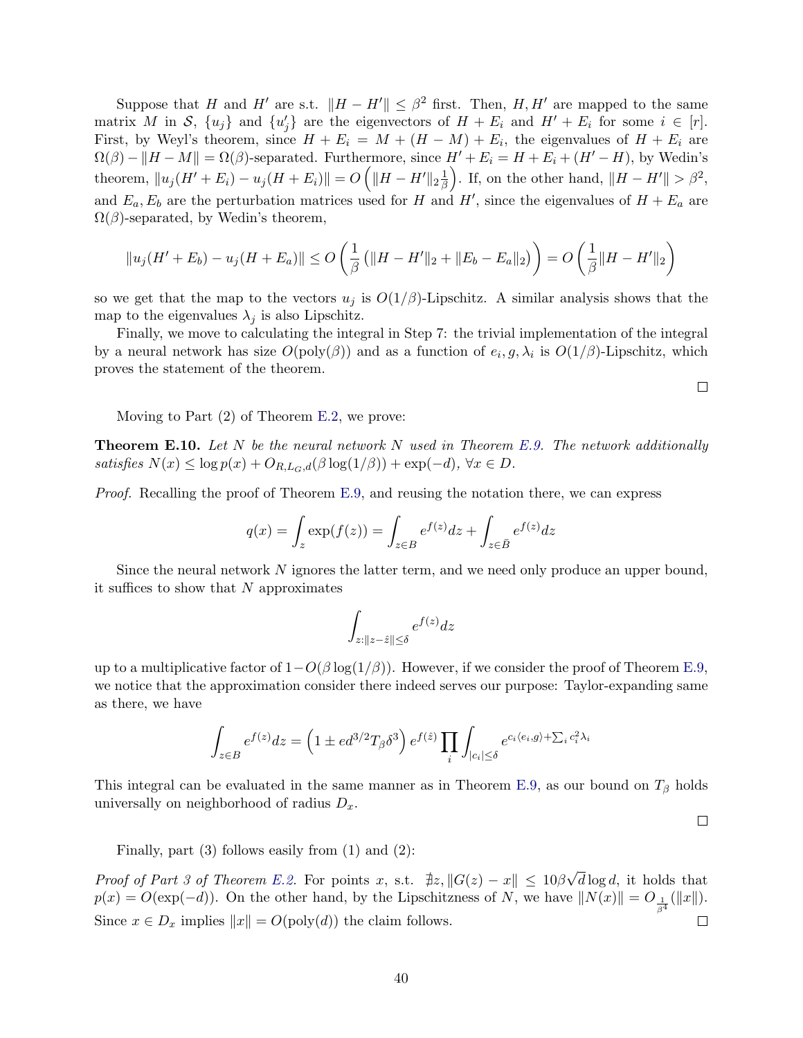Suppose that $H$ and $H'$ are s.t. $\|H - H'\| \leq \beta^2$ first. Then, $H, H'$ are mapped to the same matrix $M$ in $\mathcal{S}$, $\{u_j\}$ and $\{u'_j\}$ are the eigenvectors of $H + E_i$ and $H' + E_i$ for some $i \in [r]$. First, by Weyl's theorem, since $H + E_i = M + (H - M) + E_i$, the eigenvalues of $H + E_i$ are $\Omega(\beta) - \|H - M\| = \Omega(\beta)$-separated. Furthermore, since $H' + E_i = H + E_i + (H' - H)$, by Wedin's theorem, $\|u_j(H' + E_i) - u_j(H + E_i)\| = O\left(\|H - H'\|_2 \frac{1}{\beta}\right)$. If, on the other hand, $\|H - H'\| > \beta^2$, and $E_a, E_b$ are the perturbation matrices used for $H$ and $H'$, since the eigenvalues of $H + E_a$ are $\Omega(\beta)$-separated, by Wedin's theorem,

$$\|u_j(H' + E_b) - u_j(H + E_a)\| \leq O\left(\frac{1}{\beta}\left(\|H - H'\|_2 + \|E_b - E_a\|_2\right)\right) = O\left(\frac{1}{\beta}\|H - H'\|_2\right)$$

so we get that the map to the vectors $u_j$ is $O(1/\beta)$-Lipschitz. A similar analysis shows that the map to the eigenvalues $\lambda_j$ is also Lipschitz.

Finally, we move to calculating the integral in Step 7: the trivial implementation of the integral by a neural network has size $O(\text{poly}(\beta))$ and as a function of $e_i, g, \lambda_i$ is $O(1/\beta)$-Lipschitz, which proves the statement of the theorem. $\square$

Moving to Part (2) of Theorem E.2, we prove:

**Theorem E.10.** *Let $N$ be the neural network $N$ used in Theorem E.9. The network additionally satisfies $N(x) \leq \log p(x) + O_{R,L_G,d}(\beta \log(1/\beta)) + \exp(-d)$, $\forall x \in D$.*

*Proof.* Recalling the proof of Theorem E.9, and reusing the notation there, we can express

$$q(x) = \int_z \exp(f(z)) = \int_{z \in B} e^{f(z)} dz + \int_{z \in \bar{B}} e^{f(z)} dz$$

Since the neural network $N$ ignores the latter term, and we need only produce an upper bound, it suffices to show that $N$ approximates

$$\int_{z: \|z - \hat{z}\| \leq \delta} e^{f(z)} dz$$

up to a multiplicative factor of $1 - O(\beta \log(1/\beta))$. However, if we consider the proof of Theorem E.9, we notice that the approximation consider there indeed serves our purpose: Taylor-expanding same as there, we have

$$\int_{z \in B} e^{f(z)} dz = \left(1 \pm e d^{3/2} T_\beta \delta^3\right) e^{f(\hat{z})} \prod_i \int_{|c_i| \leq \delta} e^{c_i \langle e_i, g \rangle + \sum_i c_i^2 \lambda_i}$$

This integral can be evaluated in the same manner as in Theorem E.9, as our bound on $T_\beta$ holds universally on neighborhood of radius $D_x$. $\square$

Finally, part (3) follows easily from (1) and (2):

*Proof of Part 3 of Theorem E.2.* For points $x$, s.t. $\nexists z, \|G(z) - x\| \leq 10\beta\sqrt{d}\log d$, it holds that $p(x) = O(\exp(-d))$. On the other hand, by the Lipschitzness of $N$, we have $\|N(x)\| = O_{\frac{1}{\beta^4}}(\|x\|)$. Since $x \in D_x$ implies $\|x\| = O(\text{poly}(d))$ the claim follows. $\square$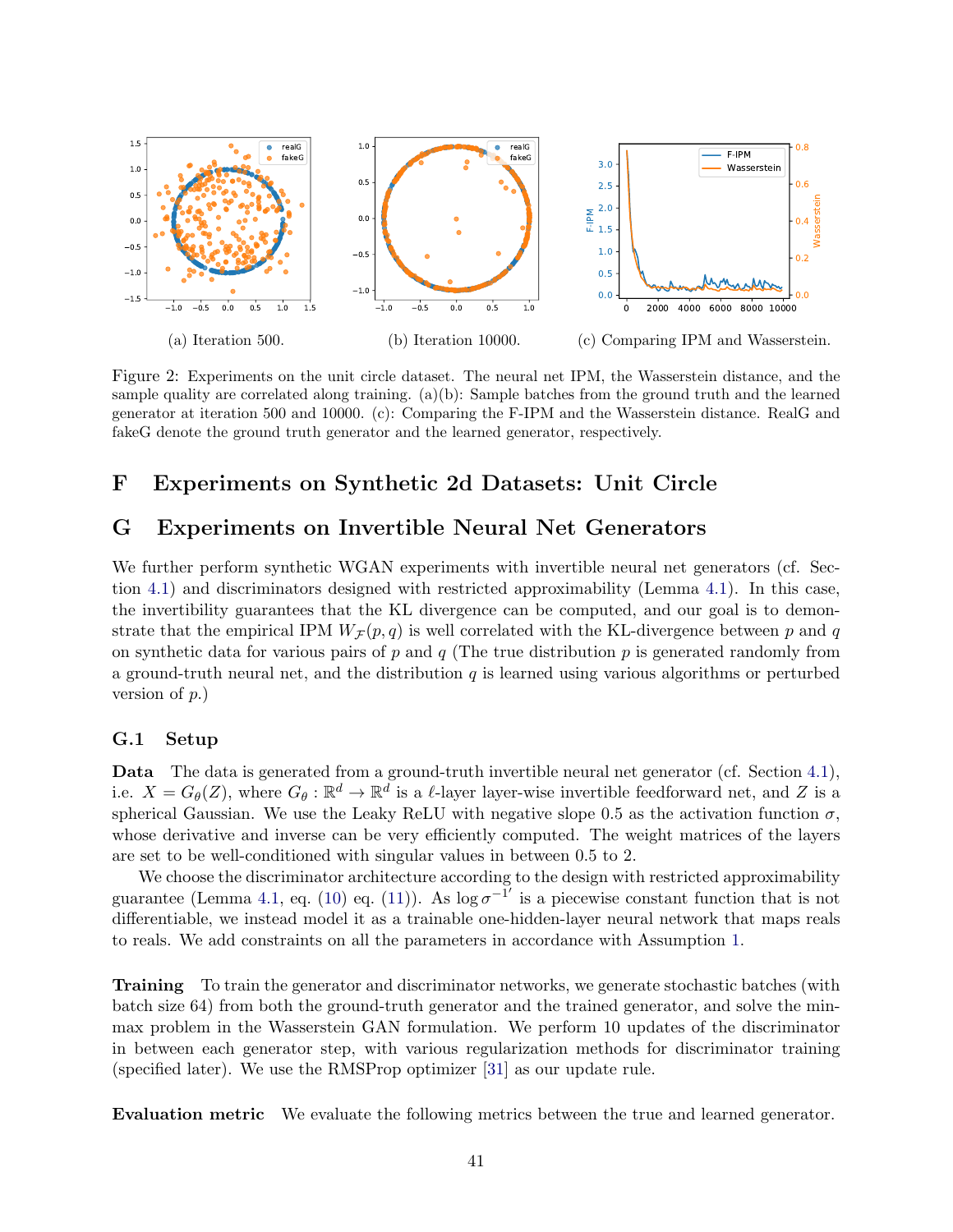(a) Iteration 500.

(b) Iteration 10000.

(c) Comparing IPM and Wasserstein.

Figure 2: Experiments on the unit circle dataset. The neural net IPM, the Wasserstein distance, and the sample quality are correlated along training. (a)(b): Sample batches from the ground truth and the learned generator at iteration 500 and 10000. (c): Comparing the F-IPM and the Wasserstein distance. RealG and fakeG denote the ground truth generator and the learned generator, respectively.

# F Experiments on Synthetic 2d Datasets: Unit Circle

# G Experiments on Invertible Neural Net Generators

We further perform synthetic WGAN experiments with invertible neural net generators (cf. Section 4.1) and discriminators designed with restricted approximability (Lemma 4.1). In this case, the invertibility guarantees that the KL divergence can be computed, and our goal is to demonstrate that the empirical IPM $W_{\mathcal{F}}(p, q)$ is well correlated with the KL-divergence between $p$ and $q$ on synthetic data for various pairs of $p$ and $q$ (The true distribution $p$ is generated randomly from a ground-truth neural net, and the distribution $q$ is learned using various algorithms or perturbed version of $p$.)

## G.1 Setup

**Data** The data is generated from a ground-truth invertible neural net generator (cf. Section 4.1), i.e. $X = G_\theta(Z)$, where $G_\theta : \mathbb{R}^d \to \mathbb{R}^d$ is a $\ell$-layer layer-wise invertible feedforward net, and $Z$ is a spherical Gaussian. We use the Leaky ReLU with negative slope 0.5 as the activation function $\sigma$, whose derivative and inverse can be very efficiently computed. The weight matrices of the layers are set to be well-conditioned with singular values in between 0.5 to 2.

We choose the discriminator architecture according to the design with restricted approximability guarantee (Lemma 4.1, eq. (10) eq. (11)). As $\log \sigma^{-1'}$ is a piecewise constant function that is not differentiable, we instead model it as a trainable one-hidden-layer neural network that maps reals to reals. We add constraints on all the parameters in accordance with Assumption 1.

**Training** To train the generator and discriminator networks, we generate stochastic batches (with batch size 64) from both the ground-truth generator and the trained generator, and solve the min-max problem in the Wasserstein GAN formulation. We perform 10 updates of the discriminator in between each generator step, with various regularization methods for discriminator training (specified later). We use the RMSProp optimizer [31] as our update rule.

**Evaluation metric** We evaluate the following metrics between the true and learned generator.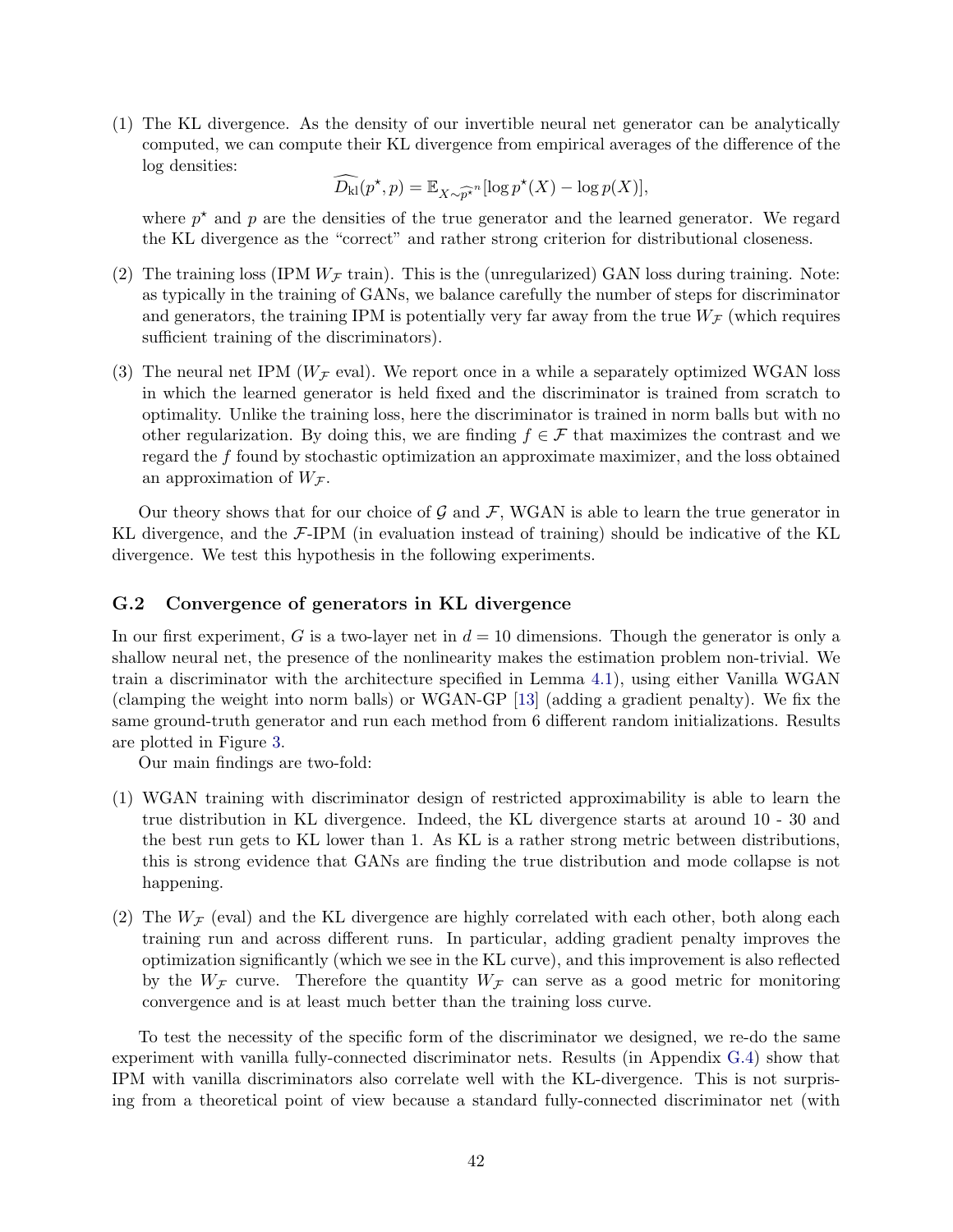(1) The KL divergence. As the density of our invertible neural net generator can be analytically computed, we can compute their KL divergence from empirical averages of the difference of the log densities:

$$\widehat{D_{\rm kl}}(p^\star, p) = \mathbb{E}_{X \sim \widehat{p^\star}^n}[\log p^\star(X) - \log p(X)],$$

where $p^\star$ and $p$ are the densities of the true generator and the learned generator. We regard the KL divergence as the "correct" and rather strong criterion for distributional closeness.

(2) The training loss (IPM $W_{\mathcal{F}}$ train). This is the (unregularized) GAN loss during training. Note: as typically in the training of GANs, we balance carefully the number of steps for discriminator and generators, the training IPM is potentially very far away from the true $W_{\mathcal{F}}$ (which requires sufficient training of the discriminators).

(3) The neural net IPM ($W_{\mathcal{F}}$ eval). We report once in a while a separately optimized WGAN loss in which the learned generator is held fixed and the discriminator is trained from scratch to optimality. Unlike the training loss, here the discriminator is trained in norm balls but with no other regularization. By doing this, we are finding $f \in \mathcal{F}$ that maximizes the contrast and we regard the $f$ found by stochastic optimization an approximate maximizer, and the loss obtained an approximation of $W_{\mathcal{F}}$.

Our theory shows that for our choice of $\mathcal{G}$ and $\mathcal{F}$, WGAN is able to learn the true generator in KL divergence, and the $\mathcal{F}$-IPM (in evaluation instead of training) should be indicative of the KL divergence. We test this hypothesis in the following experiments.

### G.2 Convergence of generators in KL divergence

In our first experiment, $G$ is a two-layer net in $d = 10$ dimensions. Though the generator is only a shallow neural net, the presence of the nonlinearity makes the estimation problem non-trivial. We train a discriminator with the architecture specified in Lemma 4.1), using either Vanilla WGAN (clamping the weight into norm balls) or WGAN-GP [13] (adding a gradient penalty). We fix the same ground-truth generator and run each method from 6 different random initializations. Results are plotted in Figure 3.

Our main findings are two-fold:

(1) WGAN training with discriminator design of restricted approximability is able to learn the true distribution in KL divergence. Indeed, the KL divergence starts at around 10 - 30 and the best run gets to KL lower than 1. As KL is a rather strong metric between distributions, this is strong evidence that GANs are finding the true distribution and mode collapse is not happening.

(2) The $W_{\mathcal{F}}$ (eval) and the KL divergence are highly correlated with each other, both along each training run and across different runs. In particular, adding gradient penalty improves the optimization significantly (which we see in the KL curve), and this improvement is also reflected by the $W_{\mathcal{F}}$ curve. Therefore the quantity $W_{\mathcal{F}}$ can serve as a good metric for monitoring convergence and is at least much better than the training loss curve.

To test the necessity of the specific form of the discriminator we designed, we re-do the same experiment with vanilla fully-connected discriminator nets. Results (in Appendix G.4) show that IPM with vanilla discriminators also correlate well with the KL-divergence. This is not surprising from a theoretical point of view because a standard fully-connected discriminator net (with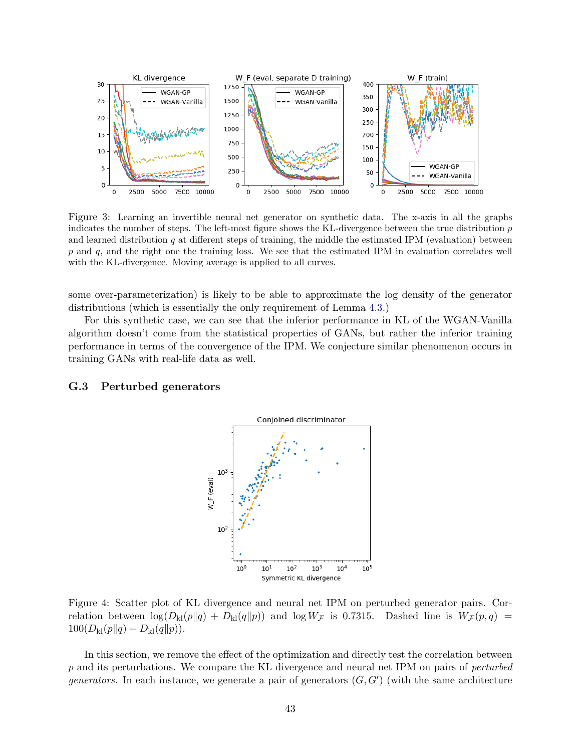Figure 3: Learning an invertible neural net generator on synthetic data. The x-axis in all the graphs indicates the number of steps. The left-most figure shows the KL-divergence between the true distribution $p$ and learned distribution $q$ at different steps of training, the middle the estimated IPM (evaluation) between $p$ and $q$, and the right one the training loss. We see that the estimated IPM in evaluation correlates well with the KL-divergence. Moving average is applied to all curves.

some over-parameterization) is likely to be able to approximate the log density of the generator distributions (which is essentially the only requirement of Lemma 4.3.)

For this synthetic case, we can see that the inferior performance in KL of the WGAN-Vanilla algorithm doesn't come from the statistical properties of GANs, but rather the inferior training performance in terms of the convergence of the IPM. We conjecture similar phenomenon occurs in training GANs with real-life data as well.

### G.3 Perturbed generators

Figure 4: Scatter plot of KL divergence and neural net IPM on perturbed generator pairs. Correlation between $\log(D_{\mathrm{kl}}(p\|q) + D_{\mathrm{kl}}(q\|p))$ and $\log W_{\mathcal{F}}$ is 0.7315. Dashed line is $W_{\mathcal{F}}(p,q) = 100(D_{\mathrm{kl}}(p\|q) + D_{\mathrm{kl}}(q\|p))$.

In this section, we remove the effect of the optimization and directly test the correlation between $p$ and its perturbations. We compare the KL divergence and neural net IPM on pairs of *perturbed generators*. In each instance, we generate a pair of generators $(G, G')$ (with the same architecture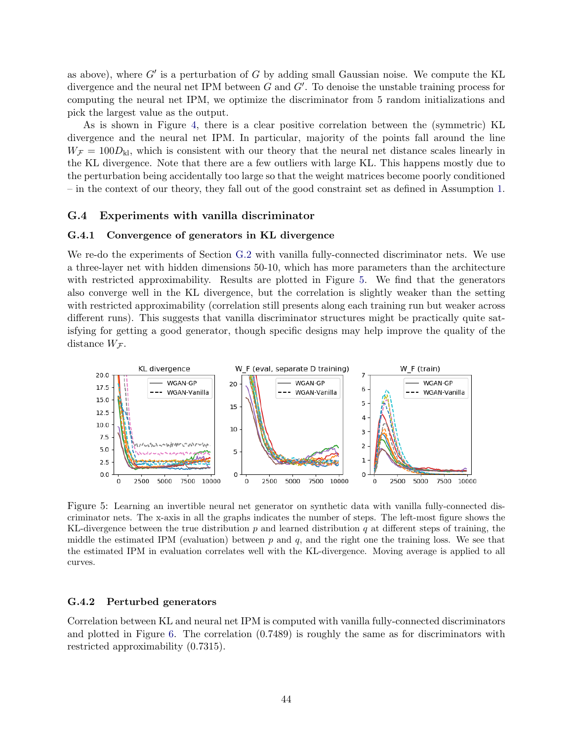as above), where $G'$ is a perturbation of $G$ by adding small Gaussian noise. We compute the KL divergence and the neural net IPM between $G$ and $G'$. To denoise the unstable training process for computing the neural net IPM, we optimize the discriminator from 5 random initializations and pick the largest value as the output.

As is shown in Figure 4, there is a clear positive correlation between the (symmetric) KL divergence and the neural net IPM. In particular, majority of the points fall around the line $W_{\mathcal{F}} = 100 D_{\rm kl}$, which is consistent with our theory that the neural net distance scales linearly in the KL divergence. Note that there are a few outliers with large KL. This happens mostly due to the perturbation being accidentally too large so that the weight matrices become poorly conditioned – in the context of our theory, they fall out of the good constraint set as defined in Assumption 1.

## G.4 Experiments with vanilla discriminator

### G.4.1 Convergence of generators in KL divergence

We re-do the experiments of Section G.2 with vanilla fully-connected discriminator nets. We use a three-layer net with hidden dimensions 50-10, which has more parameters than the architecture with restricted approximability. Results are plotted in Figure 5. We find that the generators also converge well in the KL divergence, but the correlation is slightly weaker than the setting with restricted approximability (correlation still presents along each training run but weaker across different runs). This suggests that vanilla discriminator structures might be practically quite satisfying for getting a good generator, though specific designs may help improve the quality of the distance $W_{\mathcal{F}}$.

Figure 5: Learning an invertible neural net generator on synthetic data with vanilla fully-connected discriminator nets. The x-axis in all the graphs indicates the number of steps. The left-most figure shows the KL-divergence between the true distribution $p$ and learned distribution $q$ at different steps of training, the middle the estimated IPM (evaluation) between $p$ and $q$, and the right one the training loss. We see that the estimated IPM in evaluation correlates well with the KL-divergence. Moving average is applied to all curves.

### G.4.2 Perturbed generators

Correlation between KL and neural net IPM is computed with vanilla fully-connected discriminators and plotted in Figure 6. The correlation (0.7489) is roughly the same as for discriminators with restricted approximability (0.7315).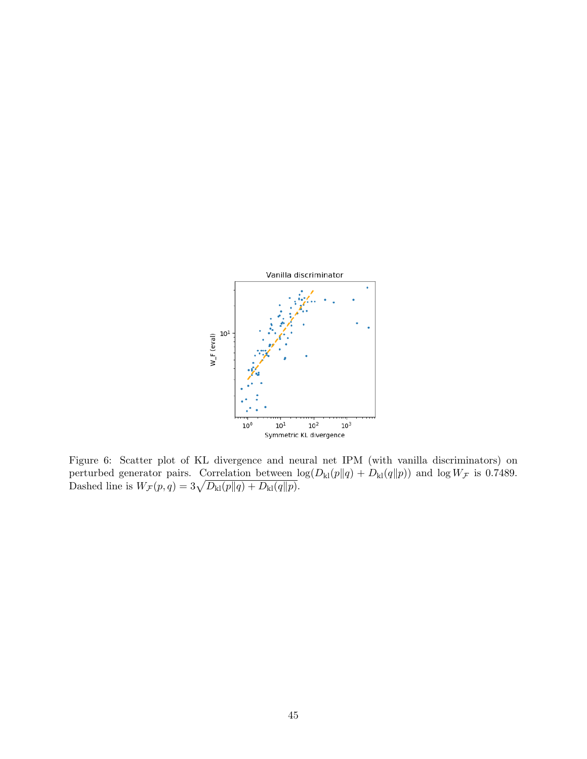Vanilla discriminator

W_F (eval)

$10^1$

$10^0$ $10^1$ $10^2$ $10^3$

Symmetric KL divergence

Figure 6: Scatter plot of KL divergence and neural net IPM (with vanilla discriminators) on perturbed generator pairs. Correlation between $\log(D_{\rm kl}(p\|q) + D_{\rm kl}(q\|p))$ and $\log W_{\mathcal{F}}$ is 0.7489. Dashed line is $W_{\mathcal{F}}(p, q) = 3\sqrt{D_{\rm kl}(p\|q) + D_{\rm kl}(q\|p)}$.